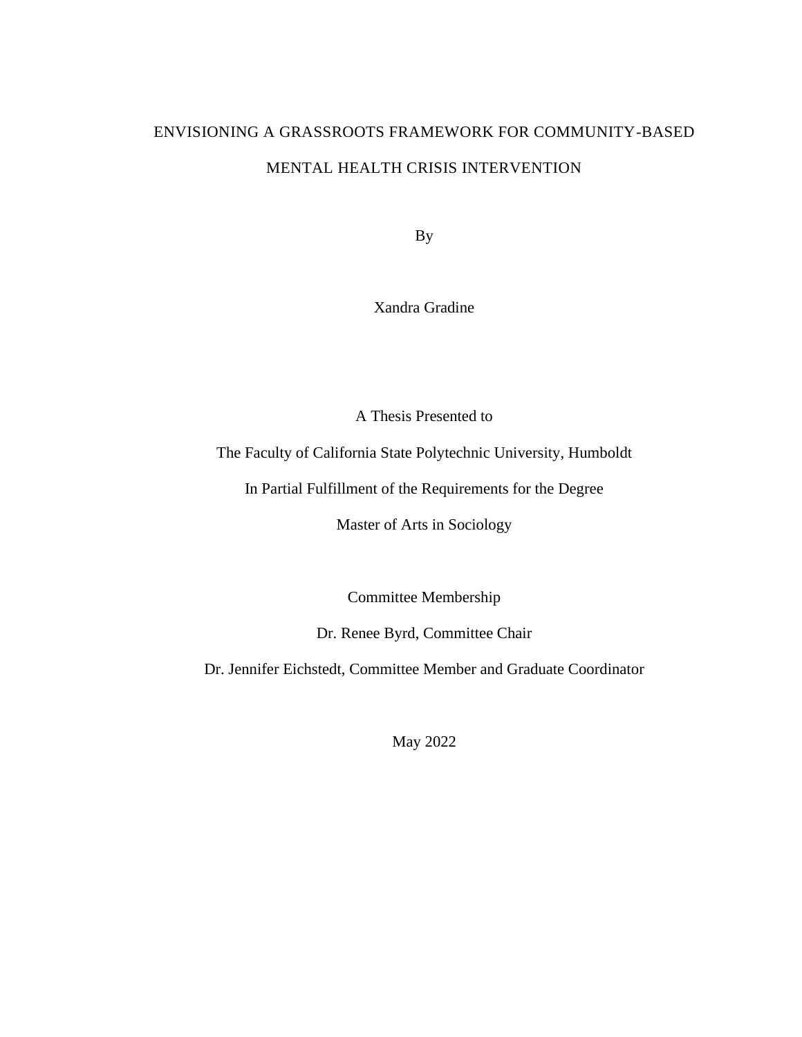# ENVISIONING A GRASSROOTS FRAMEWORK FOR COMMUNITY-BASED MENTAL HEALTH CRISIS INTERVENTION

By

Xandra Gradine

A Thesis Presented to

The Faculty of California State Polytechnic University, Humboldt

In Partial Fulfillment of the Requirements for the Degree

Master of Arts in Sociology

Committee Membership

Dr. Renee Byrd, Committee Chair

Dr. Jennifer Eichstedt, Committee Member and Graduate Coordinator

May 2022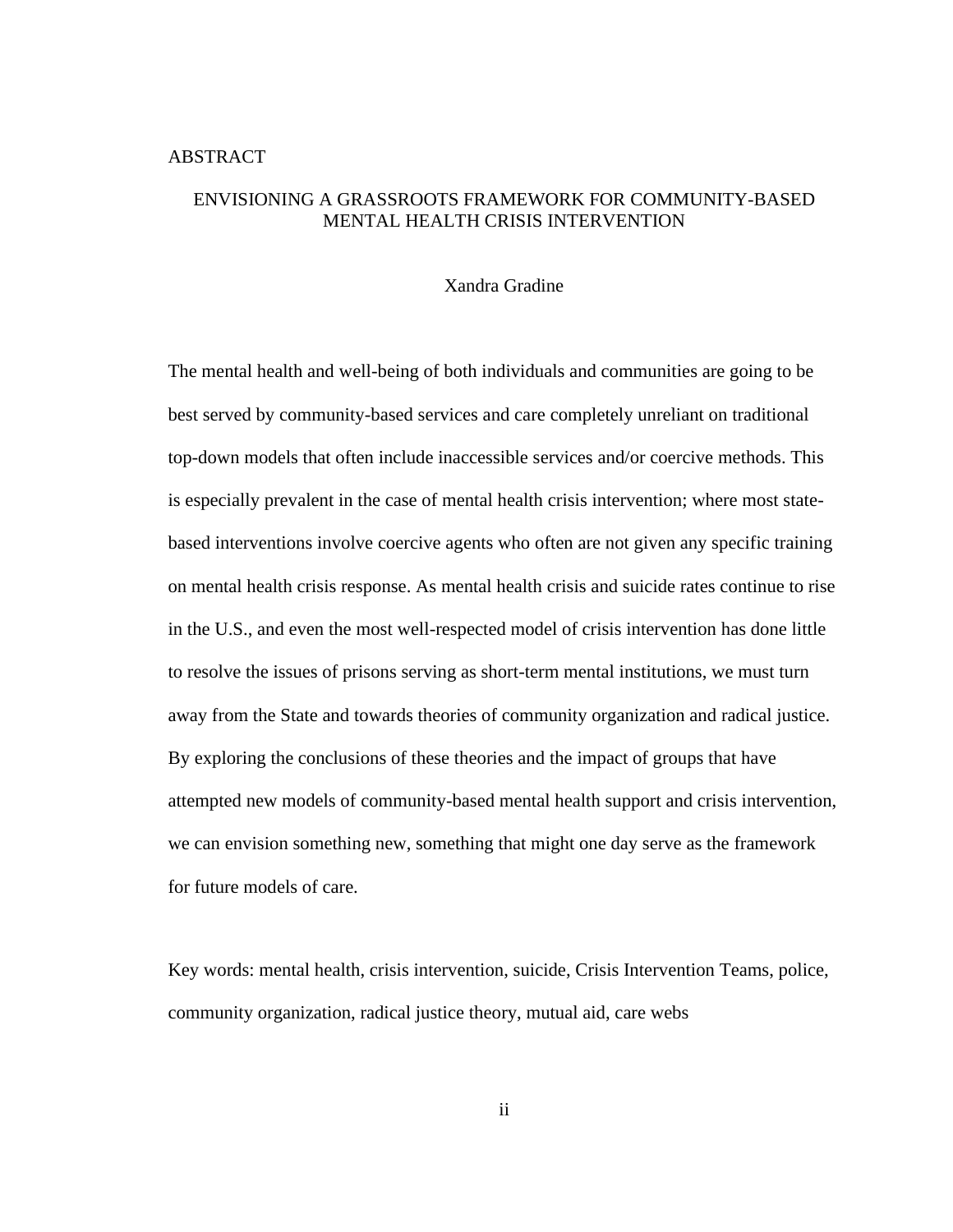# ABSTRACT

## ENVISIONING A GRASSROOTS FRAMEWORK FOR COMMUNITY-BASED MENTAL HEALTH CRISIS INTERVENTION

Xandra Gradine

The mental health and well-being of both individuals and communities are going to be best served by community-based services and care completely unreliant on traditional top-down models that often include inaccessible services and/or coercive methods. This is especially prevalent in the case of mental health crisis intervention; where most state-based interventions involve coercive agents who often are not given any specific training on mental health crisis response. As mental health crisis and suicide rates continue to rise in the U.S., and even the most well-respected model of crisis intervention has done little to resolve the issues of prisons serving as short-term mental institutions, we must turn away from the State and towards theories of community organization and radical justice. By exploring the conclusions of these theories and the impact of groups that have attempted new models of community-based mental health support and crisis intervention, we can envision something new, something that might one day serve as the framework for future models of care.

Key words: mental health, crisis intervention, suicide, Crisis Intervention Teams, police, community organization, radical justice theory, mutual aid, care webs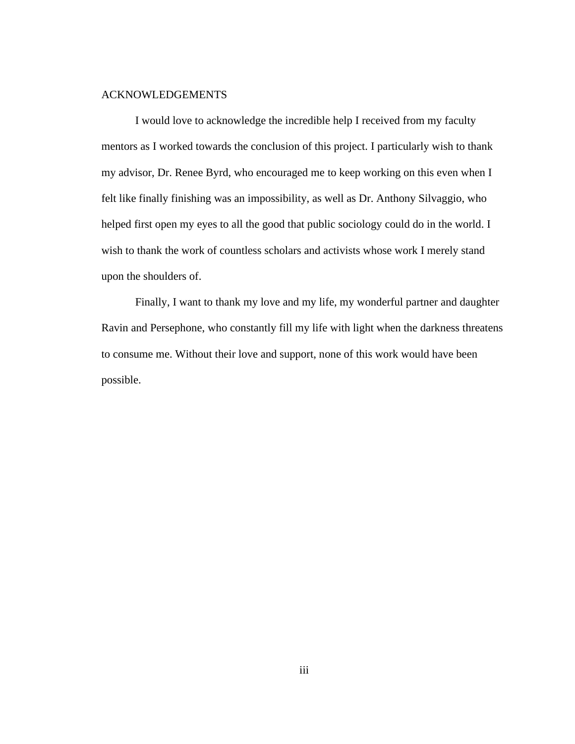# ACKNOWLEDGEMENTS

I would love to acknowledge the incredible help I received from my faculty mentors as I worked towards the conclusion of this project. I particularly wish to thank my advisor, Dr. Renee Byrd, who encouraged me to keep working on this even when I felt like finally finishing was an impossibility, as well as Dr. Anthony Silvaggio, who helped first open my eyes to all the good that public sociology could do in the world. I wish to thank the work of countless scholars and activists whose work I merely stand upon the shoulders of.

Finally, I want to thank my love and my life, my wonderful partner and daughter Ravin and Persephone, who constantly fill my life with light when the darkness threatens to consume me. Without their love and support, none of this work would have been possible.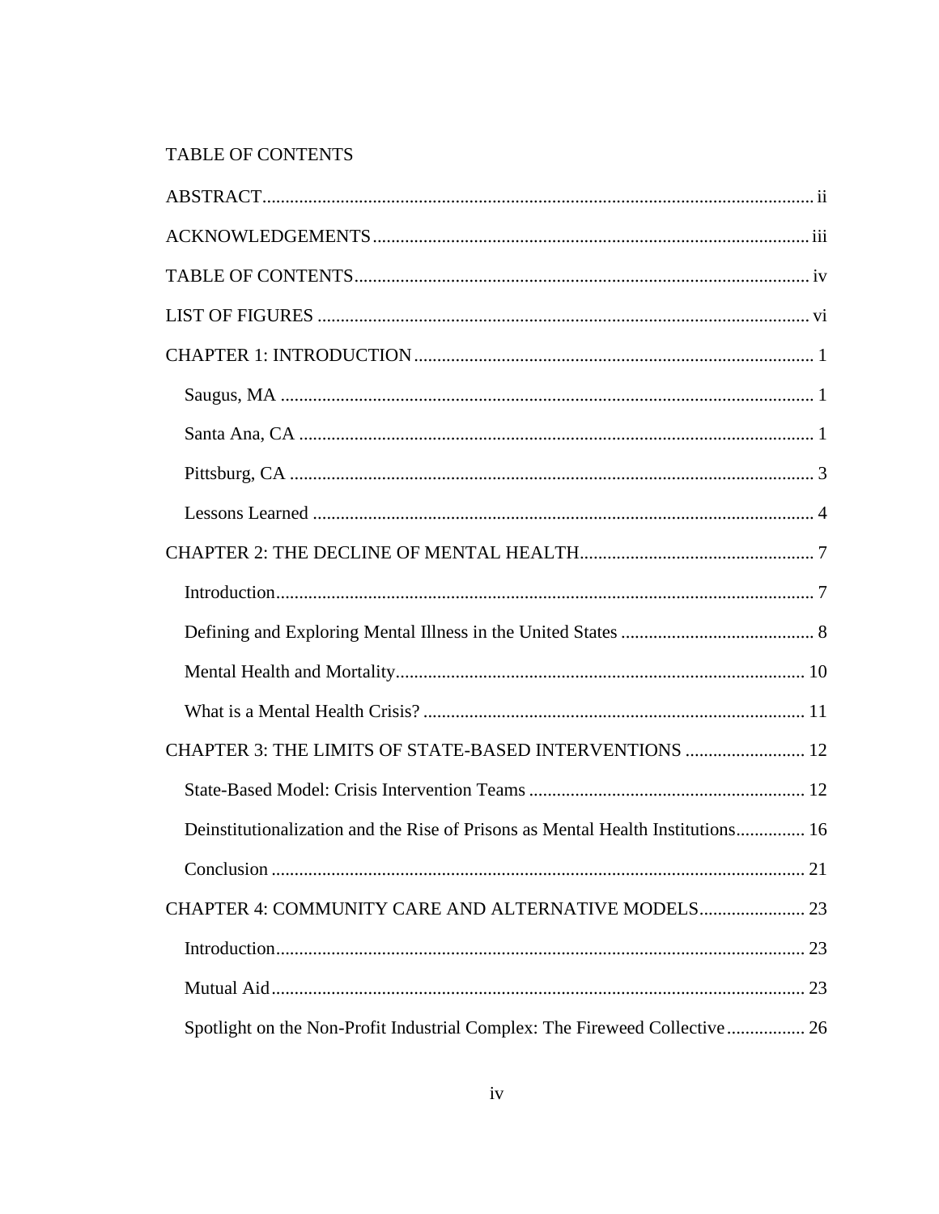TABLE OF CONTENTS

ABSTRACT ........................................................................................................................ ii

ACKNOWLEDGEMENTS ................................................................................................ iii

TABLE OF CONTENTS .................................................................................................... iv

LIST OF FIGURES ............................................................................................................ vi

CHAPTER 1: INTRODUCTION ........................................................................................ 1

  Saugus, MA ...................................................................................................................... 1

  Santa Ana, CA .................................................................................................................. 1

  Pittsburg, CA .................................................................................................................... 3

  Lessons Learned ............................................................................................................... 4

CHAPTER 2: THE DECLINE OF MENTAL HEALTH .................................................... 7

  Introduction ...................................................................................................................... 7

  Defining and Exploring Mental Illness in the United States ........................................... 8

  Mental Health and Mortality ........................................................................................... 10

  What is a Mental Health Crisis? ..................................................................................... 11

CHAPTER 3: THE LIMITS OF STATE-BASED INTERVENTIONS ........................... 12

  State-Based Model: Crisis Intervention Teams .............................................................. 12

  Deinstitutionalization and the Rise of Prisons as Mental Health Institutions ................ 16

  Conclusion ...................................................................................................................... 21

CHAPTER 4: COMMUNITY CARE AND ALTERNATIVE MODELS ......................... 23

  Introduction .................................................................................................................... 23

  Mutual Aid ...................................................................................................................... 23

  Spotlight on the Non-Profit Industrial Complex: The Fireweed Collective ................... 26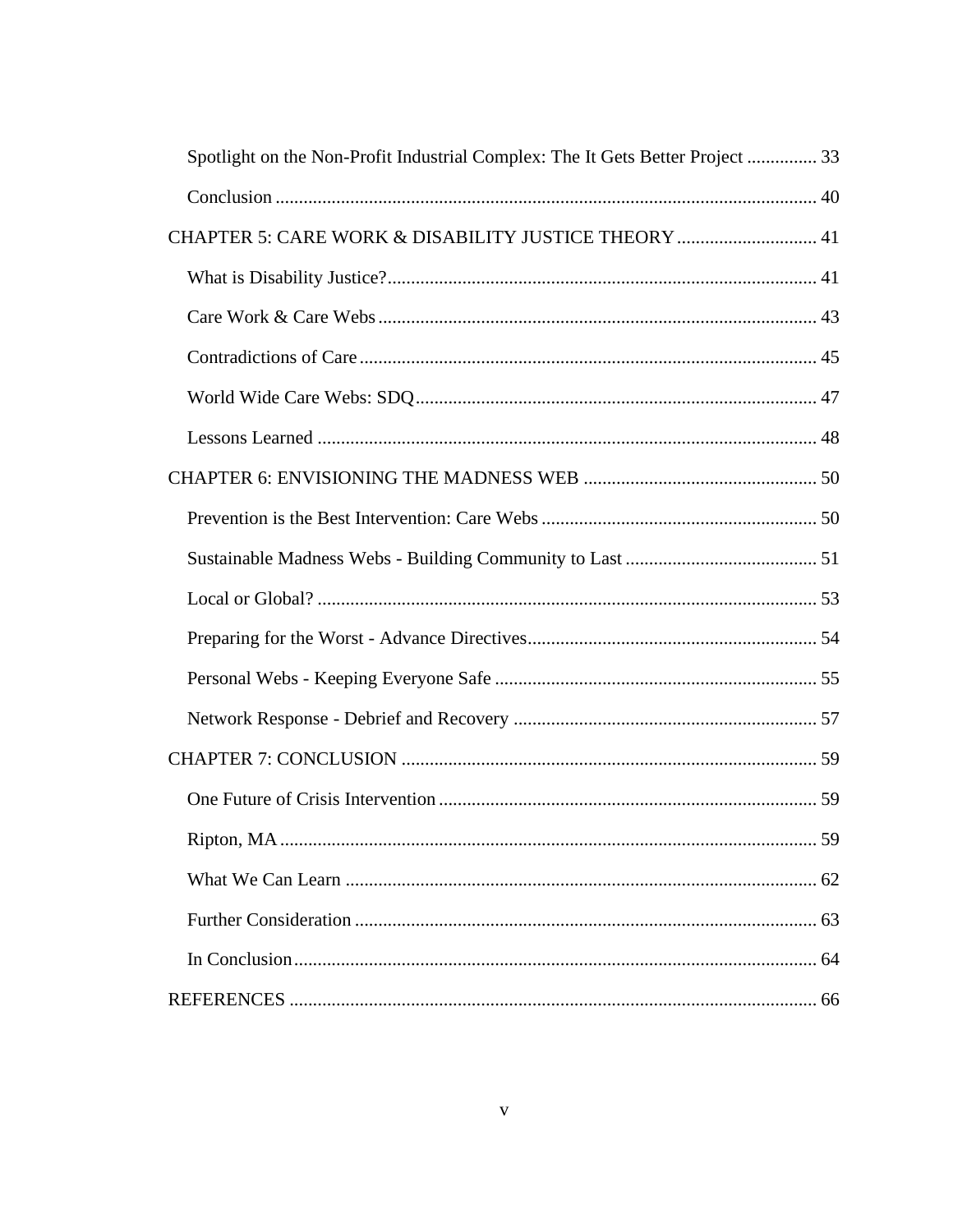Spotlight on the Non-Profit Industrial Complex: The It Gets Better Project ............... 33

Conclusion .................................................................................................................... 40

CHAPTER 5: CARE WORK & DISABILITY JUSTICE THEORY .............................. 41

What is Disability Justice?............................................................................................ 41

Care Work & Care Webs .............................................................................................. 43

Contradictions of Care .................................................................................................. 45

World Wide Care Webs: SDQ...................................................................................... 47

Lessons Learned ........................................................................................................... 48

CHAPTER 6: ENVISIONING THE MADNESS WEB .................................................. 50

Prevention is the Best Intervention: Care Webs ........................................................... 50

Sustainable Madness Webs - Building Community to Last ......................................... 51

Local or Global? ........................................................................................................... 53

Preparing for the Worst - Advance Directives.............................................................. 54

Personal Webs - Keeping Everyone Safe ..................................................................... 55

Network Response - Debrief and Recovery ................................................................. 57

CHAPTER 7: CONCLUSION ......................................................................................... 59

One Future of Crisis Intervention ................................................................................. 59

Ripton, MA ................................................................................................................... 59

What We Can Learn ..................................................................................................... 62

Further Consideration ................................................................................................... 63

In Conclusion ................................................................................................................ 64

REFERENCES ................................................................................................................. 66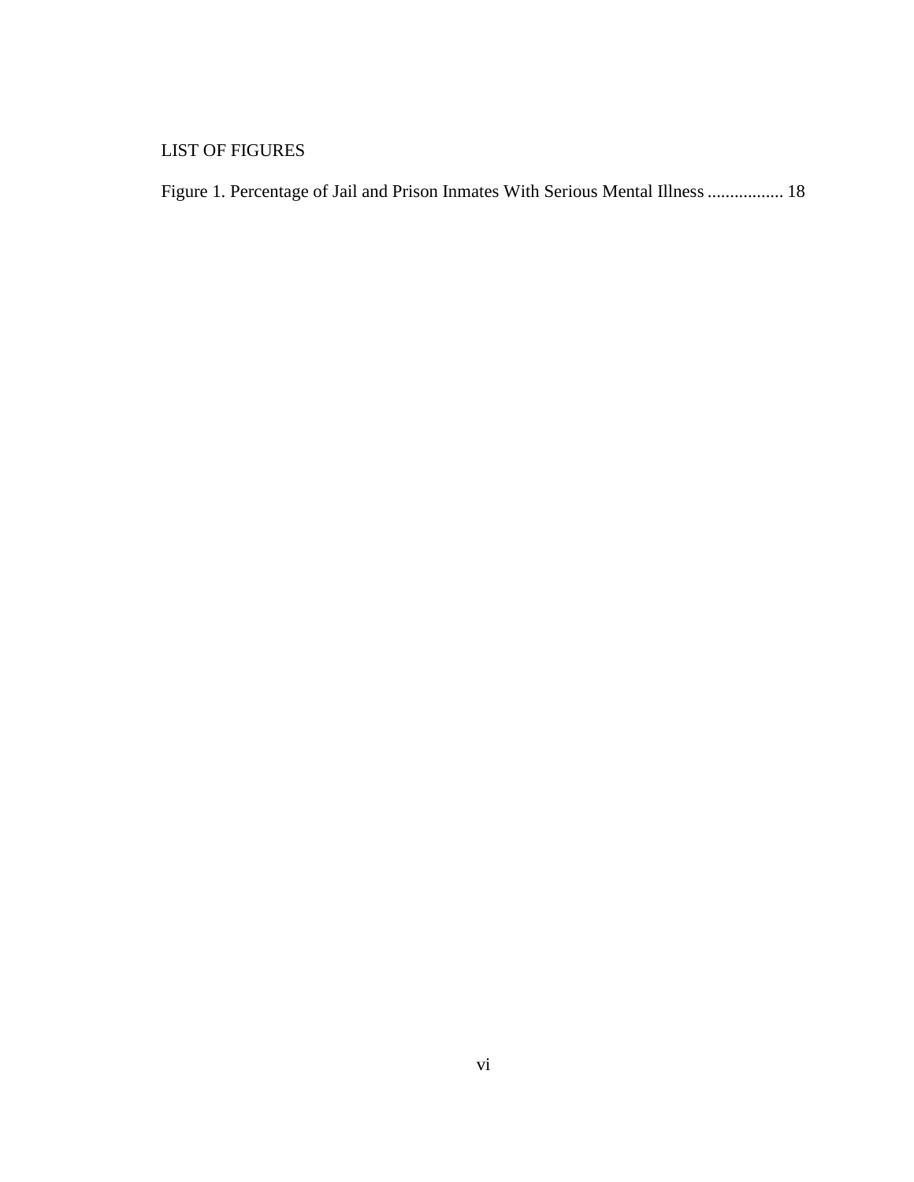## LIST OF FIGURES

Figure 1. Percentage of Jail and Prison Inmates With Serious Mental Illness ................. 18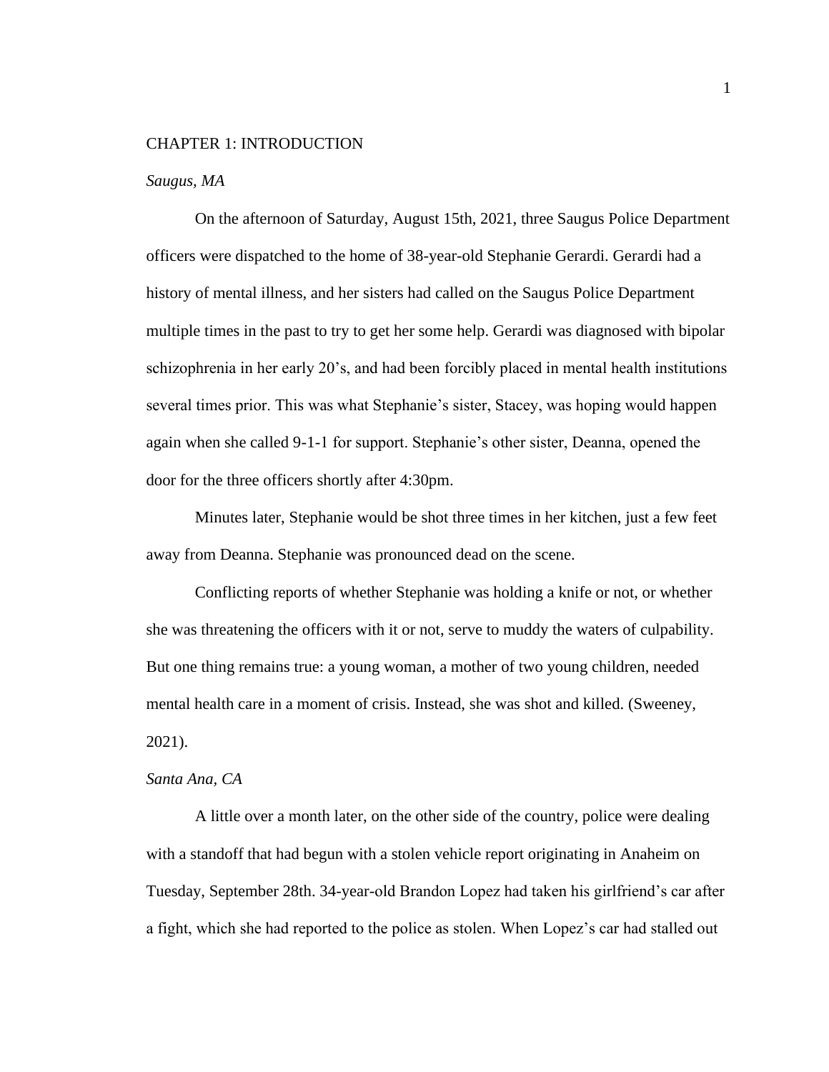# CHAPTER 1: INTRODUCTION

*Saugus, MA*

On the afternoon of Saturday, August 15th, 2021, three Saugus Police Department officers were dispatched to the home of 38-year-old Stephanie Gerardi. Gerardi had a history of mental illness, and her sisters had called on the Saugus Police Department multiple times in the past to try to get her some help. Gerardi was diagnosed with bipolar schizophrenia in her early 20's, and had been forcibly placed in mental health institutions several times prior. This was what Stephanie's sister, Stacey, was hoping would happen again when she called 9-1-1 for support. Stephanie's other sister, Deanna, opened the door for the three officers shortly after 4:30pm.

Minutes later, Stephanie would be shot three times in her kitchen, just a few feet away from Deanna. Stephanie was pronounced dead on the scene.

Conflicting reports of whether Stephanie was holding a knife or not, or whether she was threatening the officers with it or not, serve to muddy the waters of culpability. But one thing remains true: a young woman, a mother of two young children, needed mental health care in a moment of crisis. Instead, she was shot and killed. (Sweeney, 2021).

*Santa Ana, CA*

A little over a month later, on the other side of the country, police were dealing with a standoff that had begun with a stolen vehicle report originating in Anaheim on Tuesday, September 28th. 34-year-old Brandon Lopez had taken his girlfriend's car after a fight, which she had reported to the police as stolen. When Lopez's car had stalled out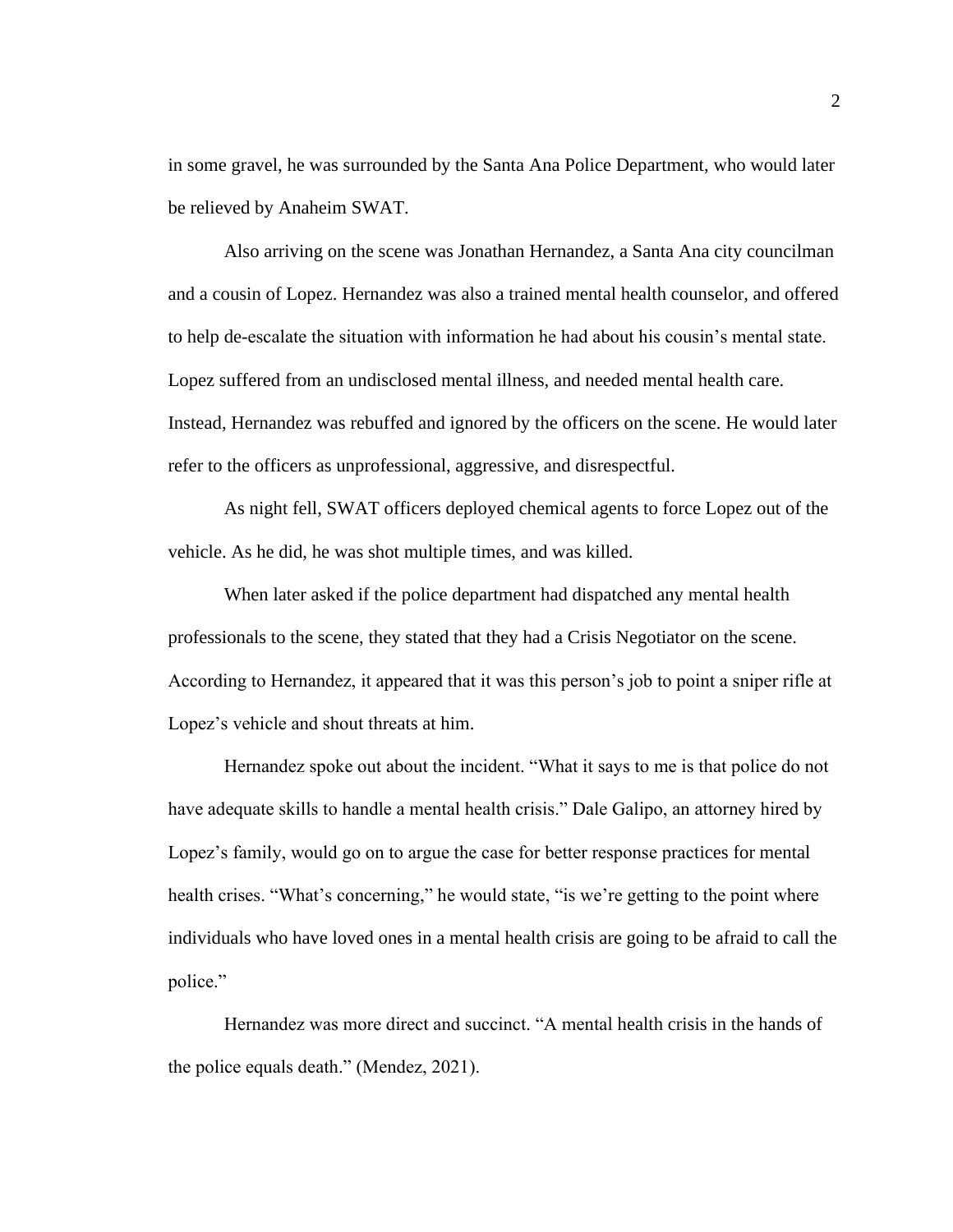in some gravel, he was surrounded by the Santa Ana Police Department, who would later be relieved by Anaheim SWAT.

Also arriving on the scene was Jonathan Hernandez, a Santa Ana city councilman and a cousin of Lopez. Hernandez was also a trained mental health counselor, and offered to help de-escalate the situation with information he had about his cousin's mental state. Lopez suffered from an undisclosed mental illness, and needed mental health care. Instead, Hernandez was rebuffed and ignored by the officers on the scene. He would later refer to the officers as unprofessional, aggressive, and disrespectful.

As night fell, SWAT officers deployed chemical agents to force Lopez out of the vehicle. As he did, he was shot multiple times, and was killed.

When later asked if the police department had dispatched any mental health professionals to the scene, they stated that they had a Crisis Negotiator on the scene. According to Hernandez, it appeared that it was this person's job to point a sniper rifle at Lopez's vehicle and shout threats at him.

Hernandez spoke out about the incident. "What it says to me is that police do not have adequate skills to handle a mental health crisis." Dale Galipo, an attorney hired by Lopez's family, would go on to argue the case for better response practices for mental health crises. "What's concerning," he would state, "is we're getting to the point where individuals who have loved ones in a mental health crisis are going to be afraid to call the police."

Hernandez was more direct and succinct. "A mental health crisis in the hands of the police equals death." (Mendez, 2021).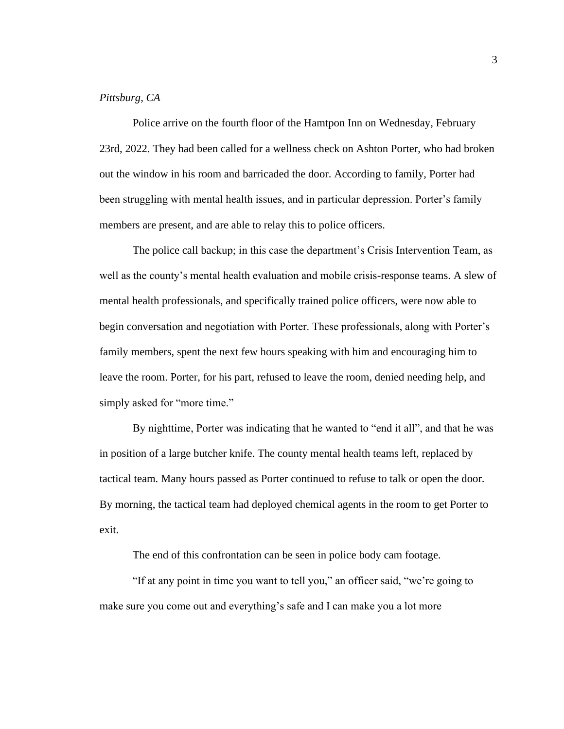*Pittsburg, CA*

Police arrive on the fourth floor of the Hamtpon Inn on Wednesday, February 23rd, 2022. They had been called for a wellness check on Ashton Porter, who had broken out the window in his room and barricaded the door. According to family, Porter had been struggling with mental health issues, and in particular depression. Porter's family members are present, and are able to relay this to police officers.

The police call backup; in this case the department's Crisis Intervention Team, as well as the county's mental health evaluation and mobile crisis-response teams. A slew of mental health professionals, and specifically trained police officers, were now able to begin conversation and negotiation with Porter. These professionals, along with Porter's family members, spent the next few hours speaking with him and encouraging him to leave the room. Porter, for his part, refused to leave the room, denied needing help, and simply asked for "more time."

By nighttime, Porter was indicating that he wanted to "end it all", and that he was in position of a large butcher knife. The county mental health teams left, replaced by tactical team. Many hours passed as Porter continued to refuse to talk or open the door. By morning, the tactical team had deployed chemical agents in the room to get Porter to exit.

The end of this confrontation can be seen in police body cam footage.

"If at any point in time you want to tell you," an officer said, "we're going to make sure you come out and everything's safe and I can make you a lot more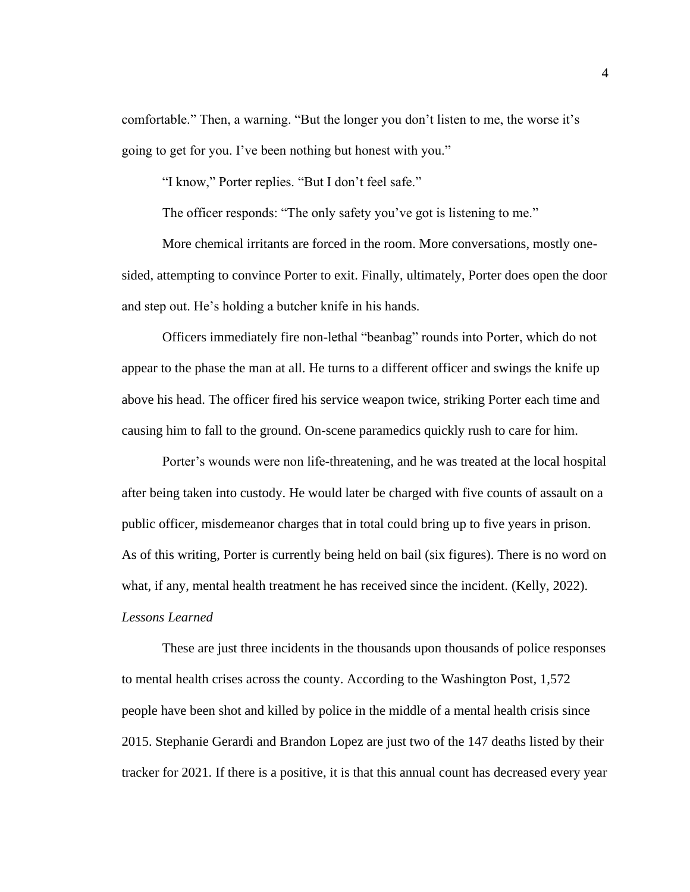comfortable." Then, a warning. "But the longer you don't listen to me, the worse it's going to get for you. I've been nothing but honest with you."

"I know," Porter replies. "But I don't feel safe."

The officer responds: "The only safety you've got is listening to me."

More chemical irritants are forced in the room. More conversations, mostly one-sided, attempting to convince Porter to exit. Finally, ultimately, Porter does open the door and step out. He's holding a butcher knife in his hands.

Officers immediately fire non-lethal "beanbag" rounds into Porter, which do not appear to the phase the man at all. He turns to a different officer and swings the knife up above his head. The officer fired his service weapon twice, striking Porter each time and causing him to fall to the ground. On-scene paramedics quickly rush to care for him.

Porter's wounds were non life-threatening, and he was treated at the local hospital after being taken into custody. He would later be charged with five counts of assault on a public officer, misdemeanor charges that in total could bring up to five years in prison. As of this writing, Porter is currently being held on bail (six figures). There is no word on what, if any, mental health treatment he has received since the incident. (Kelly, 2022).

*Lessons Learned*

These are just three incidents in the thousands upon thousands of police responses to mental health crises across the county. According to the Washington Post, 1,572 people have been shot and killed by police in the middle of a mental health crisis since 2015. Stephanie Gerardi and Brandon Lopez are just two of the 147 deaths listed by their tracker for 2021. If there is a positive, it is that this annual count has decreased every year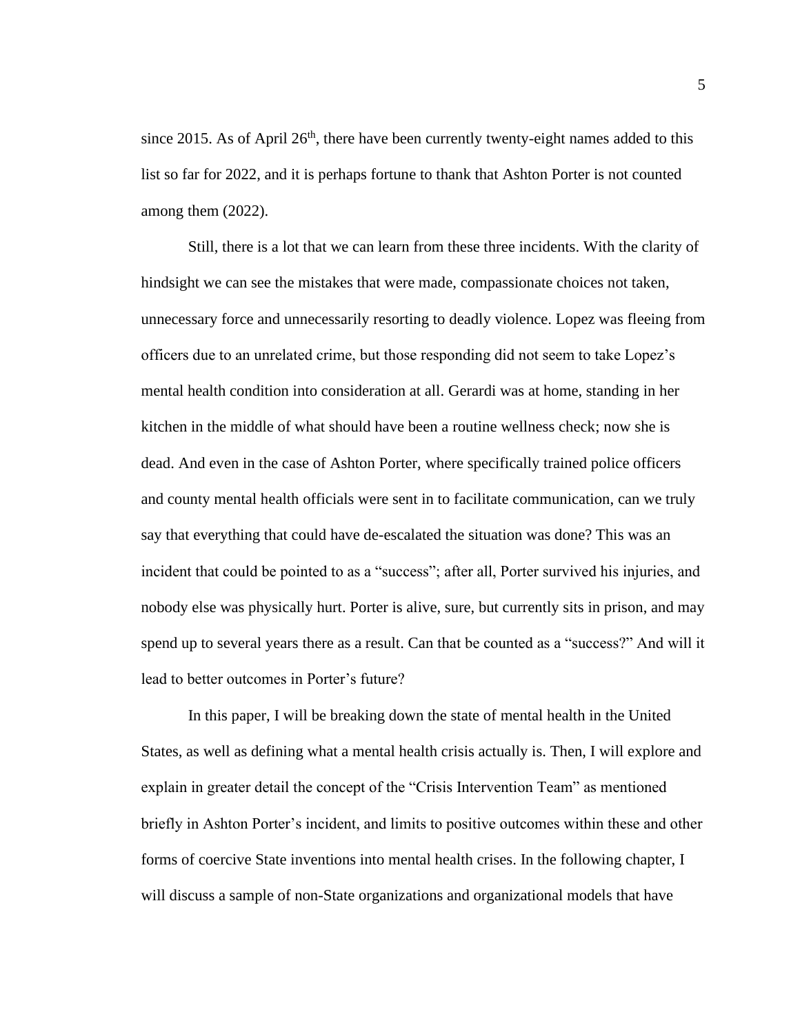since 2015. As of April 26th, there have been currently twenty-eight names added to this list so far for 2022, and it is perhaps fortune to thank that Ashton Porter is not counted among them (2022).

Still, there is a lot that we can learn from these three incidents. With the clarity of hindsight we can see the mistakes that were made, compassionate choices not taken, unnecessary force and unnecessarily resorting to deadly violence. Lopez was fleeing from officers due to an unrelated crime, but those responding did not seem to take Lopez's mental health condition into consideration at all. Gerardi was at home, standing in her kitchen in the middle of what should have been a routine wellness check; now she is dead. And even in the case of Ashton Porter, where specifically trained police officers and county mental health officials were sent in to facilitate communication, can we truly say that everything that could have de-escalated the situation was done? This was an incident that could be pointed to as a "success"; after all, Porter survived his injuries, and nobody else was physically hurt. Porter is alive, sure, but currently sits in prison, and may spend up to several years there as a result. Can that be counted as a "success?" And will it lead to better outcomes in Porter's future?

In this paper, I will be breaking down the state of mental health in the United States, as well as defining what a mental health crisis actually is. Then, I will explore and explain in greater detail the concept of the "Crisis Intervention Team" as mentioned briefly in Ashton Porter's incident, and limits to positive outcomes within these and other forms of coercive State inventions into mental health crises. In the following chapter, I will discuss a sample of non-State organizations and organizational models that have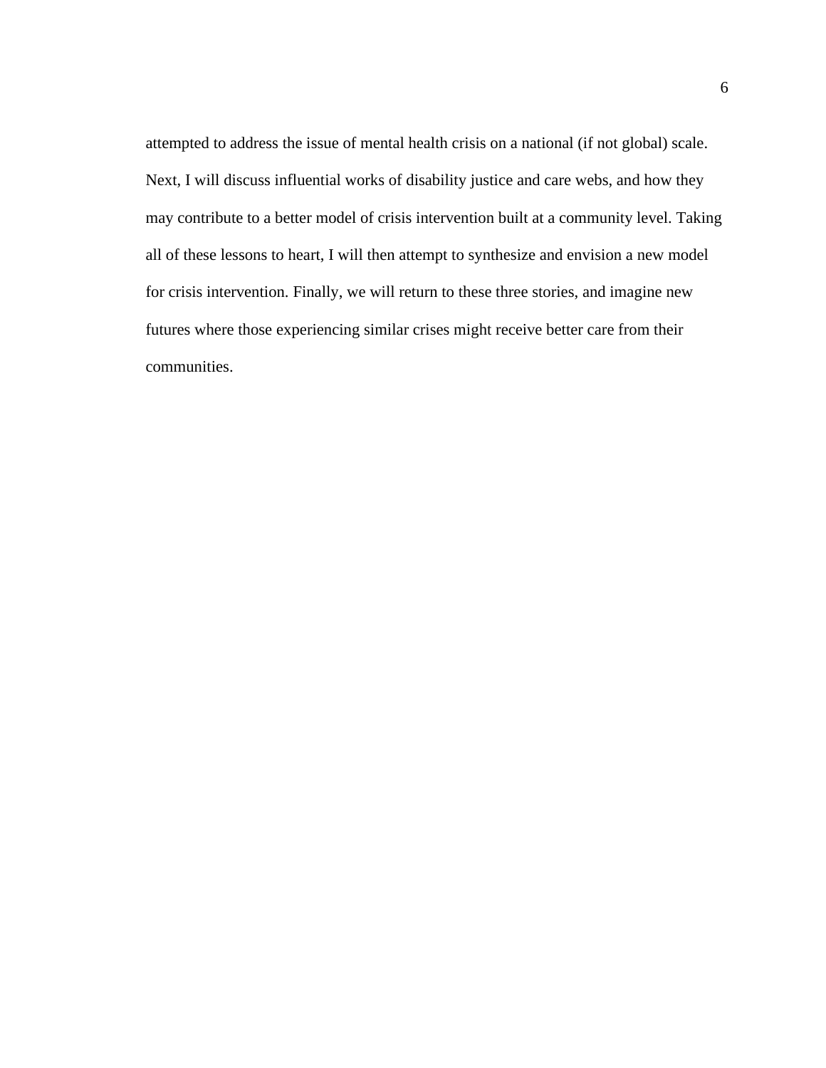attempted to address the issue of mental health crisis on a national (if not global) scale. Next, I will discuss influential works of disability justice and care webs, and how they may contribute to a better model of crisis intervention built at a community level. Taking all of these lessons to heart, I will then attempt to synthesize and envision a new model for crisis intervention. Finally, we will return to these three stories, and imagine new futures where those experiencing similar crises might receive better care from their communities.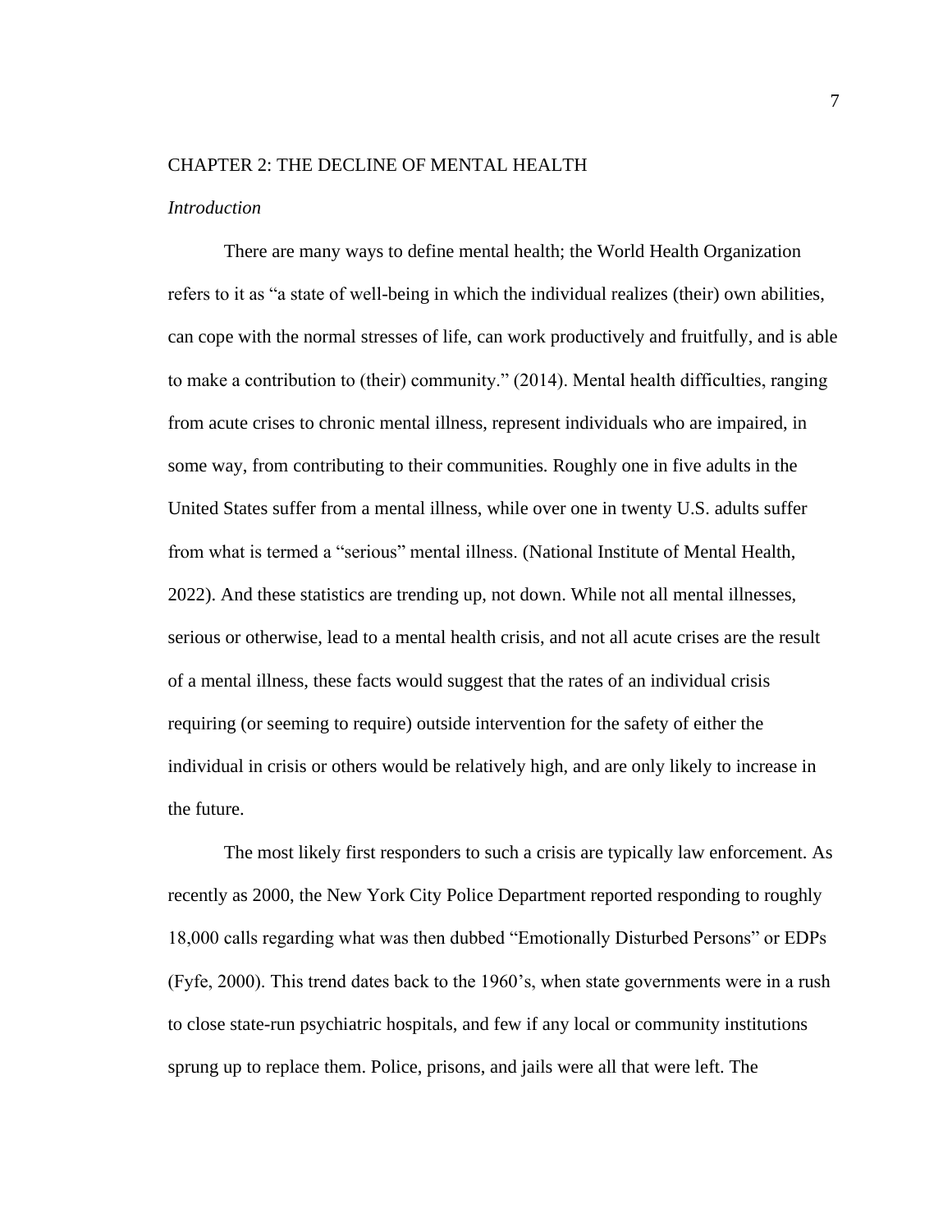## CHAPTER 2: THE DECLINE OF MENTAL HEALTH

### *Introduction*

There are many ways to define mental health; the World Health Organization refers to it as "a state of well-being in which the individual realizes (their) own abilities, can cope with the normal stresses of life, can work productively and fruitfully, and is able to make a contribution to (their) community." (2014). Mental health difficulties, ranging from acute crises to chronic mental illness, represent individuals who are impaired, in some way, from contributing to their communities. Roughly one in five adults in the United States suffer from a mental illness, while over one in twenty U.S. adults suffer from what is termed a "serious" mental illness. (National Institute of Mental Health, 2022). And these statistics are trending up, not down. While not all mental illnesses, serious or otherwise, lead to a mental health crisis, and not all acute crises are the result of a mental illness, these facts would suggest that the rates of an individual crisis requiring (or seeming to require) outside intervention for the safety of either the individual in crisis or others would be relatively high, and are only likely to increase in the future.

The most likely first responders to such a crisis are typically law enforcement. As recently as 2000, the New York City Police Department reported responding to roughly 18,000 calls regarding what was then dubbed "Emotionally Disturbed Persons" or EDPs (Fyfe, 2000). This trend dates back to the 1960's, when state governments were in a rush to close state-run psychiatric hospitals, and few if any local or community institutions sprung up to replace them. Police, prisons, and jails were all that were left. The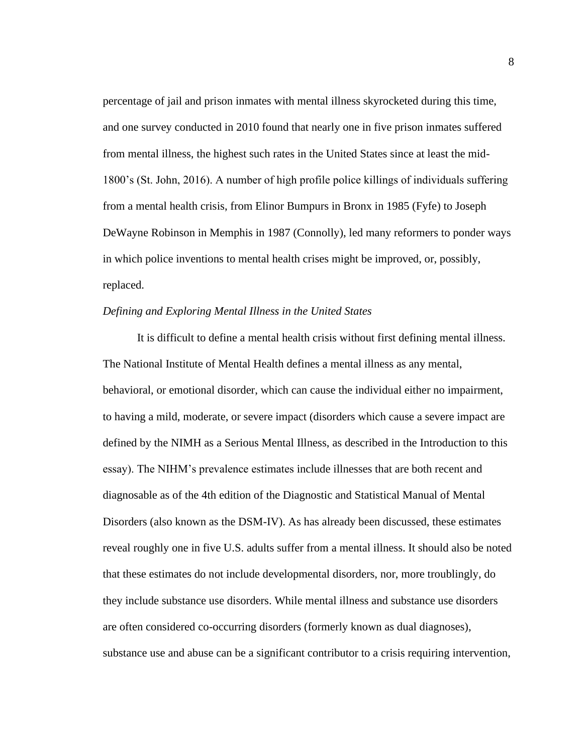percentage of jail and prison inmates with mental illness skyrocketed during this time, and one survey conducted in 2010 found that nearly one in five prison inmates suffered from mental illness, the highest such rates in the United States since at least the mid-1800's (St. John, 2016). A number of high profile police killings of individuals suffering from a mental health crisis, from Elinor Bumpurs in Bronx in 1985 (Fyfe) to Joseph DeWayne Robinson in Memphis in 1987 (Connolly), led many reformers to ponder ways in which police inventions to mental health crises might be improved, or, possibly, replaced.

*Defining and Exploring Mental Illness in the United States*

It is difficult to define a mental health crisis without first defining mental illness. The National Institute of Mental Health defines a mental illness as any mental, behavioral, or emotional disorder, which can cause the individual either no impairment, to having a mild, moderate, or severe impact (disorders which cause a severe impact are defined by the NIMH as a Serious Mental Illness, as described in the Introduction to this essay). The NIHM's prevalence estimates include illnesses that are both recent and diagnosable as of the 4th edition of the Diagnostic and Statistical Manual of Mental Disorders (also known as the DSM-IV). As has already been discussed, these estimates reveal roughly one in five U.S. adults suffer from a mental illness. It should also be noted that these estimates do not include developmental disorders, nor, more troublingly, do they include substance use disorders. While mental illness and substance use disorders are often considered co-occurring disorders (formerly known as dual diagnoses), substance use and abuse can be a significant contributor to a crisis requiring intervention,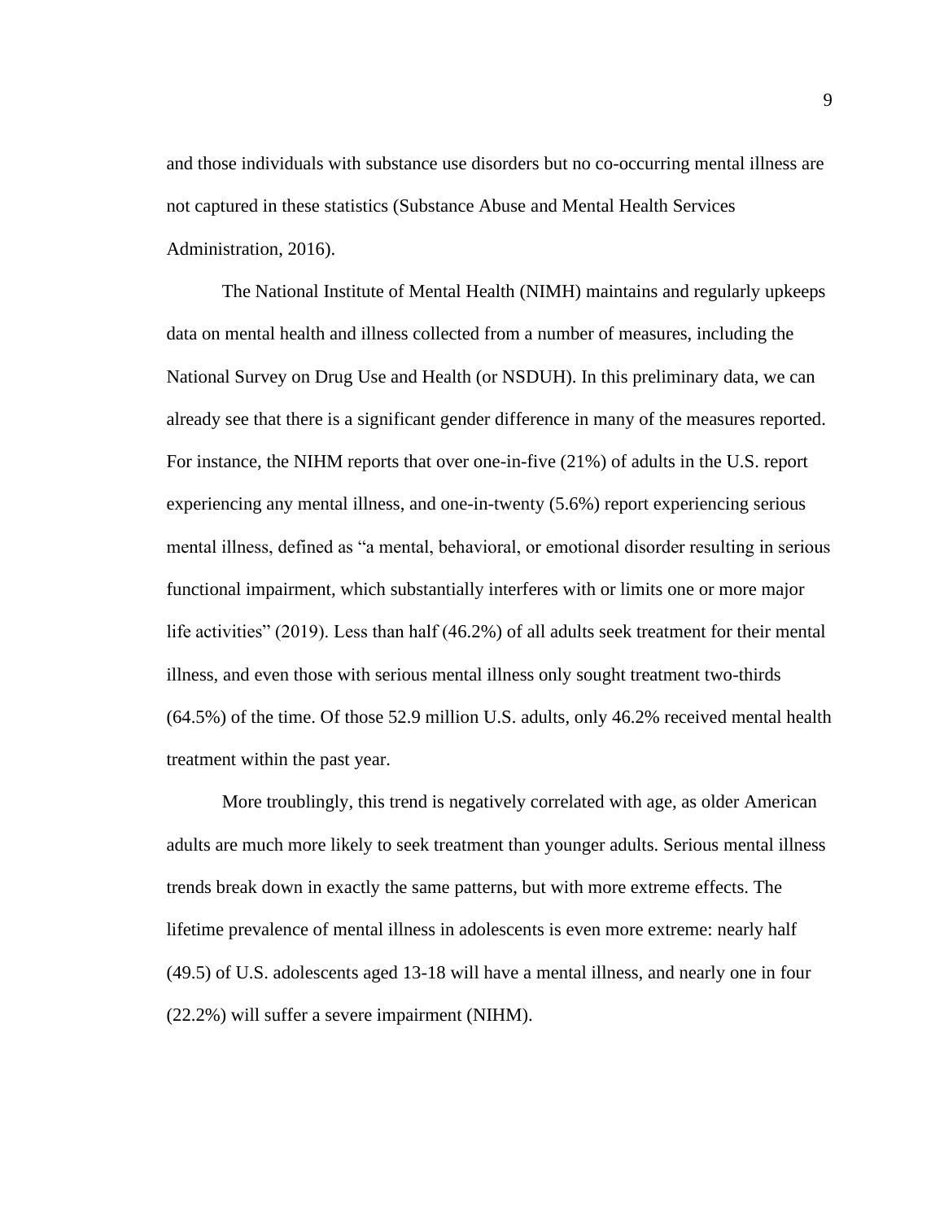and those individuals with substance use disorders but no co-occurring mental illness are not captured in these statistics (Substance Abuse and Mental Health Services Administration, 2016).

The National Institute of Mental Health (NIMH) maintains and regularly upkeeps data on mental health and illness collected from a number of measures, including the National Survey on Drug Use and Health (or NSDUH). In this preliminary data, we can already see that there is a significant gender difference in many of the measures reported. For instance, the NIHM reports that over one-in-five (21%) of adults in the U.S. report experiencing any mental illness, and one-in-twenty (5.6%) report experiencing serious mental illness, defined as "a mental, behavioral, or emotional disorder resulting in serious functional impairment, which substantially interferes with or limits one or more major life activities" (2019). Less than half (46.2%) of all adults seek treatment for their mental illness, and even those with serious mental illness only sought treatment two-thirds (64.5%) of the time. Of those 52.9 million U.S. adults, only 46.2% received mental health treatment within the past year.

More troublingly, this trend is negatively correlated with age, as older American adults are much more likely to seek treatment than younger adults. Serious mental illness trends break down in exactly the same patterns, but with more extreme effects. The lifetime prevalence of mental illness in adolescents is even more extreme: nearly half (49.5) of U.S. adolescents aged 13-18 will have a mental illness, and nearly one in four (22.2%) will suffer a severe impairment (NIHM).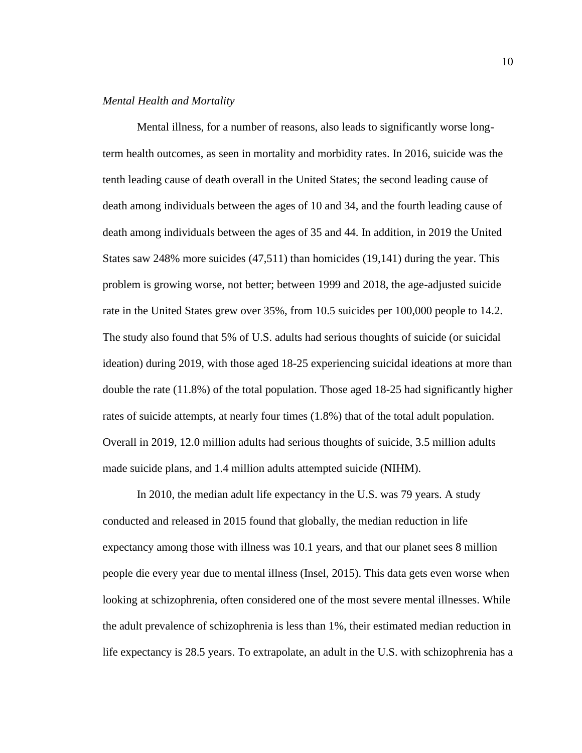*Mental Health and Mortality*

Mental illness, for a number of reasons, also leads to significantly worse long-term health outcomes, as seen in mortality and morbidity rates. In 2016, suicide was the tenth leading cause of death overall in the United States; the second leading cause of death among individuals between the ages of 10 and 34, and the fourth leading cause of death among individuals between the ages of 35 and 44. In addition, in 2019 the United States saw 248% more suicides (47,511) than homicides (19,141) during the year. This problem is growing worse, not better; between 1999 and 2018, the age-adjusted suicide rate in the United States grew over 35%, from 10.5 suicides per 100,000 people to 14.2. The study also found that 5% of U.S. adults had serious thoughts of suicide (or suicidal ideation) during 2019, with those aged 18-25 experiencing suicidal ideations at more than double the rate (11.8%) of the total population. Those aged 18-25 had significantly higher rates of suicide attempts, at nearly four times (1.8%) that of the total adult population. Overall in 2019, 12.0 million adults had serious thoughts of suicide, 3.5 million adults made suicide plans, and 1.4 million adults attempted suicide (NIHM).

In 2010, the median adult life expectancy in the U.S. was 79 years. A study conducted and released in 2015 found that globally, the median reduction in life expectancy among those with illness was 10.1 years, and that our planet sees 8 million people die every year due to mental illness (Insel, 2015). This data gets even worse when looking at schizophrenia, often considered one of the most severe mental illnesses. While the adult prevalence of schizophrenia is less than 1%, their estimated median reduction in life expectancy is 28.5 years. To extrapolate, an adult in the U.S. with schizophrenia has a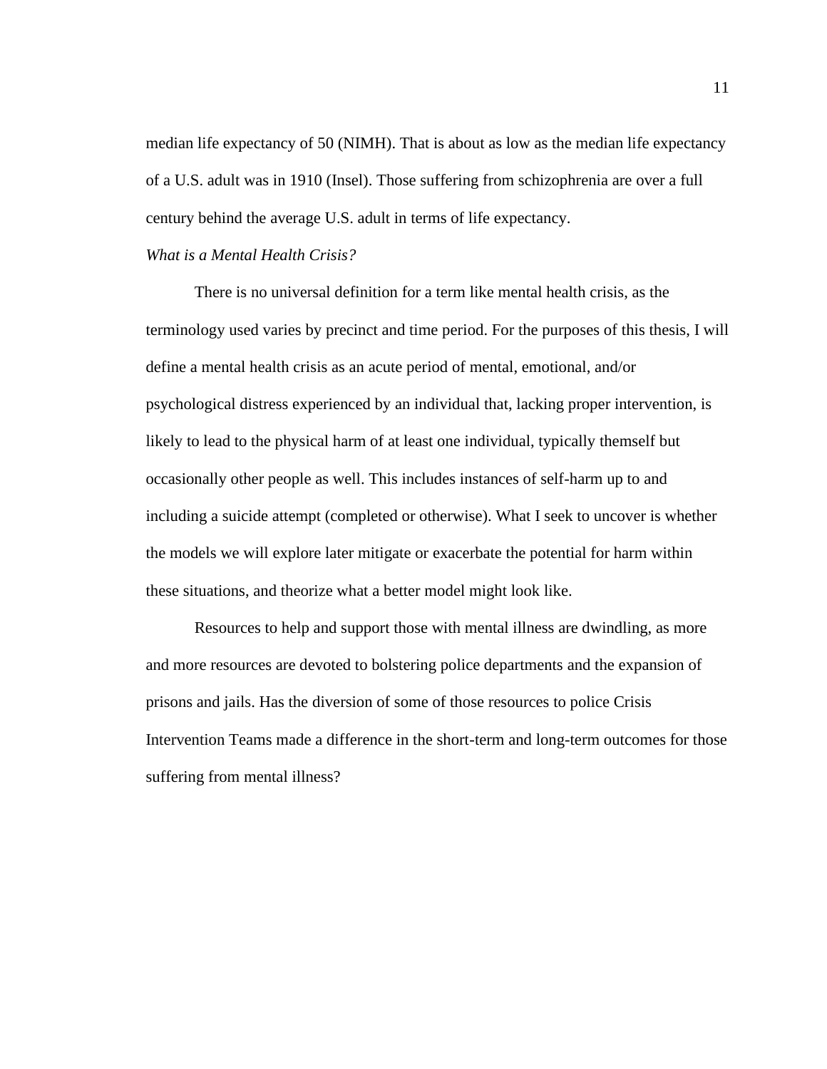median life expectancy of 50 (NIMH). That is about as low as the median life expectancy of a U.S. adult was in 1910 (Insel). Those suffering from schizophrenia are over a full century behind the average U.S. adult in terms of life expectancy.

### *What is a Mental Health Crisis?*

There is no universal definition for a term like mental health crisis, as the terminology used varies by precinct and time period. For the purposes of this thesis, I will define a mental health crisis as an acute period of mental, emotional, and/or psychological distress experienced by an individual that, lacking proper intervention, is likely to lead to the physical harm of at least one individual, typically themself but occasionally other people as well. This includes instances of self-harm up to and including a suicide attempt (completed or otherwise). What I seek to uncover is whether the models we will explore later mitigate or exacerbate the potential for harm within these situations, and theorize what a better model might look like.

Resources to help and support those with mental illness are dwindling, as more and more resources are devoted to bolstering police departments and the expansion of prisons and jails. Has the diversion of some of those resources to police Crisis Intervention Teams made a difference in the short-term and long-term outcomes for those suffering from mental illness?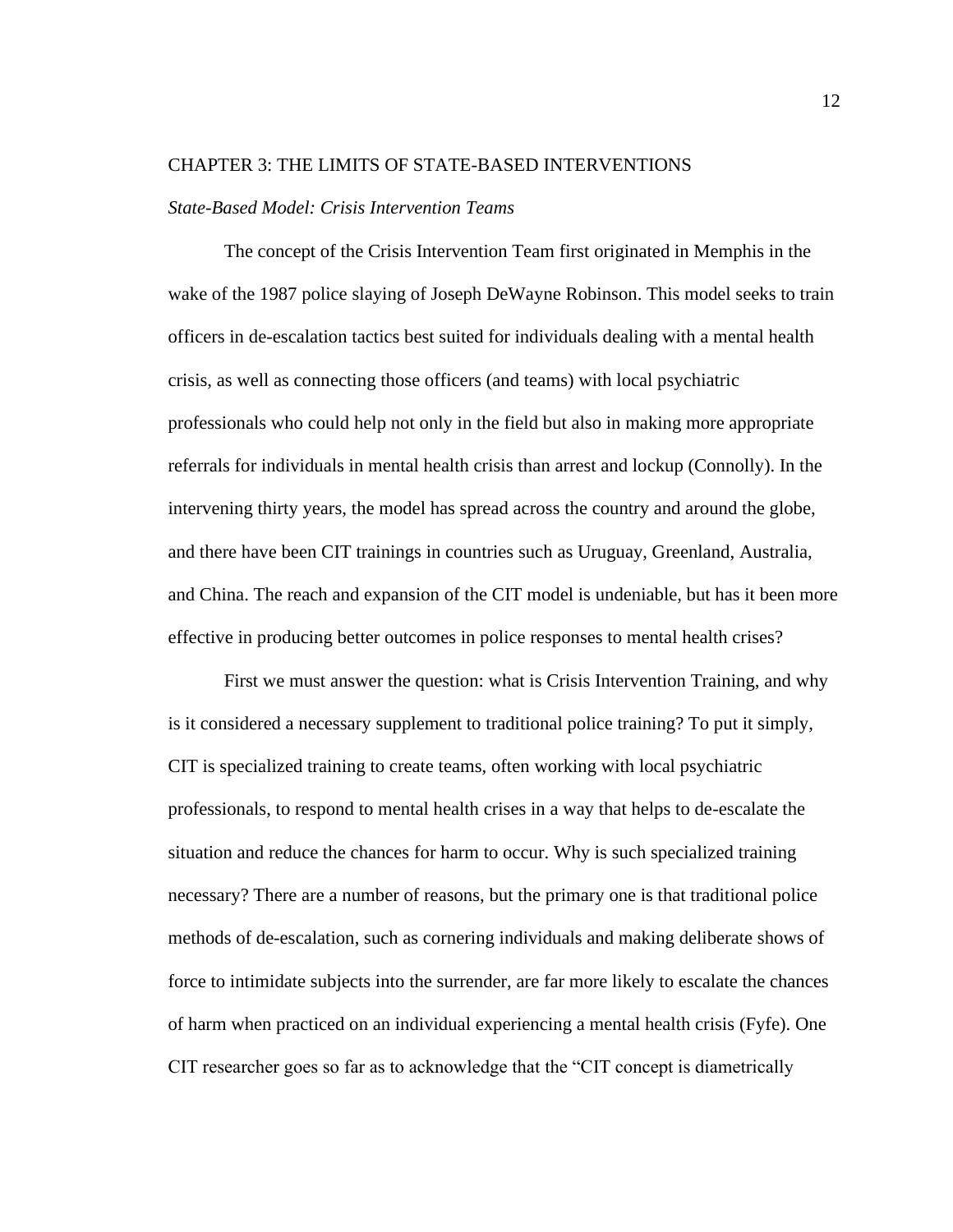# CHAPTER 3: THE LIMITS OF STATE-BASED INTERVENTIONS

## *State-Based Model: Crisis Intervention Teams*

The concept of the Crisis Intervention Team first originated in Memphis in the wake of the 1987 police slaying of Joseph DeWayne Robinson. This model seeks to train officers in de-escalation tactics best suited for individuals dealing with a mental health crisis, as well as connecting those officers (and teams) with local psychiatric professionals who could help not only in the field but also in making more appropriate referrals for individuals in mental health crisis than arrest and lockup (Connolly). In the intervening thirty years, the model has spread across the country and around the globe, and there have been CIT trainings in countries such as Uruguay, Greenland, Australia, and China. The reach and expansion of the CIT model is undeniable, but has it been more effective in producing better outcomes in police responses to mental health crises?

First we must answer the question: what is Crisis Intervention Training, and why is it considered a necessary supplement to traditional police training? To put it simply, CIT is specialized training to create teams, often working with local psychiatric professionals, to respond to mental health crises in a way that helps to de-escalate the situation and reduce the chances for harm to occur. Why is such specialized training necessary? There are a number of reasons, but the primary one is that traditional police methods of de-escalation, such as cornering individuals and making deliberate shows of force to intimidate subjects into the surrender, are far more likely to escalate the chances of harm when practiced on an individual experiencing a mental health crisis (Fyfe). One CIT researcher goes so far as to acknowledge that the "CIT concept is diametrically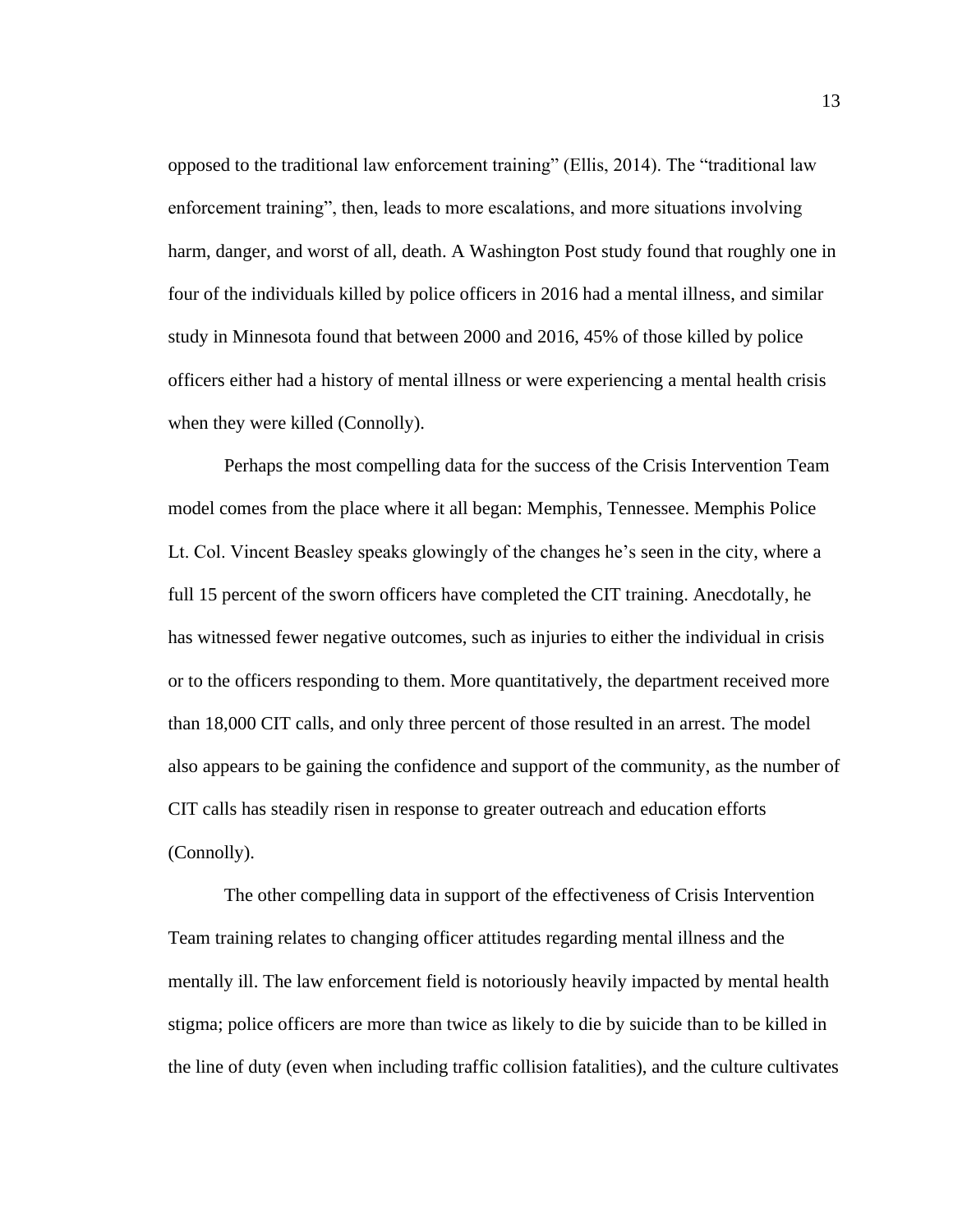opposed to the traditional law enforcement training" (Ellis, 2014). The "traditional law enforcement training", then, leads to more escalations, and more situations involving harm, danger, and worst of all, death. A Washington Post study found that roughly one in four of the individuals killed by police officers in 2016 had a mental illness, and similar study in Minnesota found that between 2000 and 2016, 45% of those killed by police officers either had a history of mental illness or were experiencing a mental health crisis when they were killed (Connolly).

Perhaps the most compelling data for the success of the Crisis Intervention Team model comes from the place where it all began: Memphis, Tennessee. Memphis Police Lt. Col. Vincent Beasley speaks glowingly of the changes he's seen in the city, where a full 15 percent of the sworn officers have completed the CIT training. Anecdotally, he has witnessed fewer negative outcomes, such as injuries to either the individual in crisis or to the officers responding to them. More quantitatively, the department received more than 18,000 CIT calls, and only three percent of those resulted in an arrest. The model also appears to be gaining the confidence and support of the community, as the number of CIT calls has steadily risen in response to greater outreach and education efforts (Connolly).

The other compelling data in support of the effectiveness of Crisis Intervention Team training relates to changing officer attitudes regarding mental illness and the mentally ill. The law enforcement field is notoriously heavily impacted by mental health stigma; police officers are more than twice as likely to die by suicide than to be killed in the line of duty (even when including traffic collision fatalities), and the culture cultivates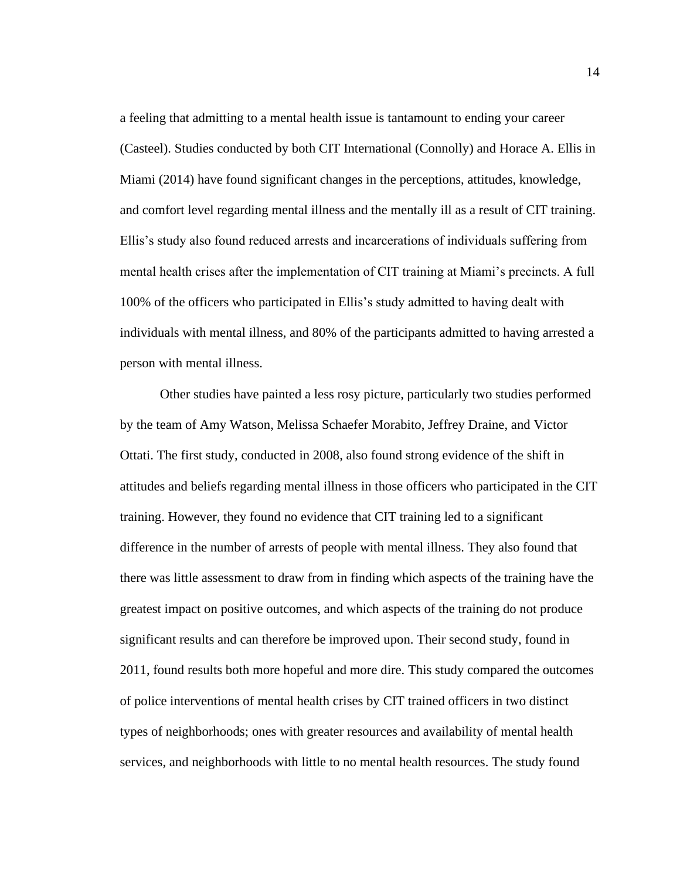a feeling that admitting to a mental health issue is tantamount to ending your career (Casteel). Studies conducted by both CIT International (Connolly) and Horace A. Ellis in Miami (2014) have found significant changes in the perceptions, attitudes, knowledge, and comfort level regarding mental illness and the mentally ill as a result of CIT training. Ellis's study also found reduced arrests and incarcerations of individuals suffering from mental health crises after the implementation of CIT training at Miami's precincts. A full 100% of the officers who participated in Ellis's study admitted to having dealt with individuals with mental illness, and 80% of the participants admitted to having arrested a person with mental illness.

Other studies have painted a less rosy picture, particularly two studies performed by the team of Amy Watson, Melissa Schaefer Morabito, Jeffrey Draine, and Victor Ottati. The first study, conducted in 2008, also found strong evidence of the shift in attitudes and beliefs regarding mental illness in those officers who participated in the CIT training. However, they found no evidence that CIT training led to a significant difference in the number of arrests of people with mental illness. They also found that there was little assessment to draw from in finding which aspects of the training have the greatest impact on positive outcomes, and which aspects of the training do not produce significant results and can therefore be improved upon. Their second study, found in 2011, found results both more hopeful and more dire. This study compared the outcomes of police interventions of mental health crises by CIT trained officers in two distinct types of neighborhoods; ones with greater resources and availability of mental health services, and neighborhoods with little to no mental health resources. The study found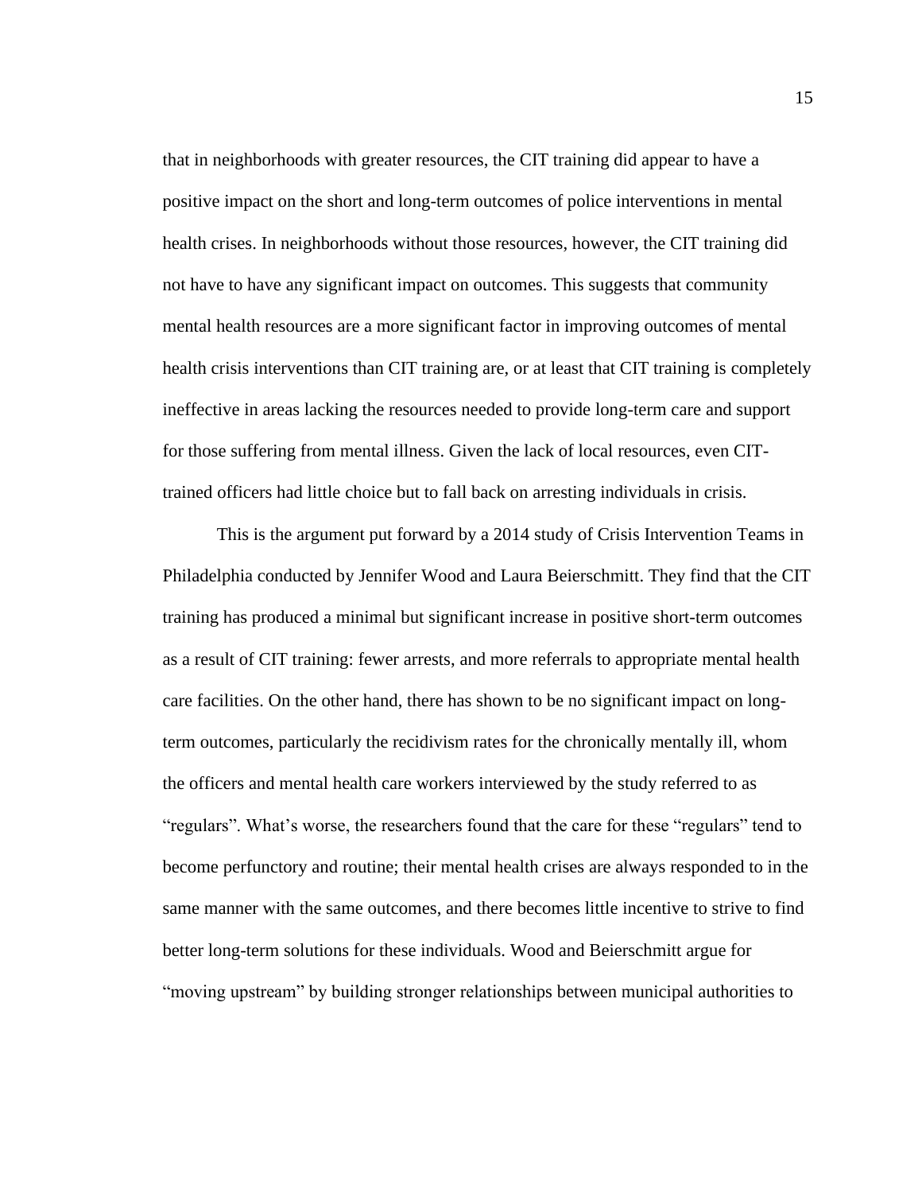that in neighborhoods with greater resources, the CIT training did appear to have a positive impact on the short and long-term outcomes of police interventions in mental health crises. In neighborhoods without those resources, however, the CIT training did not have to have any significant impact on outcomes. This suggests that community mental health resources are a more significant factor in improving outcomes of mental health crisis interventions than CIT training are, or at least that CIT training is completely ineffective in areas lacking the resources needed to provide long-term care and support for those suffering from mental illness. Given the lack of local resources, even CIT-trained officers had little choice but to fall back on arresting individuals in crisis.

This is the argument put forward by a 2014 study of Crisis Intervention Teams in Philadelphia conducted by Jennifer Wood and Laura Beierschmitt. They find that the CIT training has produced a minimal but significant increase in positive short-term outcomes as a result of CIT training: fewer arrests, and more referrals to appropriate mental health care facilities. On the other hand, there has shown to be no significant impact on long-term outcomes, particularly the recidivism rates for the chronically mentally ill, whom the officers and mental health care workers interviewed by the study referred to as "regulars". What's worse, the researchers found that the care for these "regulars" tend to become perfunctory and routine; their mental health crises are always responded to in the same manner with the same outcomes, and there becomes little incentive to strive to find better long-term solutions for these individuals. Wood and Beierschmitt argue for "moving upstream" by building stronger relationships between municipal authorities to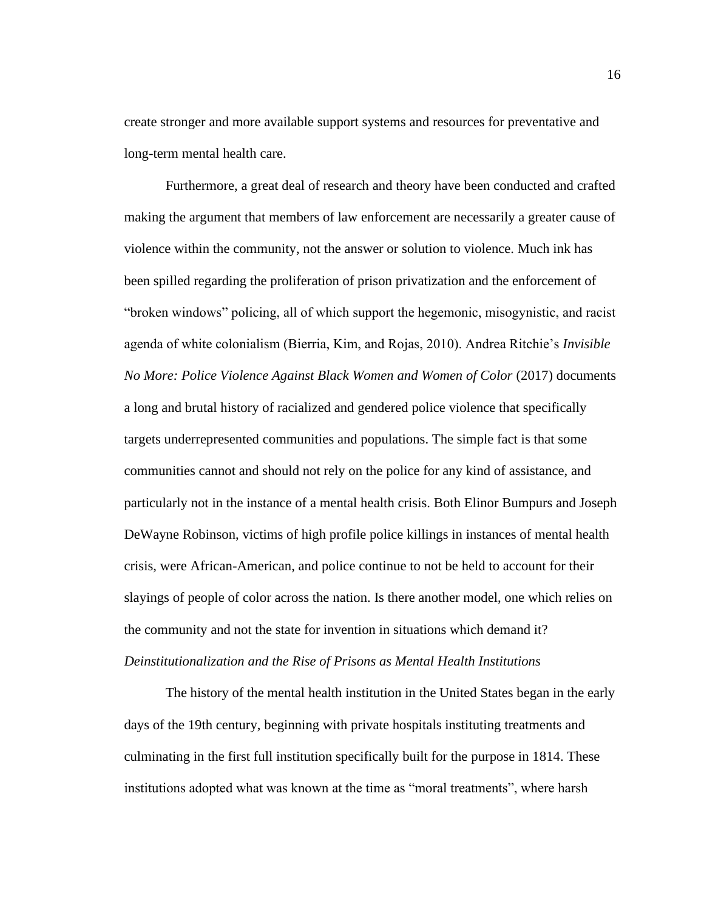create stronger and more available support systems and resources for preventative and long-term mental health care.

Furthermore, a great deal of research and theory have been conducted and crafted making the argument that members of law enforcement are necessarily a greater cause of violence within the community, not the answer or solution to violence. Much ink has been spilled regarding the proliferation of prison privatization and the enforcement of "broken windows" policing, all of which support the hegemonic, misogynistic, and racist agenda of white colonialism (Bierria, Kim, and Rojas, 2010). Andrea Ritchie's *Invisible No More: Police Violence Against Black Women and Women of Color* (2017) documents a long and brutal history of racialized and gendered police violence that specifically targets underrepresented communities and populations. The simple fact is that some communities cannot and should not rely on the police for any kind of assistance, and particularly not in the instance of a mental health crisis. Both Elinor Bumpurs and Joseph DeWayne Robinson, victims of high profile police killings in instances of mental health crisis, were African-American, and police continue to not be held to account for their slayings of people of color across the nation. Is there another model, one which relies on the community and not the state for invention in situations which demand it?

### *Deinstitutionalization and the Rise of Prisons as Mental Health Institutions*

The history of the mental health institution in the United States began in the early days of the 19th century, beginning with private hospitals instituting treatments and culminating in the first full institution specifically built for the purpose in 1814. These institutions adopted what was known at the time as "moral treatments", where harsh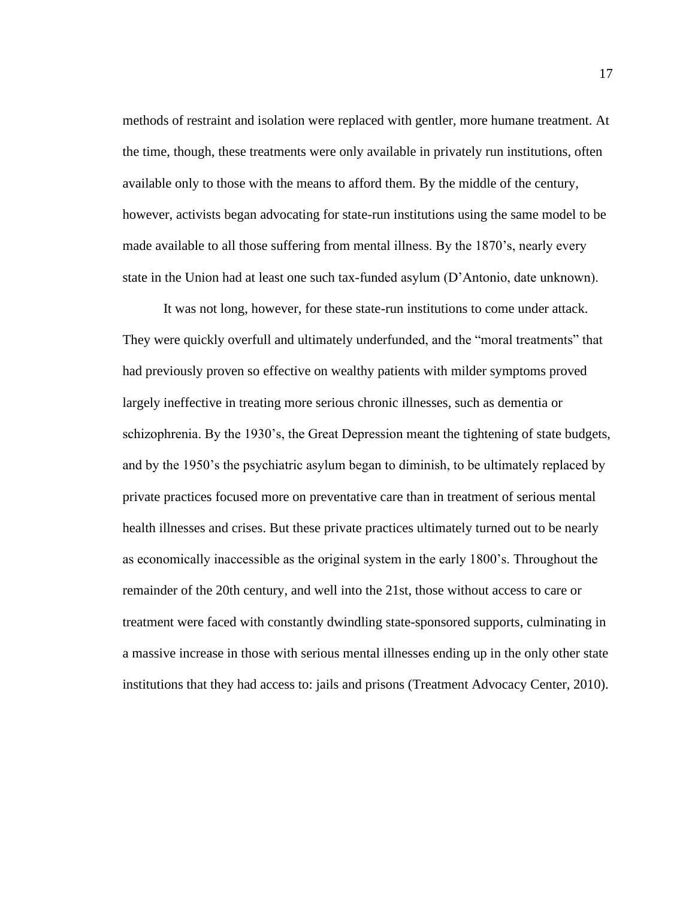methods of restraint and isolation were replaced with gentler, more humane treatment. At the time, though, these treatments were only available in privately run institutions, often available only to those with the means to afford them. By the middle of the century, however, activists began advocating for state-run institutions using the same model to be made available to all those suffering from mental illness. By the 1870's, nearly every state in the Union had at least one such tax-funded asylum (D'Antonio, date unknown).

It was not long, however, for these state-run institutions to come under attack. They were quickly overfull and ultimately underfunded, and the "moral treatments" that had previously proven so effective on wealthy patients with milder symptoms proved largely ineffective in treating more serious chronic illnesses, such as dementia or schizophrenia. By the 1930's, the Great Depression meant the tightening of state budgets, and by the 1950's the psychiatric asylum began to diminish, to be ultimately replaced by private practices focused more on preventative care than in treatment of serious mental health illnesses and crises. But these private practices ultimately turned out to be nearly as economically inaccessible as the original system in the early 1800's. Throughout the remainder of the 20th century, and well into the 21st, those without access to care or treatment were faced with constantly dwindling state-sponsored supports, culminating in a massive increase in those with serious mental illnesses ending up in the only other state institutions that they had access to: jails and prisons (Treatment Advocacy Center, 2010).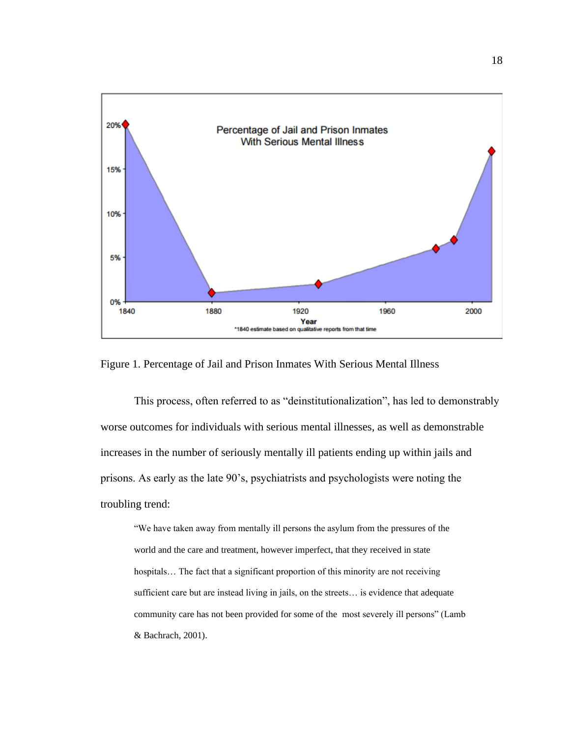Percentage of Jail and Prison Inmates With Serious Mental Illness

20%
15%
10%
5%
0%

1840
1880
1920
1960
2000

Year

*1840 estimate based on qualitative reports from that time

Figure 1. Percentage of Jail and Prison Inmates With Serious Mental Illness

This process, often referred to as "deinstitutionalization", has led to demonstrably worse outcomes for individuals with serious mental illnesses, as well as demonstrable increases in the number of seriously mentally ill patients ending up within jails and prisons. As early as the late 90's, psychiatrists and psychologists were noting the troubling trend:

> "We have taken away from mentally ill persons the asylum from the pressures of the world and the care and treatment, however imperfect, that they received in state hospitals… The fact that a significant proportion of this minority are not receiving sufficient care but are instead living in jails, on the streets… is evidence that adequate community care has not been provided for some of the most severely ill persons" (Lamb & Bachrach, 2001).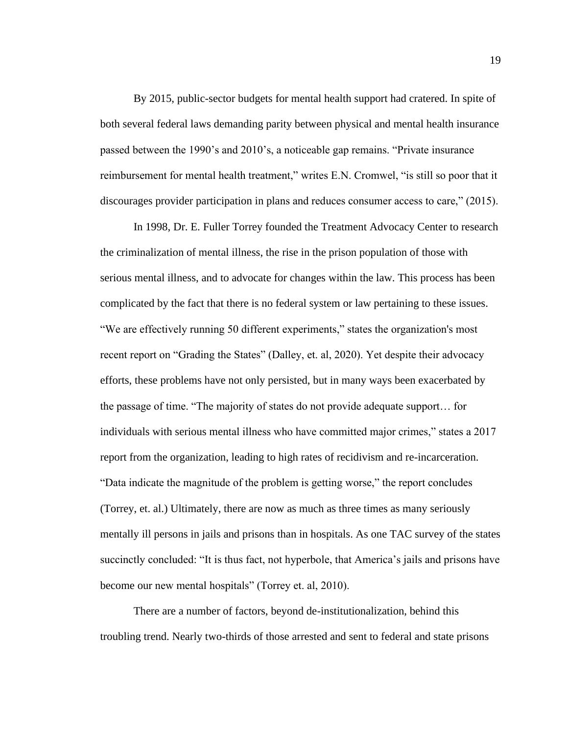By 2015, public-sector budgets for mental health support had cratered. In spite of both several federal laws demanding parity between physical and mental health insurance passed between the 1990's and 2010's, a noticeable gap remains. "Private insurance reimbursement for mental health treatment," writes E.N. Cromwel, "is still so poor that it discourages provider participation in plans and reduces consumer access to care," (2015).

In 1998, Dr. E. Fuller Torrey founded the Treatment Advocacy Center to research the criminalization of mental illness, the rise in the prison population of those with serious mental illness, and to advocate for changes within the law. This process has been complicated by the fact that there is no federal system or law pertaining to these issues. "We are effectively running 50 different experiments," states the organization's most recent report on "Grading the States" (Dalley, et. al, 2020). Yet despite their advocacy efforts, these problems have not only persisted, but in many ways been exacerbated by the passage of time. "The majority of states do not provide adequate support… for individuals with serious mental illness who have committed major crimes," states a 2017 report from the organization, leading to high rates of recidivism and re-incarceration. "Data indicate the magnitude of the problem is getting worse," the report concludes (Torrey, et. al.) Ultimately, there are now as much as three times as many seriously mentally ill persons in jails and prisons than in hospitals. As one TAC survey of the states succinctly concluded: "It is thus fact, not hyperbole, that America's jails and prisons have become our new mental hospitals" (Torrey et. al, 2010).

There are a number of factors, beyond de-institutionalization, behind this troubling trend. Nearly two-thirds of those arrested and sent to federal and state prisons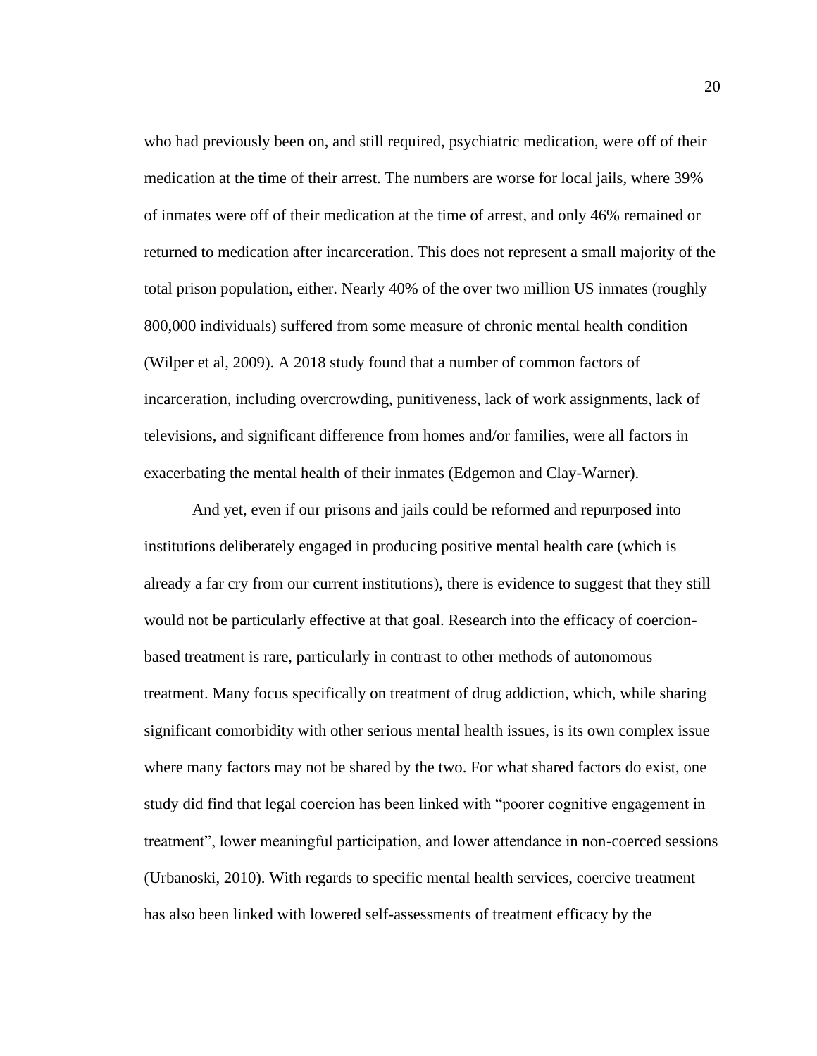who had previously been on, and still required, psychiatric medication, were off of their medication at the time of their arrest. The numbers are worse for local jails, where 39% of inmates were off of their medication at the time of arrest, and only 46% remained or returned to medication after incarceration. This does not represent a small majority of the total prison population, either. Nearly 40% of the over two million US inmates (roughly 800,000 individuals) suffered from some measure of chronic mental health condition (Wilper et al, 2009). A 2018 study found that a number of common factors of incarceration, including overcrowding, punitiveness, lack of work assignments, lack of televisions, and significant difference from homes and/or families, were all factors in exacerbating the mental health of their inmates (Edgemon and Clay-Warner).

And yet, even if our prisons and jails could be reformed and repurposed into institutions deliberately engaged in producing positive mental health care (which is already a far cry from our current institutions), there is evidence to suggest that they still would not be particularly effective at that goal. Research into the efficacy of coercion-based treatment is rare, particularly in contrast to other methods of autonomous treatment. Many focus specifically on treatment of drug addiction, which, while sharing significant comorbidity with other serious mental health issues, is its own complex issue where many factors may not be shared by the two. For what shared factors do exist, one study did find that legal coercion has been linked with "poorer cognitive engagement in treatment", lower meaningful participation, and lower attendance in non-coerced sessions (Urbanoski, 2010). With regards to specific mental health services, coercive treatment has also been linked with lowered self-assessments of treatment efficacy by the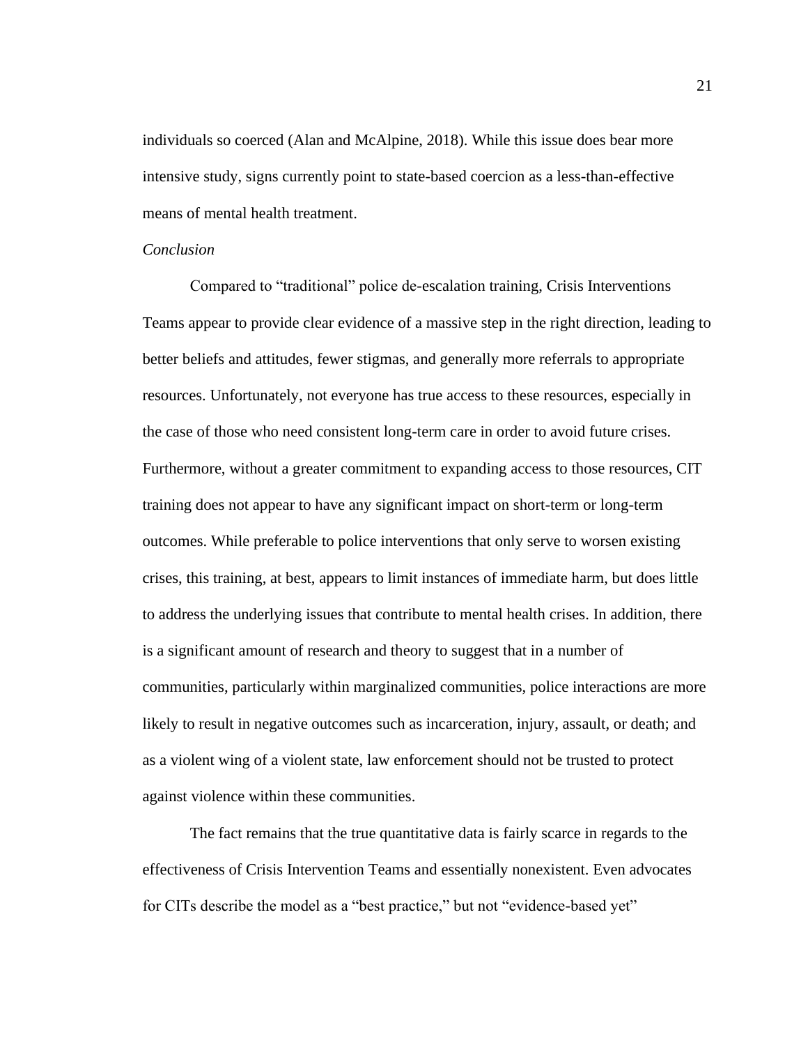individuals so coerced (Alan and McAlpine, 2018). While this issue does bear more intensive study, signs currently point to state-based coercion as a less-than-effective means of mental health treatment.

*Conclusion*

Compared to "traditional" police de-escalation training, Crisis Interventions Teams appear to provide clear evidence of a massive step in the right direction, leading to better beliefs and attitudes, fewer stigmas, and generally more referrals to appropriate resources. Unfortunately, not everyone has true access to these resources, especially in the case of those who need consistent long-term care in order to avoid future crises. Furthermore, without a greater commitment to expanding access to those resources, CIT training does not appear to have any significant impact on short-term or long-term outcomes. While preferable to police interventions that only serve to worsen existing crises, this training, at best, appears to limit instances of immediate harm, but does little to address the underlying issues that contribute to mental health crises. In addition, there is a significant amount of research and theory to suggest that in a number of communities, particularly within marginalized communities, police interactions are more likely to result in negative outcomes such as incarceration, injury, assault, or death; and as a violent wing of a violent state, law enforcement should not be trusted to protect against violence within these communities.

The fact remains that the true quantitative data is fairly scarce in regards to the effectiveness of Crisis Intervention Teams and essentially nonexistent. Even advocates for CITs describe the model as a "best practice," but not "evidence-based yet"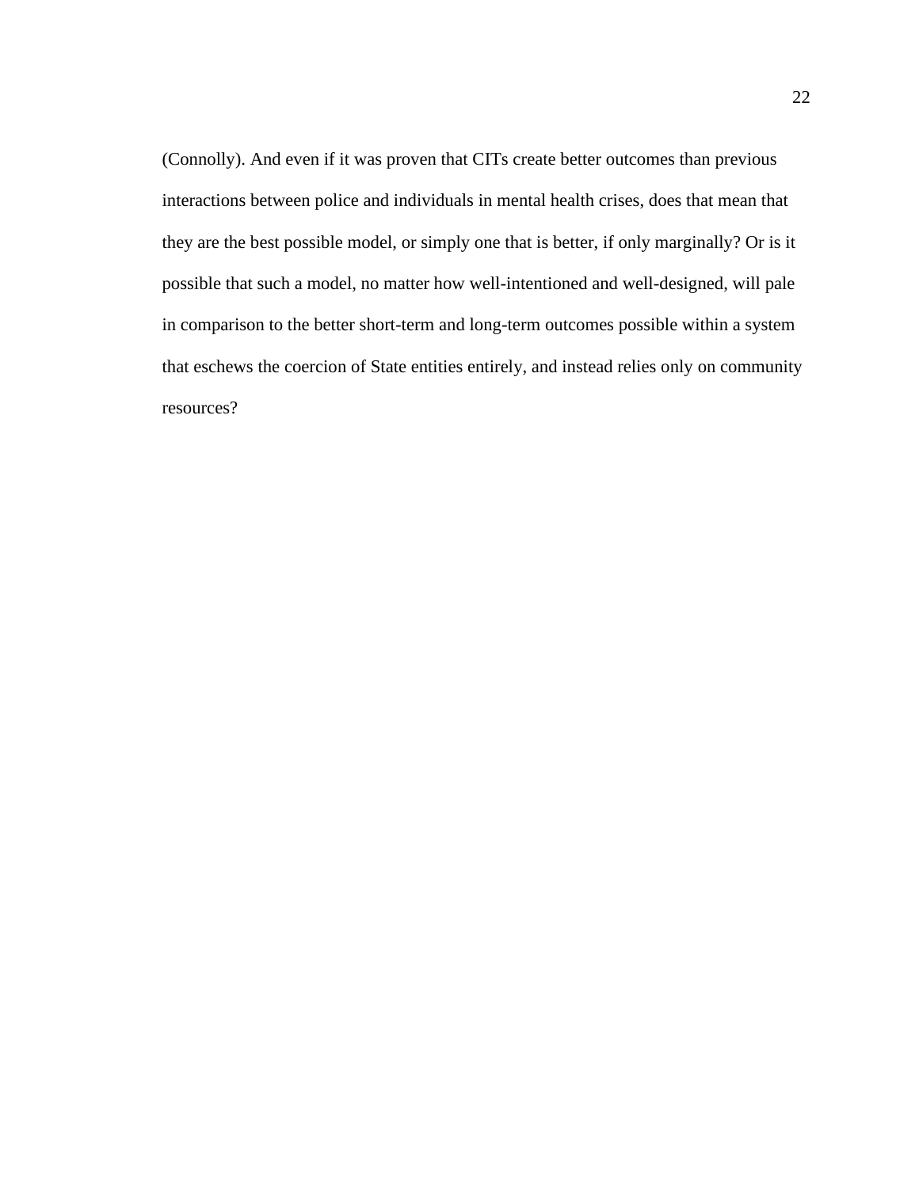(Connolly). And even if it was proven that CITs create better outcomes than previous interactions between police and individuals in mental health crises, does that mean that they are the best possible model, or simply one that is better, if only marginally? Or is it possible that such a model, no matter how well-intentioned and well-designed, will pale in comparison to the better short-term and long-term outcomes possible within a system that eschews the coercion of State entities entirely, and instead relies only on community resources?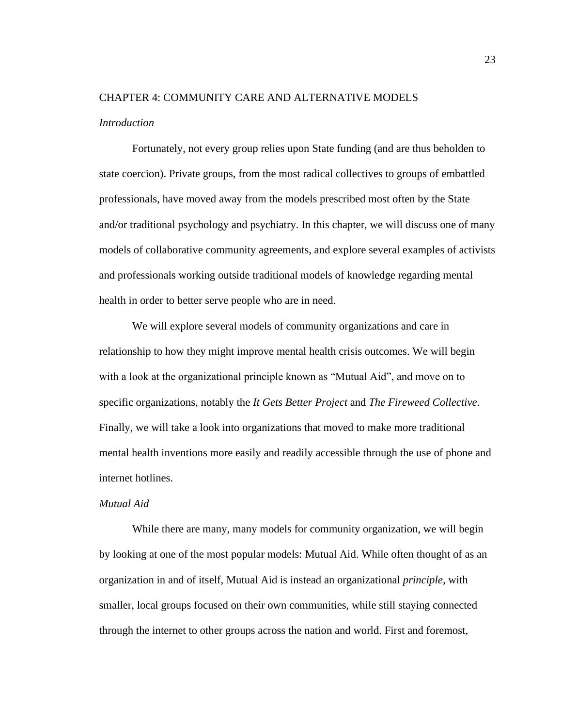# CHAPTER 4: COMMUNITY CARE AND ALTERNATIVE MODELS

## *Introduction*

Fortunately, not every group relies upon State funding (and are thus beholden to state coercion). Private groups, from the most radical collectives to groups of embattled professionals, have moved away from the models prescribed most often by the State and/or traditional psychology and psychiatry. In this chapter, we will discuss one of many models of collaborative community agreements, and explore several examples of activists and professionals working outside traditional models of knowledge regarding mental health in order to better serve people who are in need.

We will explore several models of community organizations and care in relationship to how they might improve mental health crisis outcomes. We will begin with a look at the organizational principle known as "Mutual Aid", and move on to specific organizations, notably the *It Gets Better Project* and *The Fireweed Collective*. Finally, we will take a look into organizations that moved to make more traditional mental health inventions more easily and readily accessible through the use of phone and internet hotlines.

## *Mutual Aid*

While there are many, many models for community organization, we will begin by looking at one of the most popular models: Mutual Aid. While often thought of as an organization in and of itself, Mutual Aid is instead an organizational *principle*, with smaller, local groups focused on their own communities, while still staying connected through the internet to other groups across the nation and world. First and foremost,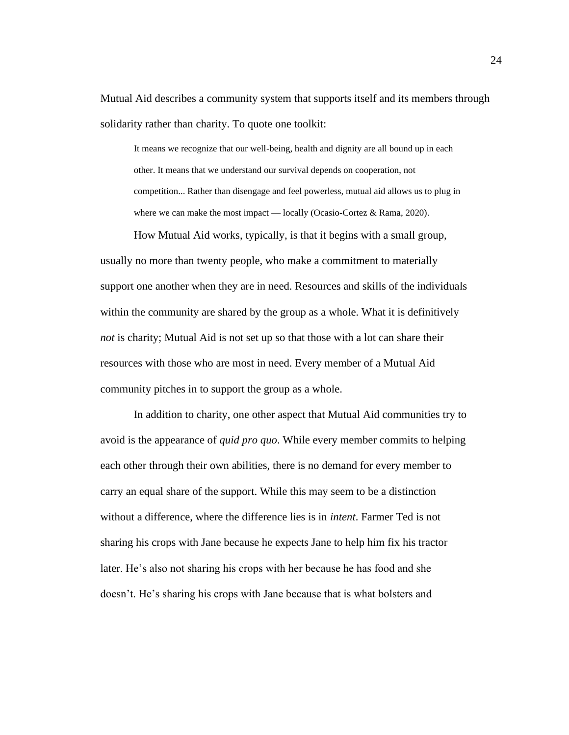Mutual Aid describes a community system that supports itself and its members through solidarity rather than charity. To quote one toolkit:

> It means we recognize that our well-being, health and dignity are all bound up in each other. It means that we understand our survival depends on cooperation, not competition... Rather than disengage and feel powerless, mutual aid allows us to plug in where we can make the most impact — locally (Ocasio-Cortez & Rama, 2020).

How Mutual Aid works, typically, is that it begins with a small group, usually no more than twenty people, who make a commitment to materially support one another when they are in need. Resources and skills of the individuals within the community are shared by the group as a whole. What it is definitively *not* is charity; Mutual Aid is not set up so that those with a lot can share their resources with those who are most in need. Every member of a Mutual Aid community pitches in to support the group as a whole.

In addition to charity, one other aspect that Mutual Aid communities try to avoid is the appearance of *quid pro quo*. While every member commits to helping each other through their own abilities, there is no demand for every member to carry an equal share of the support. While this may seem to be a distinction without a difference, where the difference lies is in *intent*. Farmer Ted is not sharing his crops with Jane because he expects Jane to help him fix his tractor later. He's also not sharing his crops with her because he has food and she doesn't. He's sharing his crops with Jane because that is what bolsters and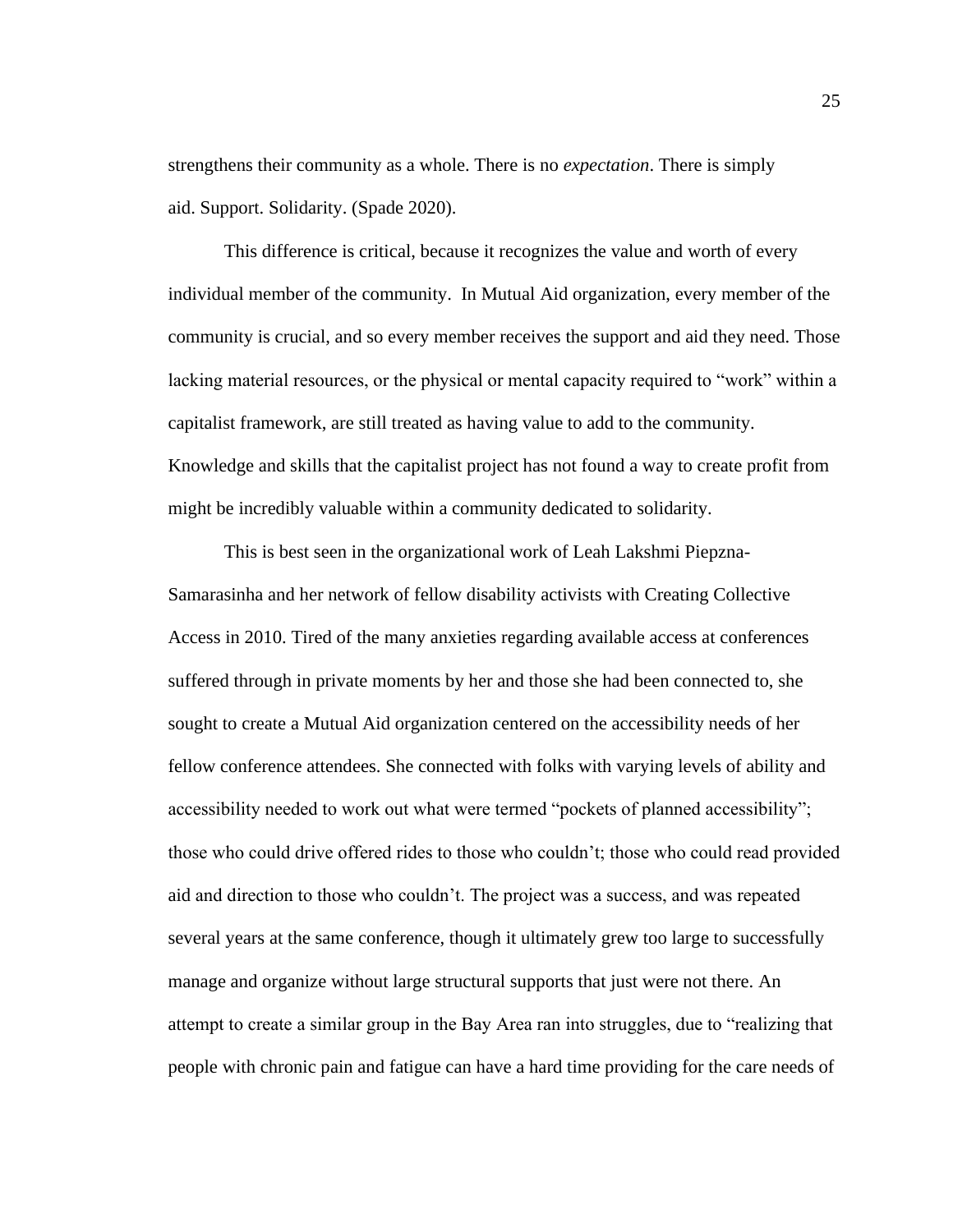strengthens their community as a whole. There is no *expectation*. There is simply aid. Support. Solidarity. (Spade 2020).

This difference is critical, because it recognizes the value and worth of every individual member of the community. In Mutual Aid organization, every member of the community is crucial, and so every member receives the support and aid they need. Those lacking material resources, or the physical or mental capacity required to "work" within a capitalist framework, are still treated as having value to add to the community. Knowledge and skills that the capitalist project has not found a way to create profit from might be incredibly valuable within a community dedicated to solidarity.

This is best seen in the organizational work of Leah Lakshmi Piepzna-Samarasinha and her network of fellow disability activists with Creating Collective Access in 2010. Tired of the many anxieties regarding available access at conferences suffered through in private moments by her and those she had been connected to, she sought to create a Mutual Aid organization centered on the accessibility needs of her fellow conference attendees. She connected with folks with varying levels of ability and accessibility needed to work out what were termed "pockets of planned accessibility"; those who could drive offered rides to those who couldn't; those who could read provided aid and direction to those who couldn't. The project was a success, and was repeated several years at the same conference, though it ultimately grew too large to successfully manage and organize without large structural supports that just were not there. An attempt to create a similar group in the Bay Area ran into struggles, due to "realizing that people with chronic pain and fatigue can have a hard time providing for the care needs of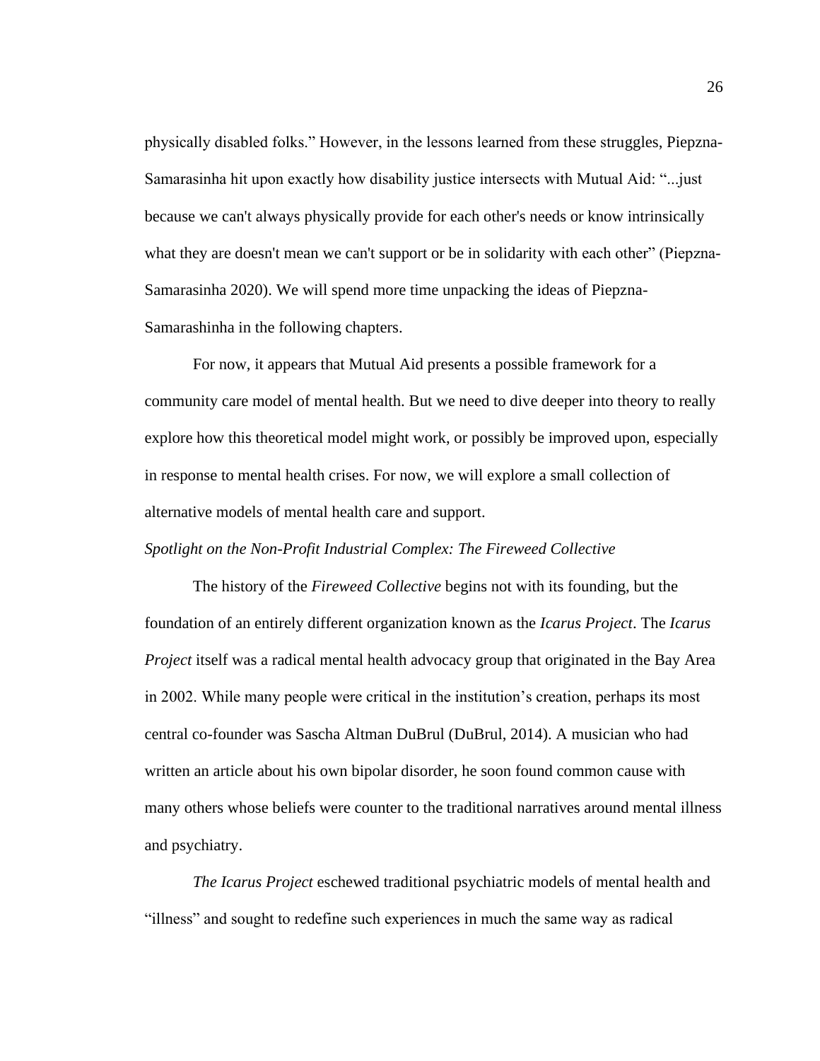physically disabled folks." However, in the lessons learned from these struggles, Piepzna-Samarasinha hit upon exactly how disability justice intersects with Mutual Aid: "...just because we can't always physically provide for each other's needs or know intrinsically what they are doesn't mean we can't support or be in solidarity with each other" (Piepzna-Samarasinha 2020). We will spend more time unpacking the ideas of Piepzna-Samarashinha in the following chapters.

For now, it appears that Mutual Aid presents a possible framework for a community care model of mental health. But we need to dive deeper into theory to really explore how this theoretical model might work, or possibly be improved upon, especially in response to mental health crises. For now, we will explore a small collection of alternative models of mental health care and support.

*Spotlight on the Non-Profit Industrial Complex: The Fireweed Collective*

The history of the *Fireweed Collective* begins not with its founding, but the foundation of an entirely different organization known as the *Icarus Project*. The *Icarus Project* itself was a radical mental health advocacy group that originated in the Bay Area in 2002. While many people were critical in the institution's creation, perhaps its most central co-founder was Sascha Altman DuBrul (DuBrul, 2014). A musician who had written an article about his own bipolar disorder, he soon found common cause with many others whose beliefs were counter to the traditional narratives around mental illness and psychiatry.

*The Icarus Project* eschewed traditional psychiatric models of mental health and "illness" and sought to redefine such experiences in much the same way as radical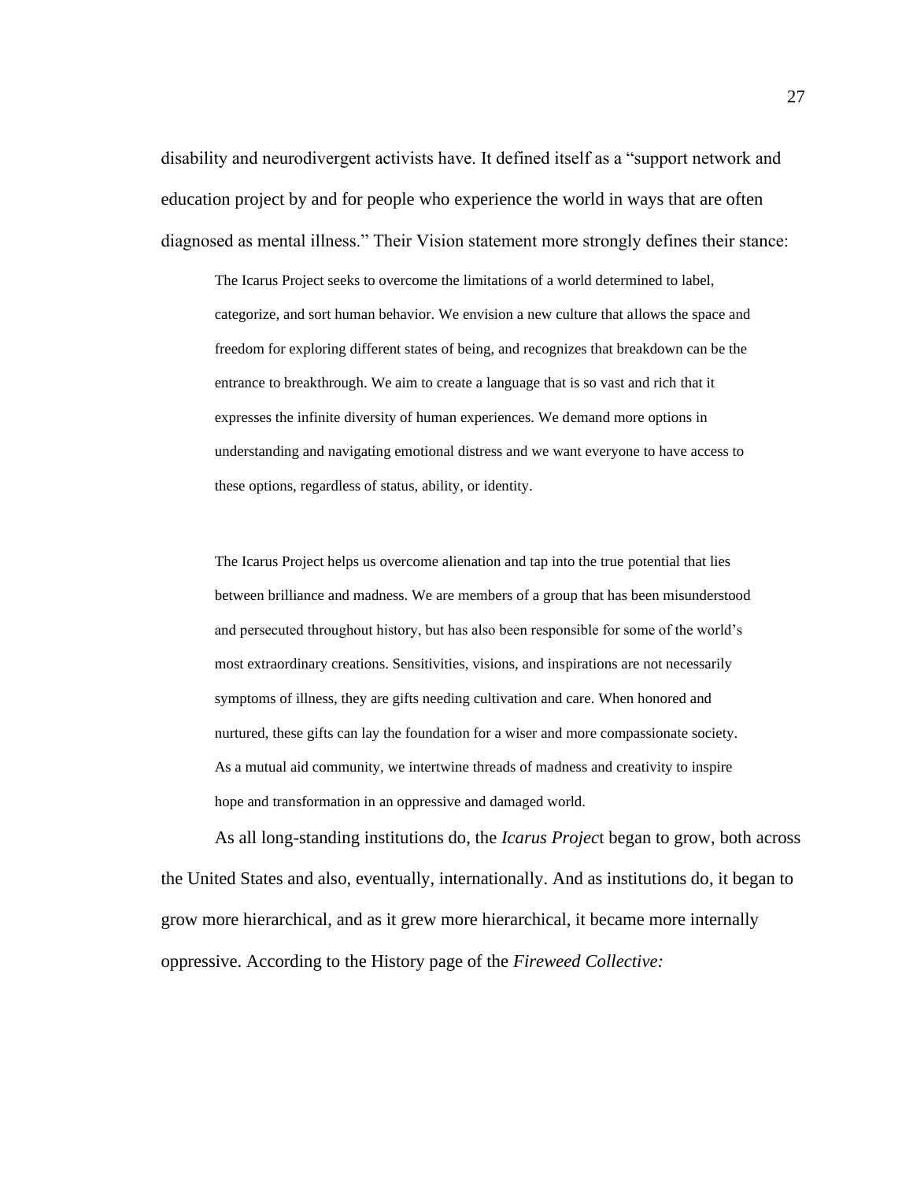disability and neurodivergent activists have. It defined itself as a "support network and education project by and for people who experience the world in ways that are often diagnosed as mental illness." Their Vision statement more strongly defines their stance:

> The Icarus Project seeks to overcome the limitations of a world determined to label, categorize, and sort human behavior. We envision a new culture that allows the space and freedom for exploring different states of being, and recognizes that breakdown can be the entrance to breakthrough. We aim to create a language that is so vast and rich that it expresses the infinite diversity of human experiences. We demand more options in understanding and navigating emotional distress and we want everyone to have access to these options, regardless of status, ability, or identity.
>
> The Icarus Project helps us overcome alienation and tap into the true potential that lies between brilliance and madness. We are members of a group that has been misunderstood and persecuted throughout history, but has also been responsible for some of the world's most extraordinary creations. Sensitivities, visions, and inspirations are not necessarily symptoms of illness, they are gifts needing cultivation and care. When honored and nurtured, these gifts can lay the foundation for a wiser and more compassionate society. As a mutual aid community, we intertwine threads of madness and creativity to inspire hope and transformation in an oppressive and damaged world.

As all long-standing institutions do, the *Icarus Project* began to grow, both across the United States and also, eventually, internationally. And as institutions do, it began to grow more hierarchical, and as it grew more hierarchical, it became more internally oppressive. According to the History page of the *Fireweed Collective:*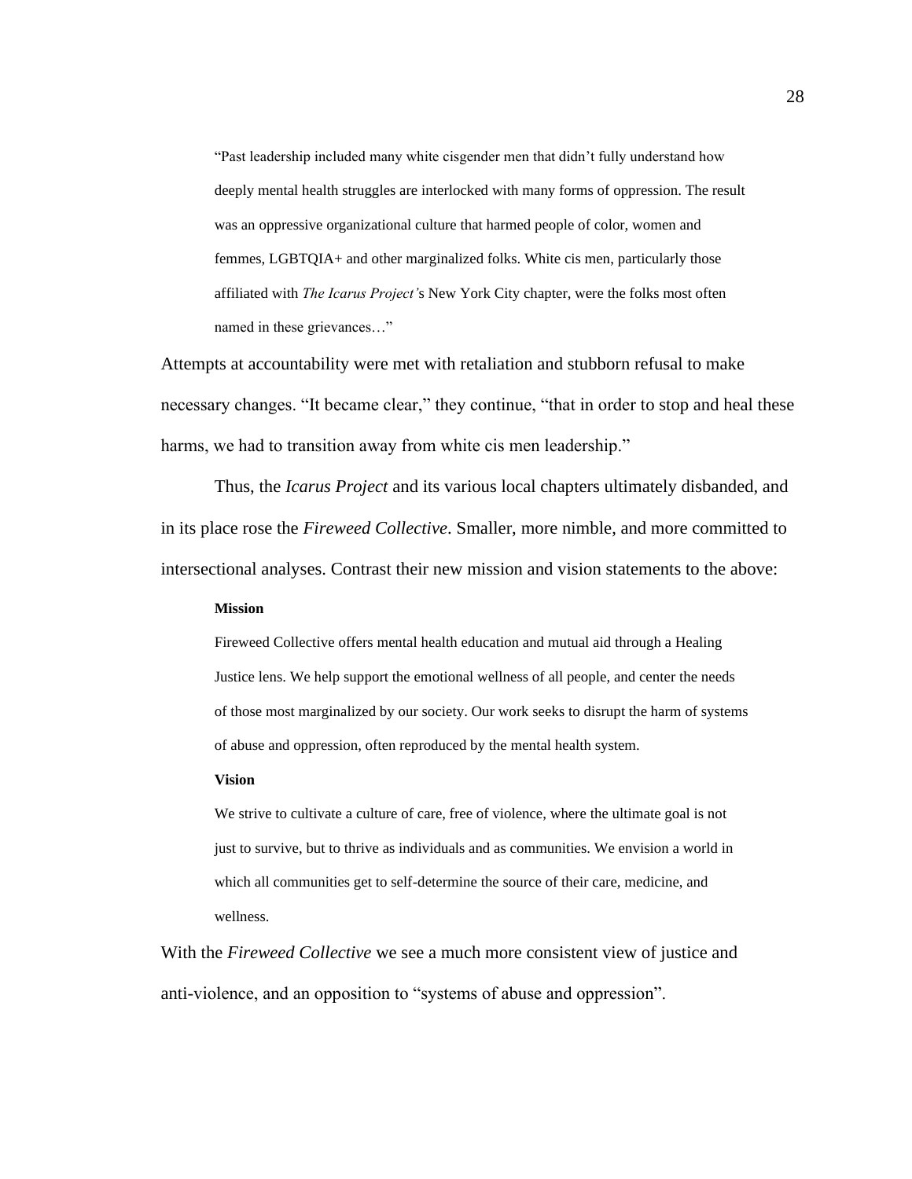> "Past leadership included many white cisgender men that didn't fully understand how deeply mental health struggles are interlocked with many forms of oppression. The result was an oppressive organizational culture that harmed people of color, women and femmes, LGBTQIA+ and other marginalized folks. White cis men, particularly those affiliated with *The Icarus Project*'s New York City chapter, were the folks most often named in these grievances…"

Attempts at accountability were met with retaliation and stubborn refusal to make necessary changes. "It became clear," they continue, "that in order to stop and heal these harms, we had to transition away from white cis men leadership."

Thus, the *Icarus Project* and its various local chapters ultimately disbanded, and in its place rose the *Fireweed Collective*. Smaller, more nimble, and more committed to intersectional analyses. Contrast their new mission and vision statements to the above:

> **Mission**
>
> Fireweed Collective offers mental health education and mutual aid through a Healing Justice lens. We help support the emotional wellness of all people, and center the needs of those most marginalized by our society. Our work seeks to disrupt the harm of systems of abuse and oppression, often reproduced by the mental health system.
>
> **Vision**
>
> We strive to cultivate a culture of care, free of violence, where the ultimate goal is not just to survive, but to thrive as individuals and as communities. We envision a world in which all communities get to self-determine the source of their care, medicine, and wellness.

With the *Fireweed Collective* we see a much more consistent view of justice and anti-violence, and an opposition to "systems of abuse and oppression".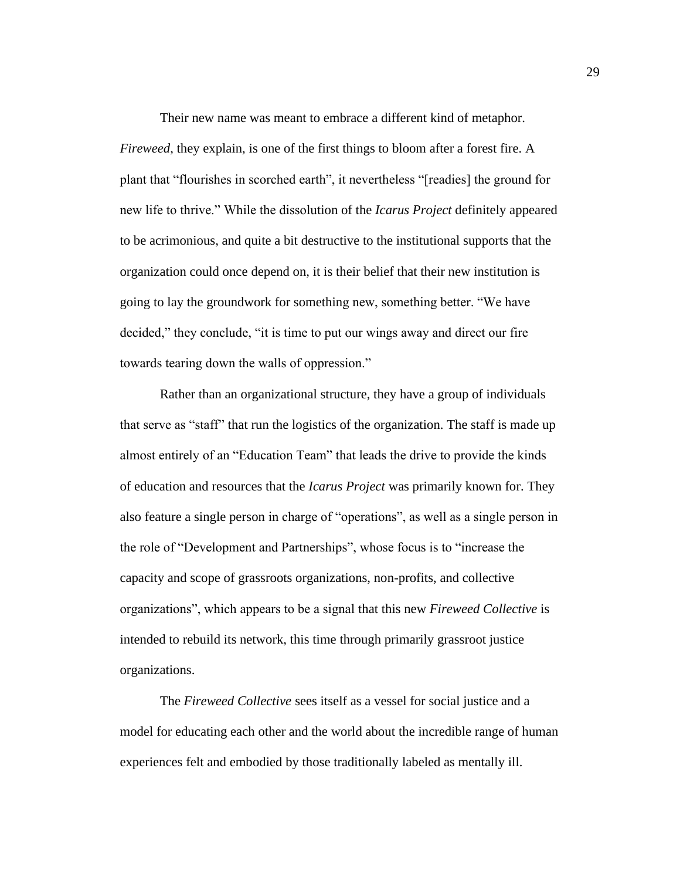Their new name was meant to embrace a different kind of metaphor. *Fireweed*, they explain, is one of the first things to bloom after a forest fire. A plant that "flourishes in scorched earth", it nevertheless "[readies] the ground for new life to thrive." While the dissolution of the *Icarus Project* definitely appeared to be acrimonious, and quite a bit destructive to the institutional supports that the organization could once depend on, it is their belief that their new institution is going to lay the groundwork for something new, something better. "We have decided," they conclude, "it is time to put our wings away and direct our fire towards tearing down the walls of oppression."

Rather than an organizational structure, they have a group of individuals that serve as "staff" that run the logistics of the organization. The staff is made up almost entirely of an "Education Team" that leads the drive to provide the kinds of education and resources that the *Icarus Project* was primarily known for. They also feature a single person in charge of "operations", as well as a single person in the role of "Development and Partnerships", whose focus is to "increase the capacity and scope of grassroots organizations, non-profits, and collective organizations", which appears to be a signal that this new *Fireweed Collective* is intended to rebuild its network, this time through primarily grassroot justice organizations.

The *Fireweed Collective* sees itself as a vessel for social justice and a model for educating each other and the world about the incredible range of human experiences felt and embodied by those traditionally labeled as mentally ill.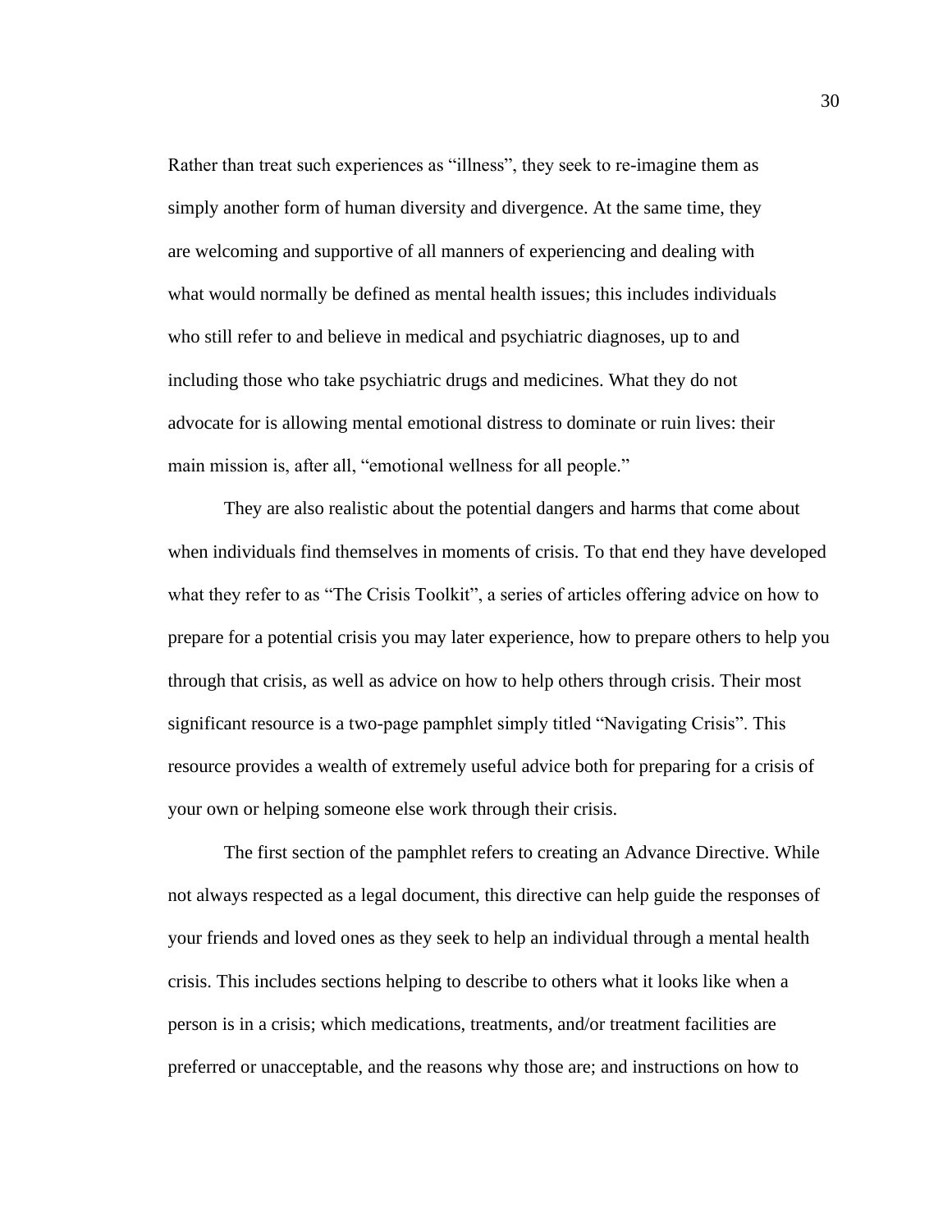Rather than treat such experiences as "illness", they seek to re-imagine them as simply another form of human diversity and divergence. At the same time, they are welcoming and supportive of all manners of experiencing and dealing with what would normally be defined as mental health issues; this includes individuals who still refer to and believe in medical and psychiatric diagnoses, up to and including those who take psychiatric drugs and medicines. What they do not advocate for is allowing mental emotional distress to dominate or ruin lives: their main mission is, after all, "emotional wellness for all people."

They are also realistic about the potential dangers and harms that come about when individuals find themselves in moments of crisis. To that end they have developed what they refer to as "The Crisis Toolkit", a series of articles offering advice on how to prepare for a potential crisis you may later experience, how to prepare others to help you through that crisis, as well as advice on how to help others through crisis. Their most significant resource is a two-page pamphlet simply titled "Navigating Crisis". This resource provides a wealth of extremely useful advice both for preparing for a crisis of your own or helping someone else work through their crisis.

The first section of the pamphlet refers to creating an Advance Directive. While not always respected as a legal document, this directive can help guide the responses of your friends and loved ones as they seek to help an individual through a mental health crisis. This includes sections helping to describe to others what it looks like when a person is in a crisis; which medications, treatments, and/or treatment facilities are preferred or unacceptable, and the reasons why those are; and instructions on how to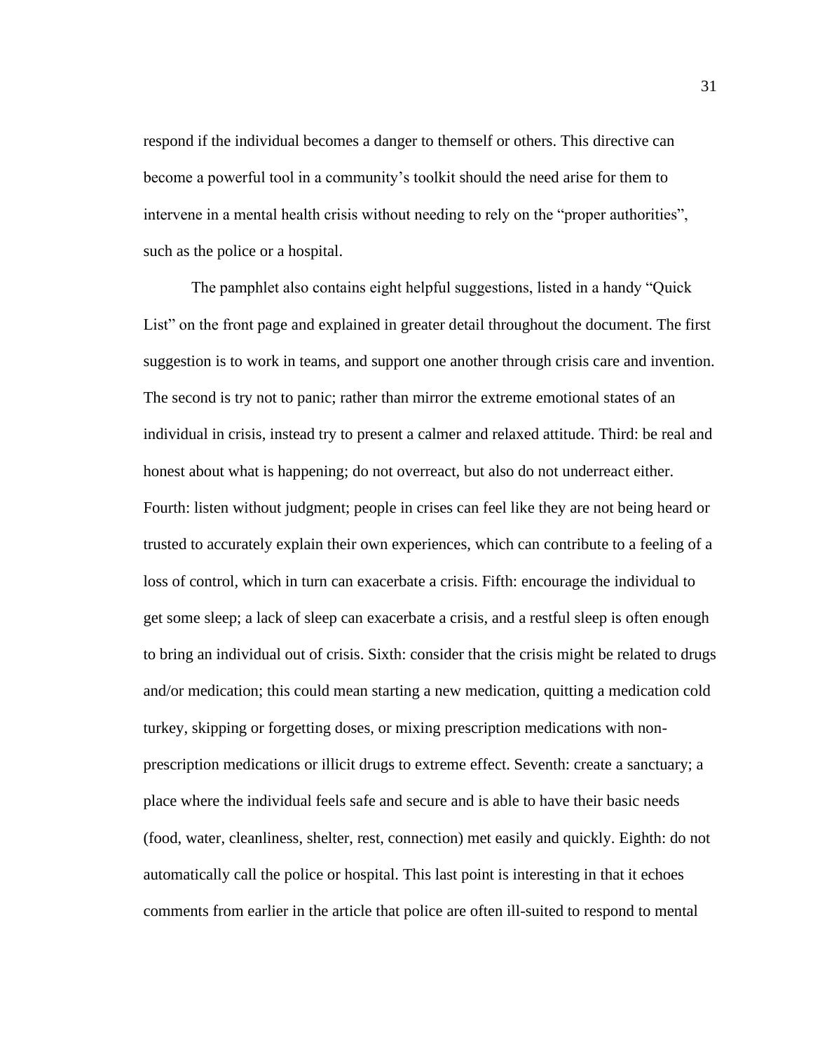respond if the individual becomes a danger to themself or others. This directive can become a powerful tool in a community's toolkit should the need arise for them to intervene in a mental health crisis without needing to rely on the "proper authorities", such as the police or a hospital.

The pamphlet also contains eight helpful suggestions, listed in a handy "Quick List" on the front page and explained in greater detail throughout the document. The first suggestion is to work in teams, and support one another through crisis care and invention. The second is try not to panic; rather than mirror the extreme emotional states of an individual in crisis, instead try to present a calmer and relaxed attitude. Third: be real and honest about what is happening; do not overreact, but also do not underreact either. Fourth: listen without judgment; people in crises can feel like they are not being heard or trusted to accurately explain their own experiences, which can contribute to a feeling of a loss of control, which in turn can exacerbate a crisis. Fifth: encourage the individual to get some sleep; a lack of sleep can exacerbate a crisis, and a restful sleep is often enough to bring an individual out of crisis. Sixth: consider that the crisis might be related to drugs and/or medication; this could mean starting a new medication, quitting a medication cold turkey, skipping or forgetting doses, or mixing prescription medications with non-prescription medications or illicit drugs to extreme effect. Seventh: create a sanctuary; a place where the individual feels safe and secure and is able to have their basic needs (food, water, cleanliness, shelter, rest, connection) met easily and quickly. Eighth: do not automatically call the police or hospital. This last point is interesting in that it echoes comments from earlier in the article that police are often ill-suited to respond to mental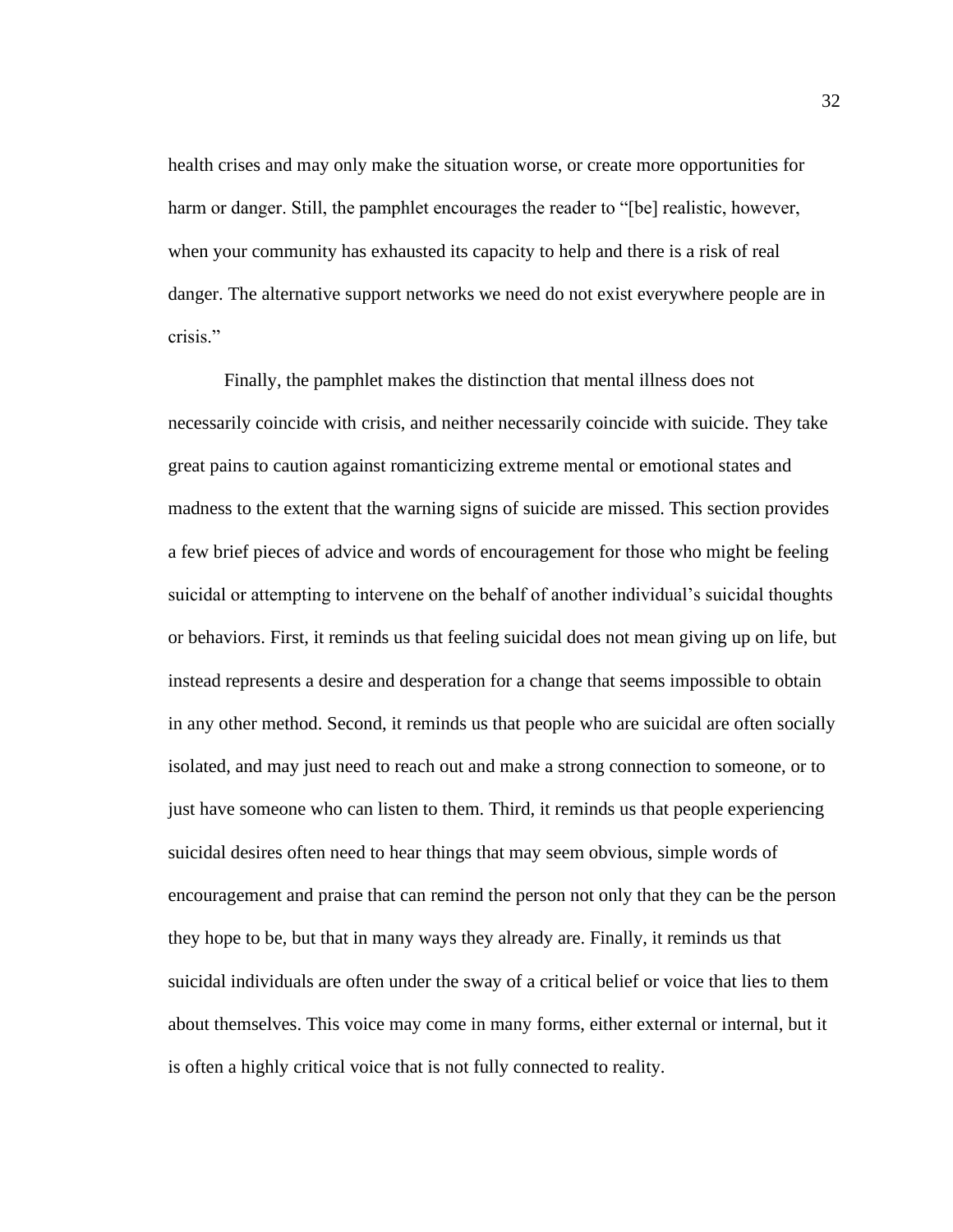health crises and may only make the situation worse, or create more opportunities for harm or danger. Still, the pamphlet encourages the reader to "[be] realistic, however, when your community has exhausted its capacity to help and there is a risk of real danger. The alternative support networks we need do not exist everywhere people are in crisis."

Finally, the pamphlet makes the distinction that mental illness does not necessarily coincide with crisis, and neither necessarily coincide with suicide. They take great pains to caution against romanticizing extreme mental or emotional states and madness to the extent that the warning signs of suicide are missed. This section provides a few brief pieces of advice and words of encouragement for those who might be feeling suicidal or attempting to intervene on the behalf of another individual's suicidal thoughts or behaviors. First, it reminds us that feeling suicidal does not mean giving up on life, but instead represents a desire and desperation for a change that seems impossible to obtain in any other method. Second, it reminds us that people who are suicidal are often socially isolated, and may just need to reach out and make a strong connection to someone, or to just have someone who can listen to them. Third, it reminds us that people experiencing suicidal desires often need to hear things that may seem obvious, simple words of encouragement and praise that can remind the person not only that they can be the person they hope to be, but that in many ways they already are. Finally, it reminds us that suicidal individuals are often under the sway of a critical belief or voice that lies to them about themselves. This voice may come in many forms, either external or internal, but it is often a highly critical voice that is not fully connected to reality.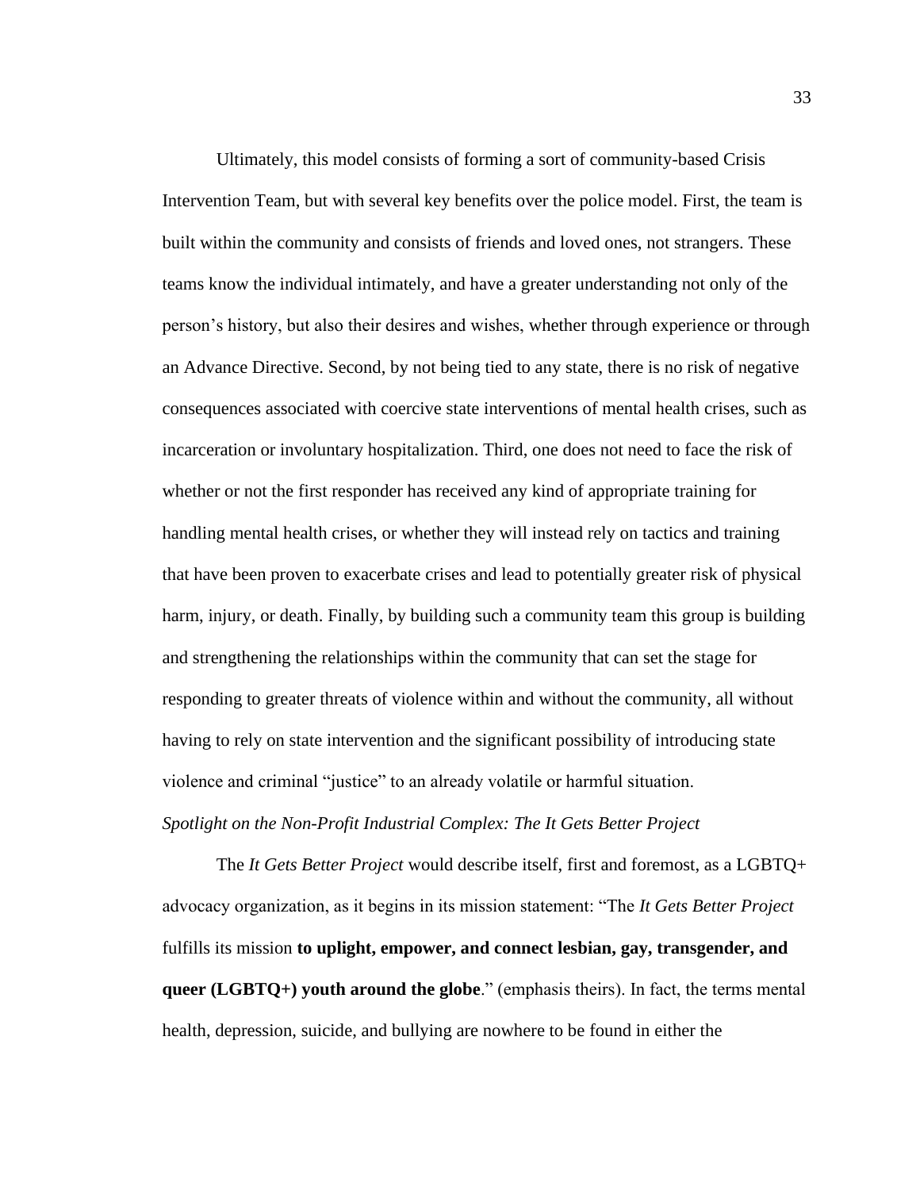Ultimately, this model consists of forming a sort of community-based Crisis Intervention Team, but with several key benefits over the police model. First, the team is built within the community and consists of friends and loved ones, not strangers. These teams know the individual intimately, and have a greater understanding not only of the person's history, but also their desires and wishes, whether through experience or through an Advance Directive. Second, by not being tied to any state, there is no risk of negative consequences associated with coercive state interventions of mental health crises, such as incarceration or involuntary hospitalization. Third, one does not need to face the risk of whether or not the first responder has received any kind of appropriate training for handling mental health crises, or whether they will instead rely on tactics and training that have been proven to exacerbate crises and lead to potentially greater risk of physical harm, injury, or death. Finally, by building such a community team this group is building and strengthening the relationships within the community that can set the stage for responding to greater threats of violence within and without the community, all without having to rely on state intervention and the significant possibility of introducing state violence and criminal "justice" to an already volatile or harmful situation.

### *Spotlight on the Non-Profit Industrial Complex: The It Gets Better Project*

The *It Gets Better Project* would describe itself, first and foremost, as a LGBTQ+ advocacy organization, as it begins in its mission statement: "The *It Gets Better Project* fulfills its mission **to uplight, empower, and connect lesbian, gay, transgender, and queer (LGBTQ+) youth around the globe**." (emphasis theirs). In fact, the terms mental health, depression, suicide, and bullying are nowhere to be found in either the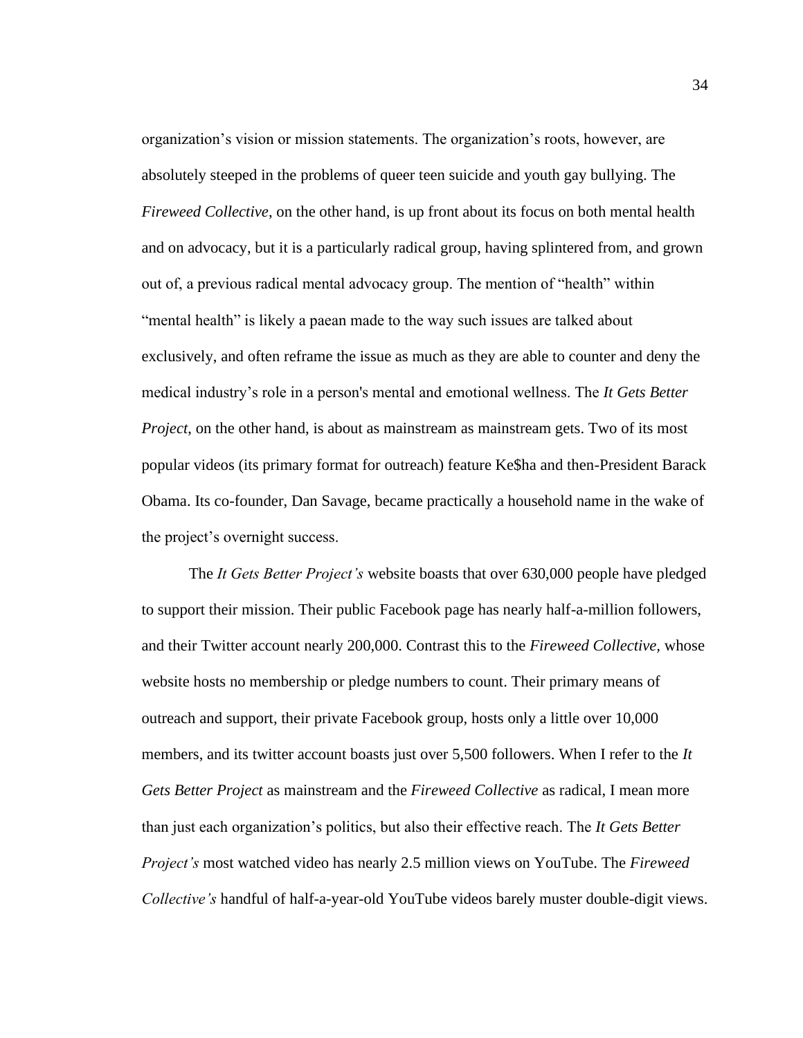organization's vision or mission statements. The organization's roots, however, are absolutely steeped in the problems of queer teen suicide and youth gay bullying. The *Fireweed Collective*, on the other hand, is up front about its focus on both mental health and on advocacy, but it is a particularly radical group, having splintered from, and grown out of, a previous radical mental advocacy group. The mention of "health" within "mental health" is likely a paean made to the way such issues are talked about exclusively, and often reframe the issue as much as they are able to counter and deny the medical industry's role in a person's mental and emotional wellness. The *It Gets Better Project*, on the other hand, is about as mainstream as mainstream gets. Two of its most popular videos (its primary format for outreach) feature Ke$ha and then-President Barack Obama. Its co-founder, Dan Savage, became practically a household name in the wake of the project's overnight success.

The *It Gets Better Project's* website boasts that over 630,000 people have pledged to support their mission. Their public Facebook page has nearly half-a-million followers, and their Twitter account nearly 200,000. Contrast this to the *Fireweed Collective*, whose website hosts no membership or pledge numbers to count. Their primary means of outreach and support, their private Facebook group, hosts only a little over 10,000 members, and its twitter account boasts just over 5,500 followers. When I refer to the *It Gets Better Project* as mainstream and the *Fireweed Collective* as radical, I mean more than just each organization's politics, but also their effective reach. The *It Gets Better Project's* most watched video has nearly 2.5 million views on YouTube. The *Fireweed Collective's* handful of half-a-year-old YouTube videos barely muster double-digit views.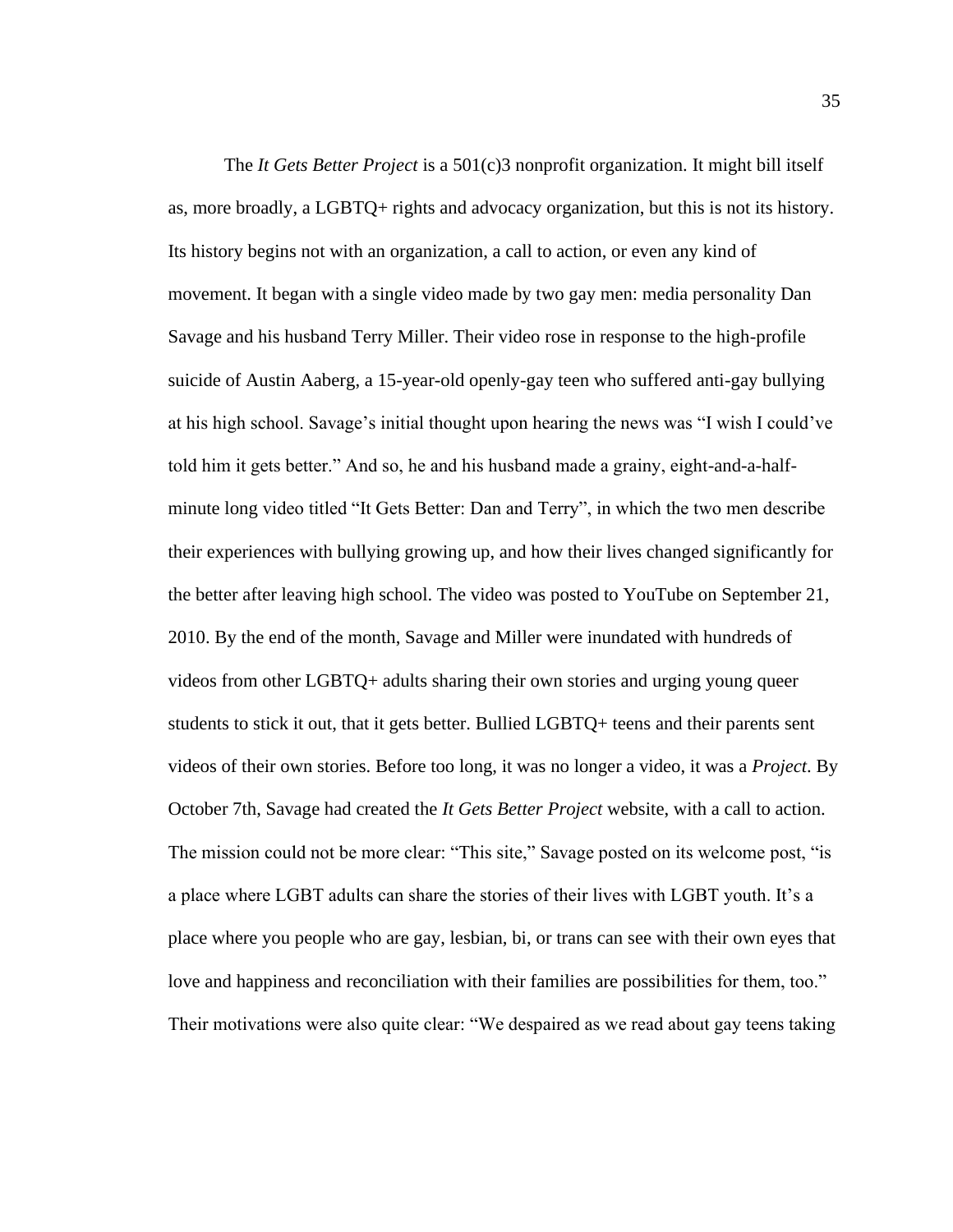The *It Gets Better Project* is a 501(c)3 nonprofit organization. It might bill itself as, more broadly, a LGBTQ+ rights and advocacy organization, but this is not its history. Its history begins not with an organization, a call to action, or even any kind of movement. It began with a single video made by two gay men: media personality Dan Savage and his husband Terry Miller. Their video rose in response to the high-profile suicide of Austin Aaberg, a 15-year-old openly-gay teen who suffered anti-gay bullying at his high school. Savage's initial thought upon hearing the news was "I wish I could've told him it gets better." And so, he and his husband made a grainy, eight-and-a-half-minute long video titled "It Gets Better: Dan and Terry", in which the two men describe their experiences with bullying growing up, and how their lives changed significantly for the better after leaving high school. The video was posted to YouTube on September 21, 2010. By the end of the month, Savage and Miller were inundated with hundreds of videos from other LGBTQ+ adults sharing their own stories and urging young queer students to stick it out, that it gets better. Bullied LGBTQ+ teens and their parents sent videos of their own stories. Before too long, it was no longer a video, it was a *Project*. By October 7th, Savage had created the *It Gets Better Project* website, with a call to action. The mission could not be more clear: "This site," Savage posted on its welcome post, "is a place where LGBT adults can share the stories of their lives with LGBT youth. It's a place where you people who are gay, lesbian, bi, or trans can see with their own eyes that love and happiness and reconciliation with their families are possibilities for them, too." Their motivations were also quite clear: "We despaired as we read about gay teens taking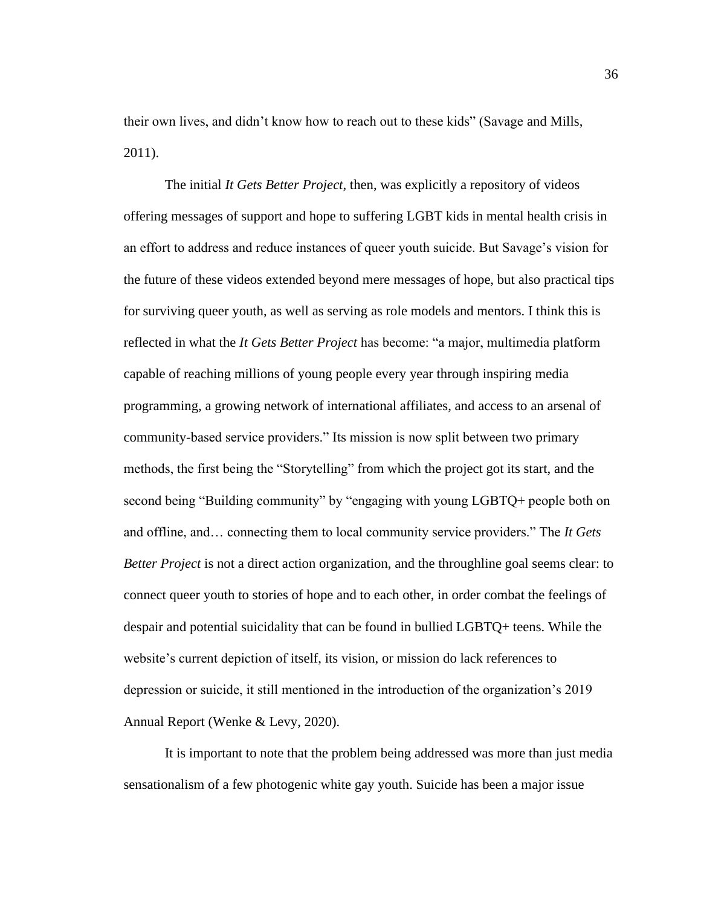their own lives, and didn't know how to reach out to these kids" (Savage and Mills, 2011).

The initial *It Gets Better Project*, then, was explicitly a repository of videos offering messages of support and hope to suffering LGBT kids in mental health crisis in an effort to address and reduce instances of queer youth suicide. But Savage's vision for the future of these videos extended beyond mere messages of hope, but also practical tips for surviving queer youth, as well as serving as role models and mentors. I think this is reflected in what the *It Gets Better Project* has become: "a major, multimedia platform capable of reaching millions of young people every year through inspiring media programming, a growing network of international affiliates, and access to an arsenal of community-based service providers." Its mission is now split between two primary methods, the first being the "Storytelling" from which the project got its start, and the second being "Building community" by "engaging with young LGBTQ+ people both on and offline, and… connecting them to local community service providers." The *It Gets Better Project* is not a direct action organization, and the throughline goal seems clear: to connect queer youth to stories of hope and to each other, in order combat the feelings of despair and potential suicidality that can be found in bullied LGBTQ+ teens. While the website's current depiction of itself, its vision, or mission do lack references to depression or suicide, it still mentioned in the introduction of the organization's 2019 Annual Report (Wenke & Levy, 2020).

It is important to note that the problem being addressed was more than just media sensationalism of a few photogenic white gay youth. Suicide has been a major issue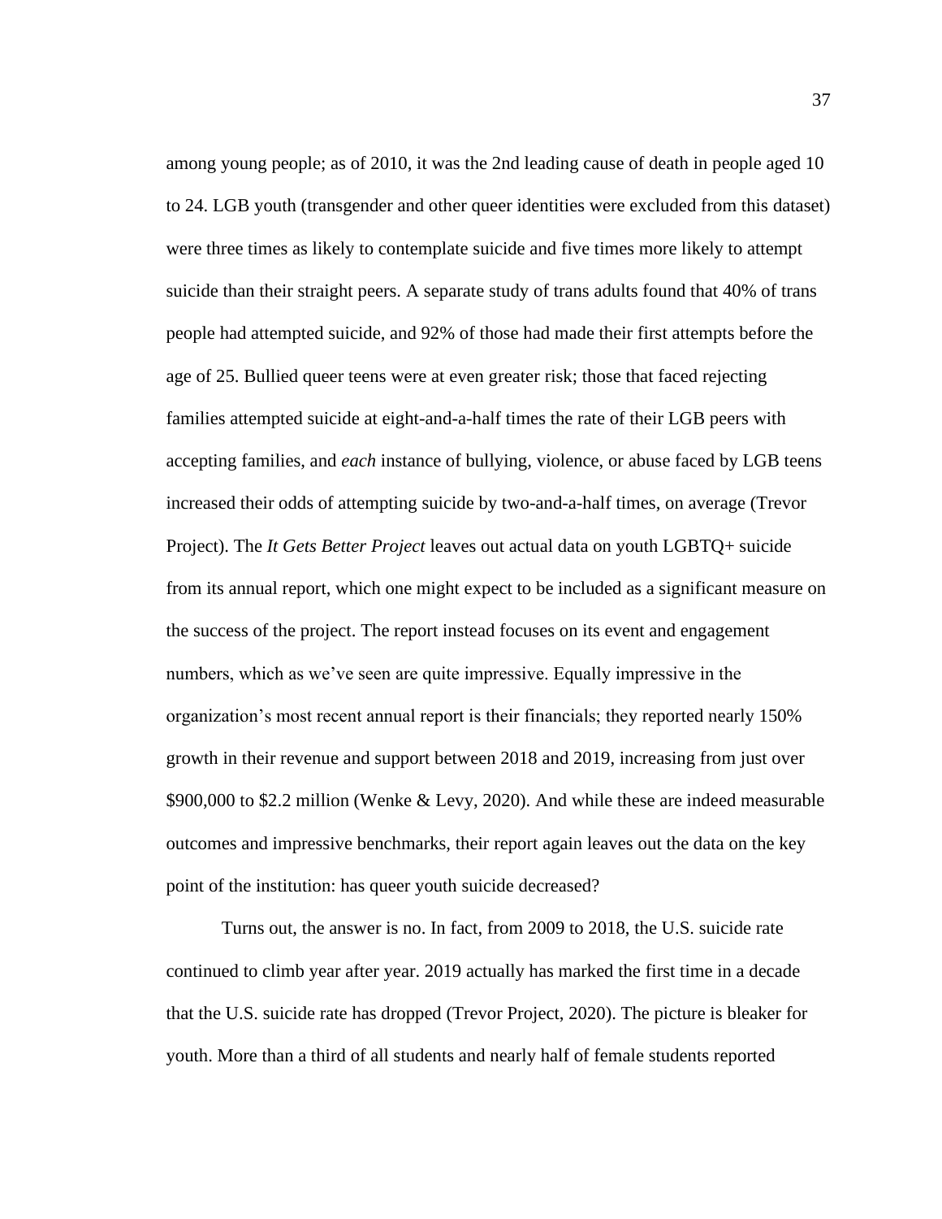among young people; as of 2010, it was the 2nd leading cause of death in people aged 10 to 24. LGB youth (transgender and other queer identities were excluded from this dataset) were three times as likely to contemplate suicide and five times more likely to attempt suicide than their straight peers. A separate study of trans adults found that 40% of trans people had attempted suicide, and 92% of those had made their first attempts before the age of 25. Bullied queer teens were at even greater risk; those that faced rejecting families attempted suicide at eight-and-a-half times the rate of their LGB peers with accepting families, and *each* instance of bullying, violence, or abuse faced by LGB teens increased their odds of attempting suicide by two-and-a-half times, on average (Trevor Project). The *It Gets Better Project* leaves out actual data on youth LGBTQ+ suicide from its annual report, which one might expect to be included as a significant measure on the success of the project. The report instead focuses on its event and engagement numbers, which as we've seen are quite impressive. Equally impressive in the organization's most recent annual report is their financials; they reported nearly 150% growth in their revenue and support between 2018 and 2019, increasing from just over $900,000 to $2.2 million (Wenke & Levy, 2020). And while these are indeed measurable outcomes and impressive benchmarks, their report again leaves out the data on the key point of the institution: has queer youth suicide decreased?

Turns out, the answer is no. In fact, from 2009 to 2018, the U.S. suicide rate continued to climb year after year. 2019 actually has marked the first time in a decade that the U.S. suicide rate has dropped (Trevor Project, 2020). The picture is bleaker for youth. More than a third of all students and nearly half of female students reported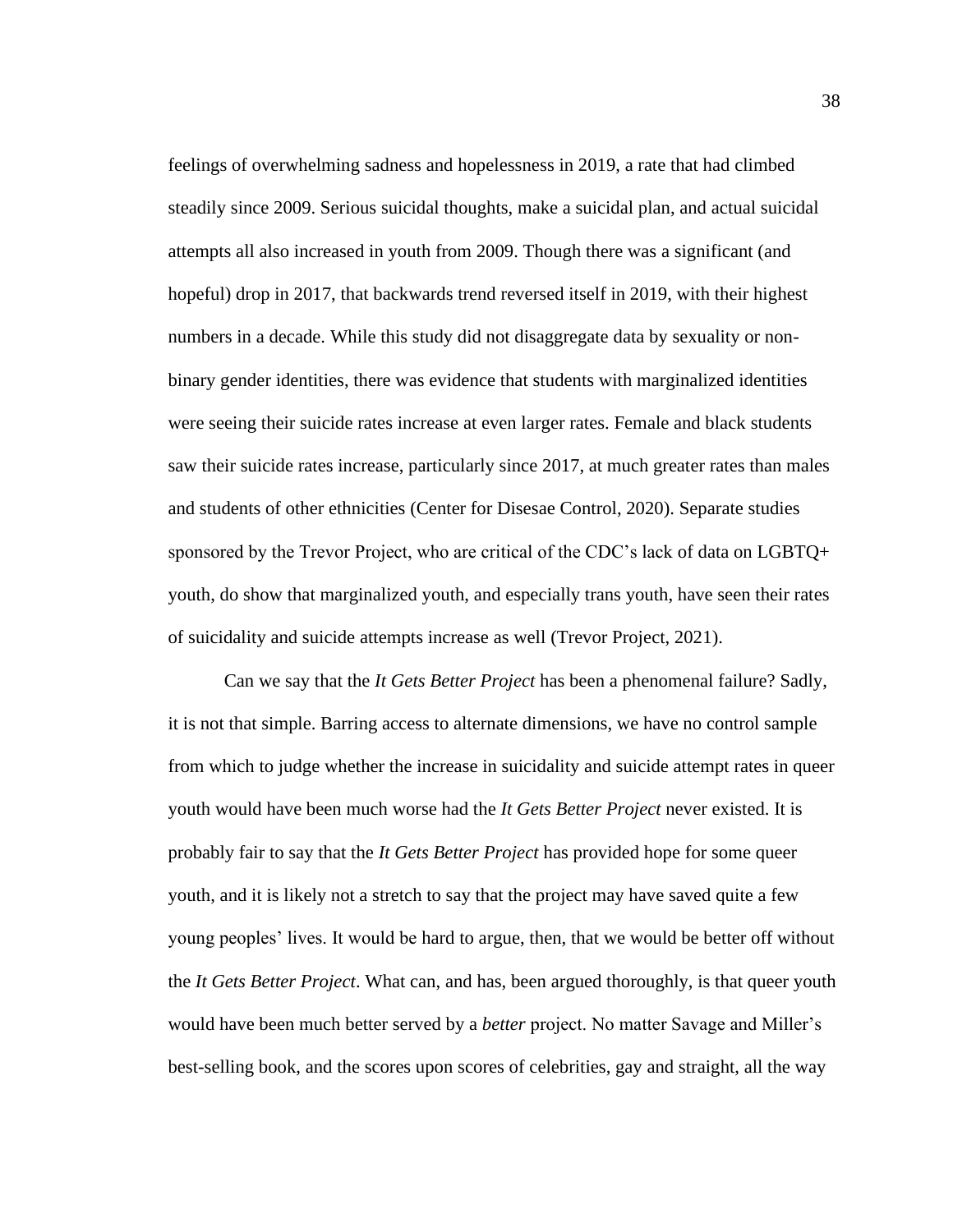feelings of overwhelming sadness and hopelessness in 2019, a rate that had climbed steadily since 2009. Serious suicidal thoughts, make a suicidal plan, and actual suicidal attempts all also increased in youth from 2009. Though there was a significant (and hopeful) drop in 2017, that backwards trend reversed itself in 2019, with their highest numbers in a decade. While this study did not disaggregate data by sexuality or non-binary gender identities, there was evidence that students with marginalized identities were seeing their suicide rates increase at even larger rates. Female and black students saw their suicide rates increase, particularly since 2017, at much greater rates than males and students of other ethnicities (Center for Disesae Control, 2020). Separate studies sponsored by the Trevor Project, who are critical of the CDC's lack of data on LGBTQ+ youth, do show that marginalized youth, and especially trans youth, have seen their rates of suicidality and suicide attempts increase as well (Trevor Project, 2021).

Can we say that the *It Gets Better Project* has been a phenomenal failure? Sadly, it is not that simple. Barring access to alternate dimensions, we have no control sample from which to judge whether the increase in suicidality and suicide attempt rates in queer youth would have been much worse had the *It Gets Better Project* never existed. It is probably fair to say that the *It Gets Better Project* has provided hope for some queer youth, and it is likely not a stretch to say that the project may have saved quite a few young peoples' lives. It would be hard to argue, then, that we would be better off without the *It Gets Better Project*. What can, and has, been argued thoroughly, is that queer youth would have been much better served by a *better* project. No matter Savage and Miller's best-selling book, and the scores upon scores of celebrities, gay and straight, all the way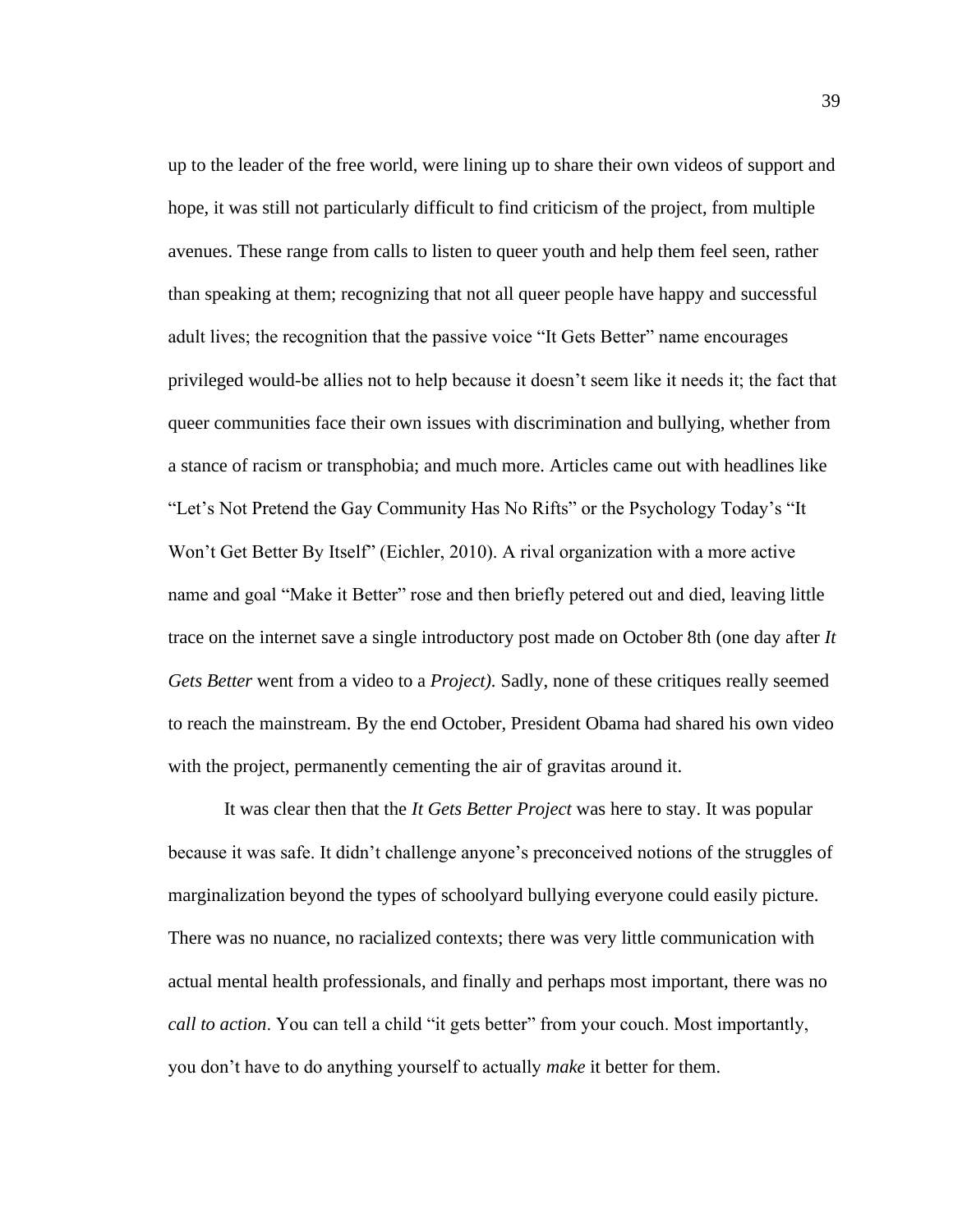up to the leader of the free world, were lining up to share their own videos of support and hope, it was still not particularly difficult to find criticism of the project, from multiple avenues. These range from calls to listen to queer youth and help them feel seen, rather than speaking at them; recognizing that not all queer people have happy and successful adult lives; the recognition that the passive voice "It Gets Better" name encourages privileged would-be allies not to help because it doesn't seem like it needs it; the fact that queer communities face their own issues with discrimination and bullying, whether from a stance of racism or transphobia; and much more. Articles came out with headlines like "Let's Not Pretend the Gay Community Has No Rifts" or the Psychology Today's "It Won't Get Better By Itself" (Eichler, 2010). A rival organization with a more active name and goal "Make it Better" rose and then briefly petered out and died, leaving little trace on the internet save a single introductory post made on October 8th (one day after *It Gets Better* went from a video to a *Project)*. Sadly, none of these critiques really seemed to reach the mainstream. By the end October, President Obama had shared his own video with the project, permanently cementing the air of gravitas around it.

It was clear then that the *It Gets Better Project* was here to stay. It was popular because it was safe. It didn't challenge anyone's preconceived notions of the struggles of marginalization beyond the types of schoolyard bullying everyone could easily picture. There was no nuance, no racialized contexts; there was very little communication with actual mental health professionals, and finally and perhaps most important, there was no *call to action*. You can tell a child "it gets better" from your couch. Most importantly, you don't have to do anything yourself to actually *make* it better for them.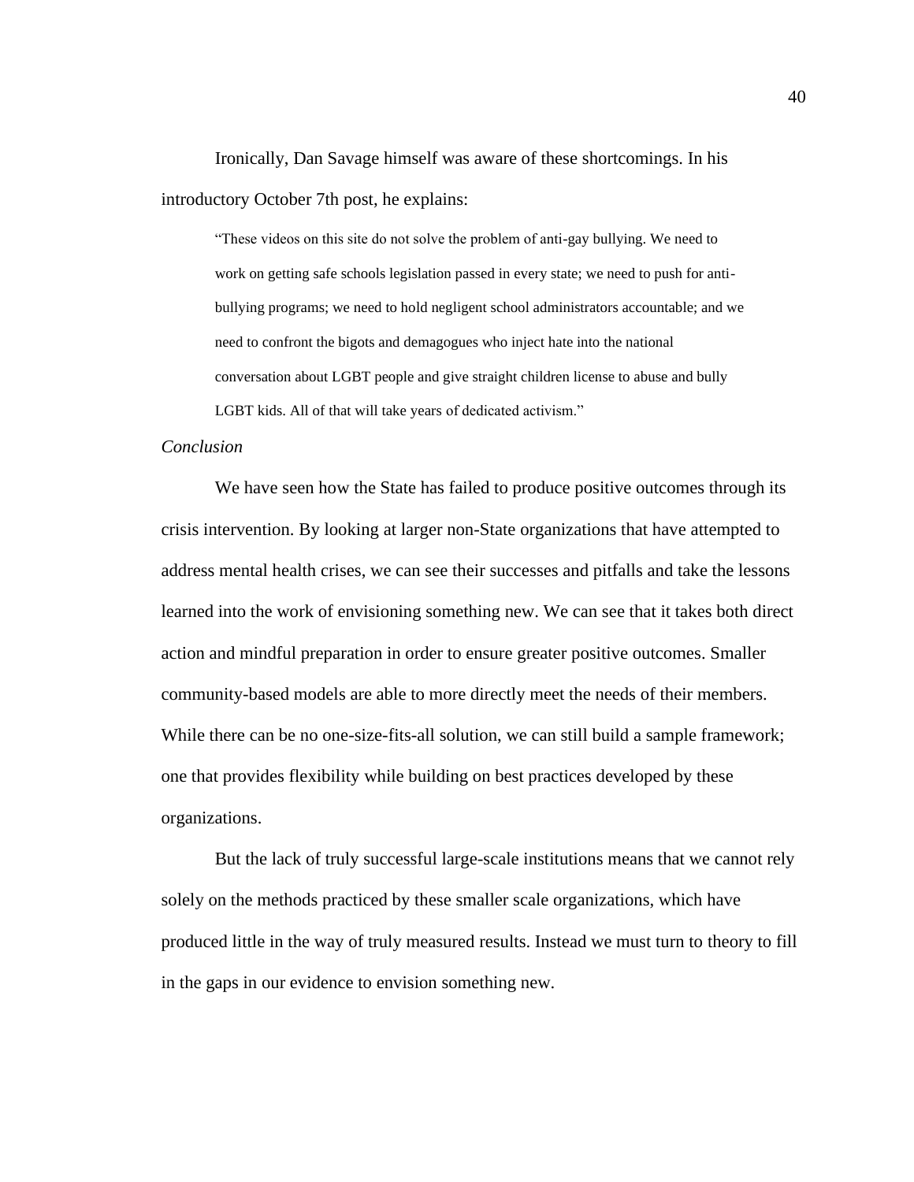Ironically, Dan Savage himself was aware of these shortcomings. In his introductory October 7th post, he explains:

> "These videos on this site do not solve the problem of anti-gay bullying. We need to work on getting safe schools legislation passed in every state; we need to push for anti-bullying programs; we need to hold negligent school administrators accountable; and we need to confront the bigots and demagogues who inject hate into the national conversation about LGBT people and give straight children license to abuse and bully LGBT kids. All of that will take years of dedicated activism."

*Conclusion*

We have seen how the State has failed to produce positive outcomes through its crisis intervention. By looking at larger non-State organizations that have attempted to address mental health crises, we can see their successes and pitfalls and take the lessons learned into the work of envisioning something new. We can see that it takes both direct action and mindful preparation in order to ensure greater positive outcomes. Smaller community-based models are able to more directly meet the needs of their members. While there can be no one-size-fits-all solution, we can still build a sample framework; one that provides flexibility while building on best practices developed by these organizations.

But the lack of truly successful large-scale institutions means that we cannot rely solely on the methods practiced by these smaller scale organizations, which have produced little in the way of truly measured results. Instead we must turn to theory to fill in the gaps in our evidence to envision something new.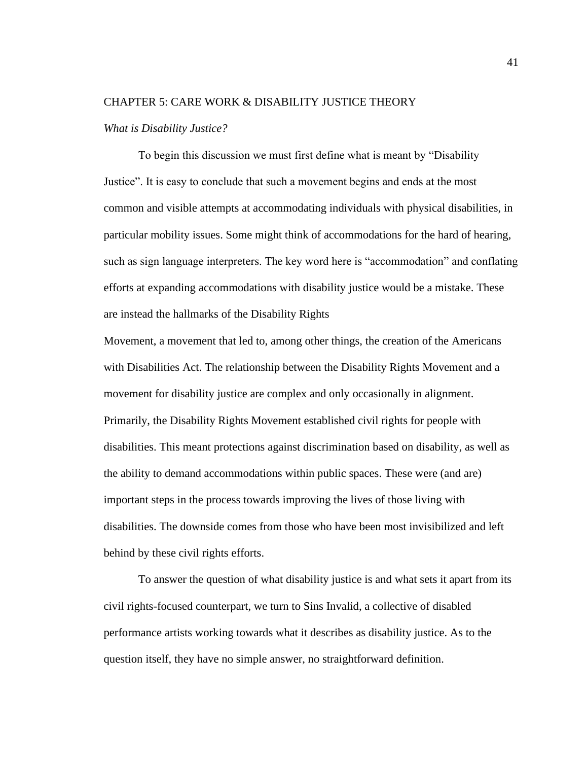# CHAPTER 5: CARE WORK & DISABILITY JUSTICE THEORY

## *What is Disability Justice?*

To begin this discussion we must first define what is meant by "Disability Justice". It is easy to conclude that such a movement begins and ends at the most common and visible attempts at accommodating individuals with physical disabilities, in particular mobility issues. Some might think of accommodations for the hard of hearing, such as sign language interpreters. The key word here is "accommodation" and conflating efforts at expanding accommodations with disability justice would be a mistake. These are instead the hallmarks of the Disability Rights Movement, a movement that led to, among other things, the creation of the Americans with Disabilities Act. The relationship between the Disability Rights Movement and a movement for disability justice are complex and only occasionally in alignment. Primarily, the Disability Rights Movement established civil rights for people with disabilities. This meant protections against discrimination based on disability, as well as the ability to demand accommodations within public spaces. These were (and are) important steps in the process towards improving the lives of those living with disabilities. The downside comes from those who have been most invisibilized and left behind by these civil rights efforts.

To answer the question of what disability justice is and what sets it apart from its civil rights-focused counterpart, we turn to Sins Invalid, a collective of disabled performance artists working towards what it describes as disability justice. As to the question itself, they have no simple answer, no straightforward definition.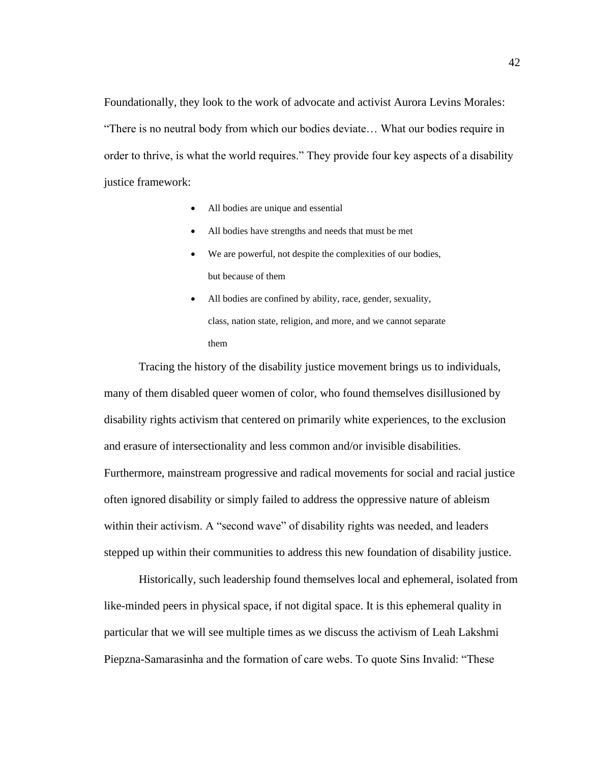Foundationally, they look to the work of advocate and activist Aurora Levins Morales: "There is no neutral body from which our bodies deviate… What our bodies require in order to thrive, is what the world requires." They provide four key aspects of a disability justice framework:

- All bodies are unique and essential
- All bodies have strengths and needs that must be met
- We are powerful, not despite the complexities of our bodies, but because of them
- All bodies are confined by ability, race, gender, sexuality, class, nation state, religion, and more, and we cannot separate them

Tracing the history of the disability justice movement brings us to individuals, many of them disabled queer women of color, who found themselves disillusioned by disability rights activism that centered on primarily white experiences, to the exclusion and erasure of intersectionality and less common and/or invisible disabilities. Furthermore, mainstream progressive and radical movements for social and racial justice often ignored disability or simply failed to address the oppressive nature of ableism within their activism. A "second wave" of disability rights was needed, and leaders stepped up within their communities to address this new foundation of disability justice.

Historically, such leadership found themselves local and ephemeral, isolated from like-minded peers in physical space, if not digital space. It is this ephemeral quality in particular that we will see multiple times as we discuss the activism of Leah Lakshmi Piepzna-Samarasinha and the formation of care webs. To quote Sins Invalid: "These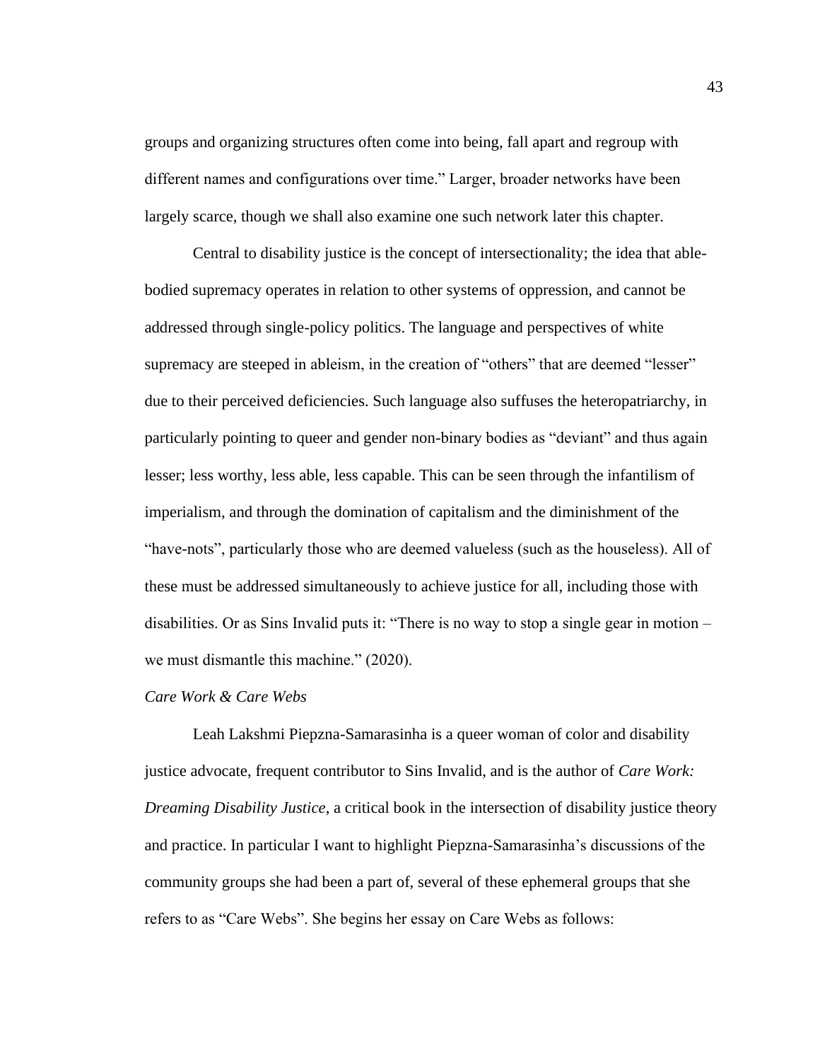groups and organizing structures often come into being, fall apart and regroup with different names and configurations over time." Larger, broader networks have been largely scarce, though we shall also examine one such network later this chapter.

Central to disability justice is the concept of intersectionality; the idea that able-bodied supremacy operates in relation to other systems of oppression, and cannot be addressed through single-policy politics. The language and perspectives of white supremacy are steeped in ableism, in the creation of "others" that are deemed "lesser" due to their perceived deficiencies. Such language also suffuses the heteropatriarchy, in particularly pointing to queer and gender non-binary bodies as "deviant" and thus again lesser; less worthy, less able, less capable. This can be seen through the infantilism of imperialism, and through the domination of capitalism and the diminishment of the "have-nots", particularly those who are deemed valueless (such as the houseless). All of these must be addressed simultaneously to achieve justice for all, including those with disabilities. Or as Sins Invalid puts it: "There is no way to stop a single gear in motion – we must dismantle this machine." (2020).

### *Care Work & Care Webs*

Leah Lakshmi Piepzna-Samarasinha is a queer woman of color and disability justice advocate, frequent contributor to Sins Invalid, and is the author of *Care Work: Dreaming Disability Justice*, a critical book in the intersection of disability justice theory and practice. In particular I want to highlight Piepzna-Samarasinha's discussions of the community groups she had been a part of, several of these ephemeral groups that she refers to as "Care Webs". She begins her essay on Care Webs as follows: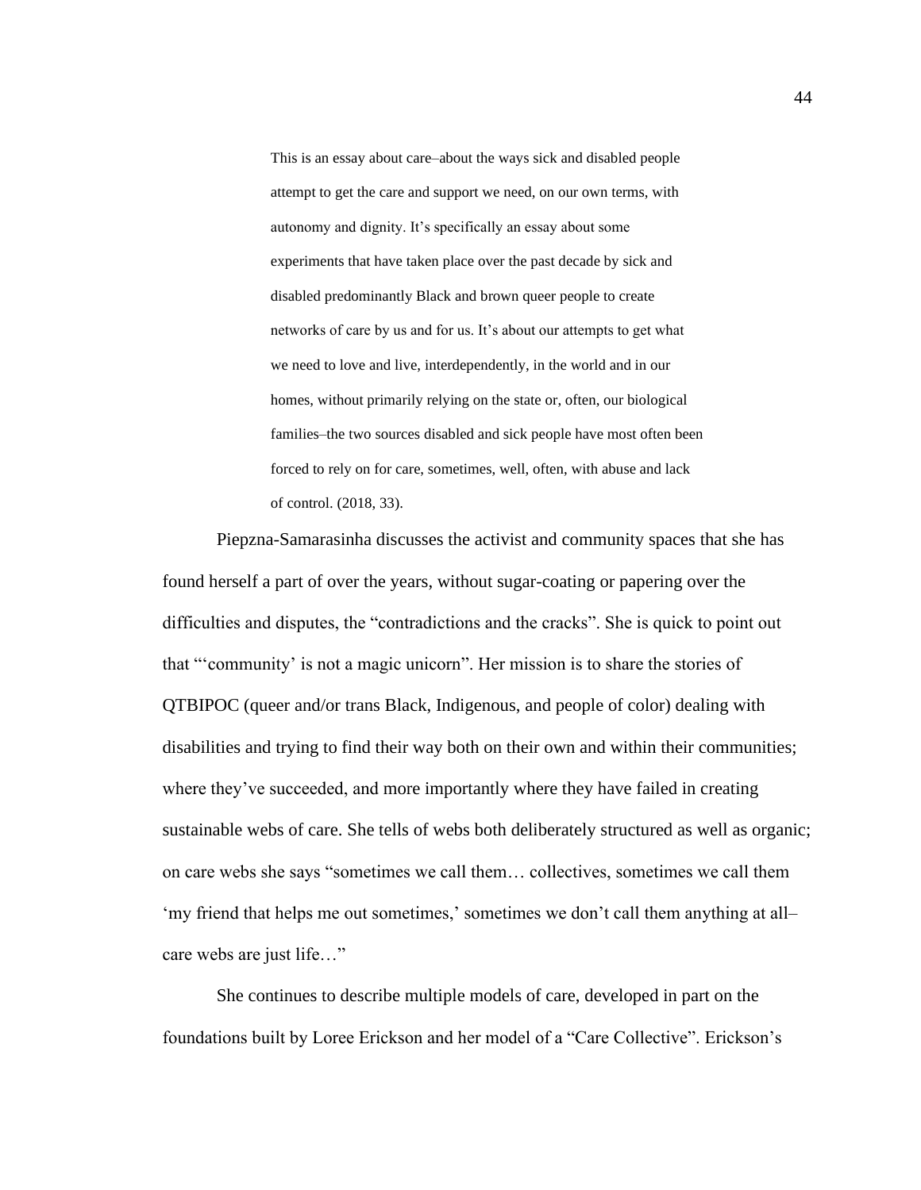> This is an essay about care–about the ways sick and disabled people attempt to get the care and support we need, on our own terms, with autonomy and dignity. It's specifically an essay about some experiments that have taken place over the past decade by sick and disabled predominantly Black and brown queer people to create networks of care by us and for us. It's about our attempts to get what we need to love and live, interdependently, in the world and in our homes, without primarily relying on the state or, often, our biological families–the two sources disabled and sick people have most often been forced to rely on for care, sometimes, well, often, with abuse and lack of control. (2018, 33).

Piepzna-Samarasinha discusses the activist and community spaces that she has found herself a part of over the years, without sugar-coating or papering over the difficulties and disputes, the "contradictions and the cracks". She is quick to point out that "'community' is not a magic unicorn". Her mission is to share the stories of QTBIPOC (queer and/or trans Black, Indigenous, and people of color) dealing with disabilities and trying to find their way both on their own and within their communities; where they've succeeded, and more importantly where they have failed in creating sustainable webs of care. She tells of webs both deliberately structured as well as organic; on care webs she says "sometimes we call them… collectives, sometimes we call them 'my friend that helps me out sometimes,' sometimes we don't call them anything at all–care webs are just life…"

She continues to describe multiple models of care, developed in part on the foundations built by Loree Erickson and her model of a "Care Collective". Erickson's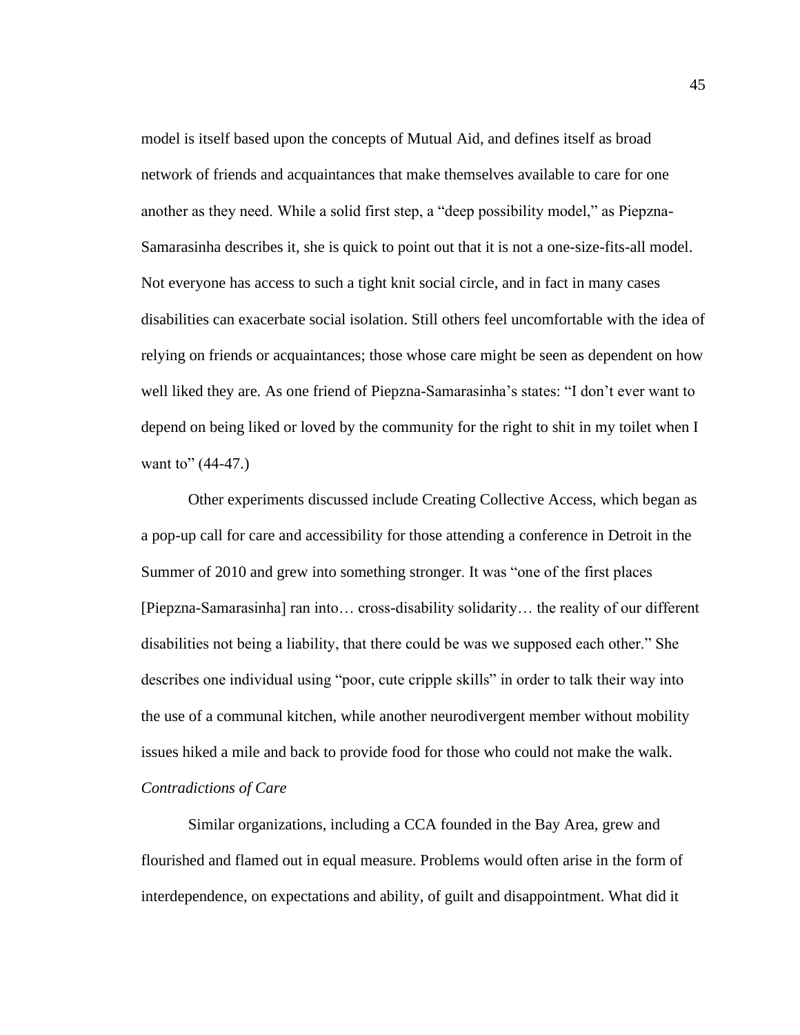model is itself based upon the concepts of Mutual Aid, and defines itself as broad network of friends and acquaintances that make themselves available to care for one another as they need. While a solid first step, a "deep possibility model," as Piepzna-Samarasinha describes it, she is quick to point out that it is not a one-size-fits-all model. Not everyone has access to such a tight knit social circle, and in fact in many cases disabilities can exacerbate social isolation. Still others feel uncomfortable with the idea of relying on friends or acquaintances; those whose care might be seen as dependent on how well liked they are. As one friend of Piepzna-Samarasinha's states: "I don't ever want to depend on being liked or loved by the community for the right to shit in my toilet when I want to" (44-47.)

Other experiments discussed include Creating Collective Access, which began as a pop-up call for care and accessibility for those attending a conference in Detroit in the Summer of 2010 and grew into something stronger. It was "one of the first places [Piepzna-Samarasinha] ran into… cross-disability solidarity… the reality of our different disabilities not being a liability, that there could be was we supposed each other." She describes one individual using "poor, cute cripple skills" in order to talk their way into the use of a communal kitchen, while another neurodivergent member without mobility issues hiked a mile and back to provide food for those who could not make the walk.

*Contradictions of Care*

Similar organizations, including a CCA founded in the Bay Area, grew and flourished and flamed out in equal measure. Problems would often arise in the form of interdependence, on expectations and ability, of guilt and disappointment. What did it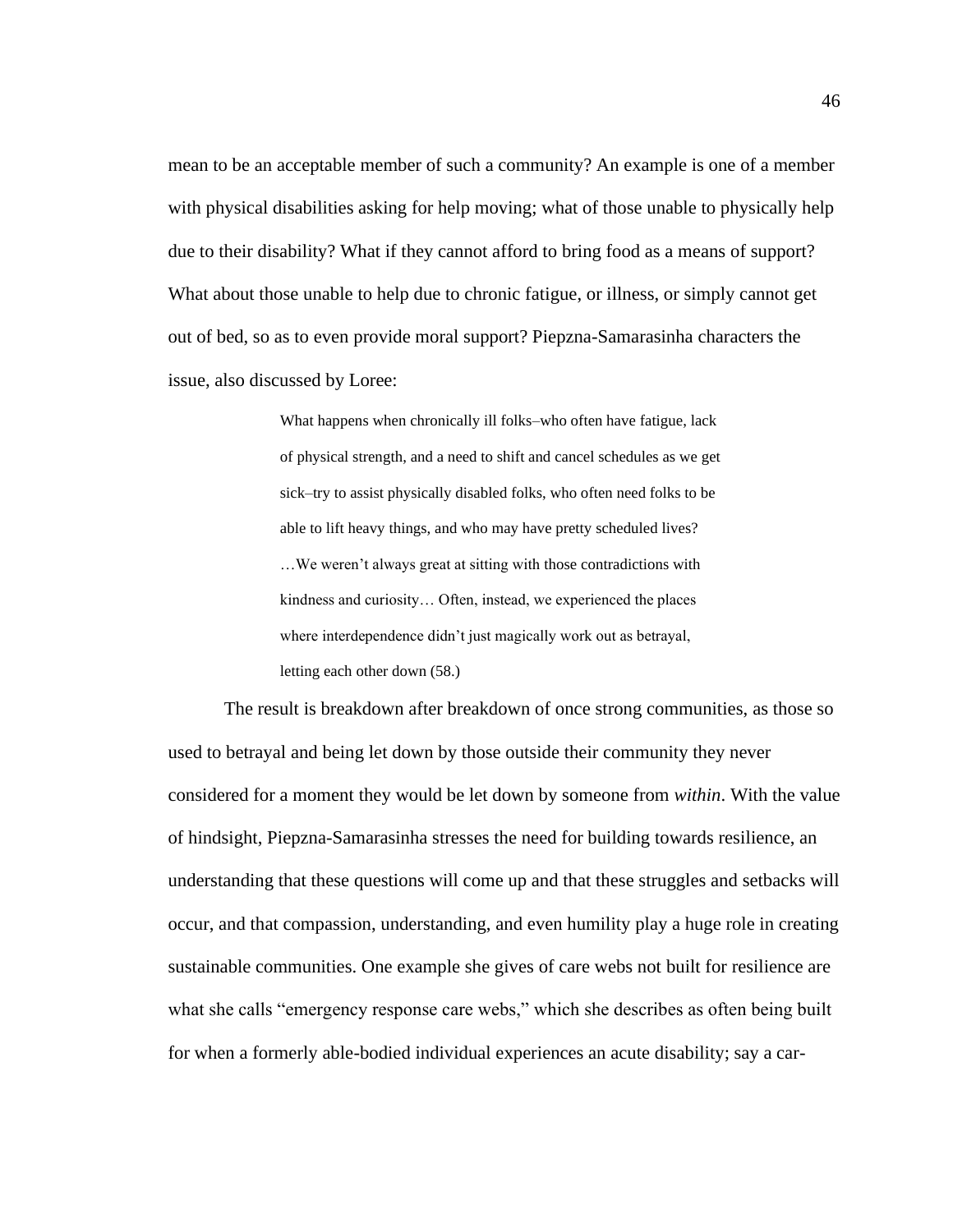mean to be an acceptable member of such a community? An example is one of a member with physical disabilities asking for help moving; what of those unable to physically help due to their disability? What if they cannot afford to bring food as a means of support? What about those unable to help due to chronic fatigue, or illness, or simply cannot get out of bed, so as to even provide moral support? Piepzna-Samarasinha characters the issue, also discussed by Loree:

> What happens when chronically ill folks–who often have fatigue, lack of physical strength, and a need to shift and cancel schedules as we get sick–try to assist physically disabled folks, who often need folks to be able to lift heavy things, and who may have pretty scheduled lives? …We weren't always great at sitting with those contradictions with kindness and curiosity… Often, instead, we experienced the places where interdependence didn't just magically work out as betrayal, letting each other down (58.)

The result is breakdown after breakdown of once strong communities, as those so used to betrayal and being let down by those outside their community they never considered for a moment they would be let down by someone from *within*. With the value of hindsight, Piepzna-Samarasinha stresses the need for building towards resilience, an understanding that these questions will come up and that these struggles and setbacks will occur, and that compassion, understanding, and even humility play a huge role in creating sustainable communities. One example she gives of care webs not built for resilience are what she calls "emergency response care webs," which she describes as often being built for when a formerly able-bodied individual experiences an acute disability; say a car-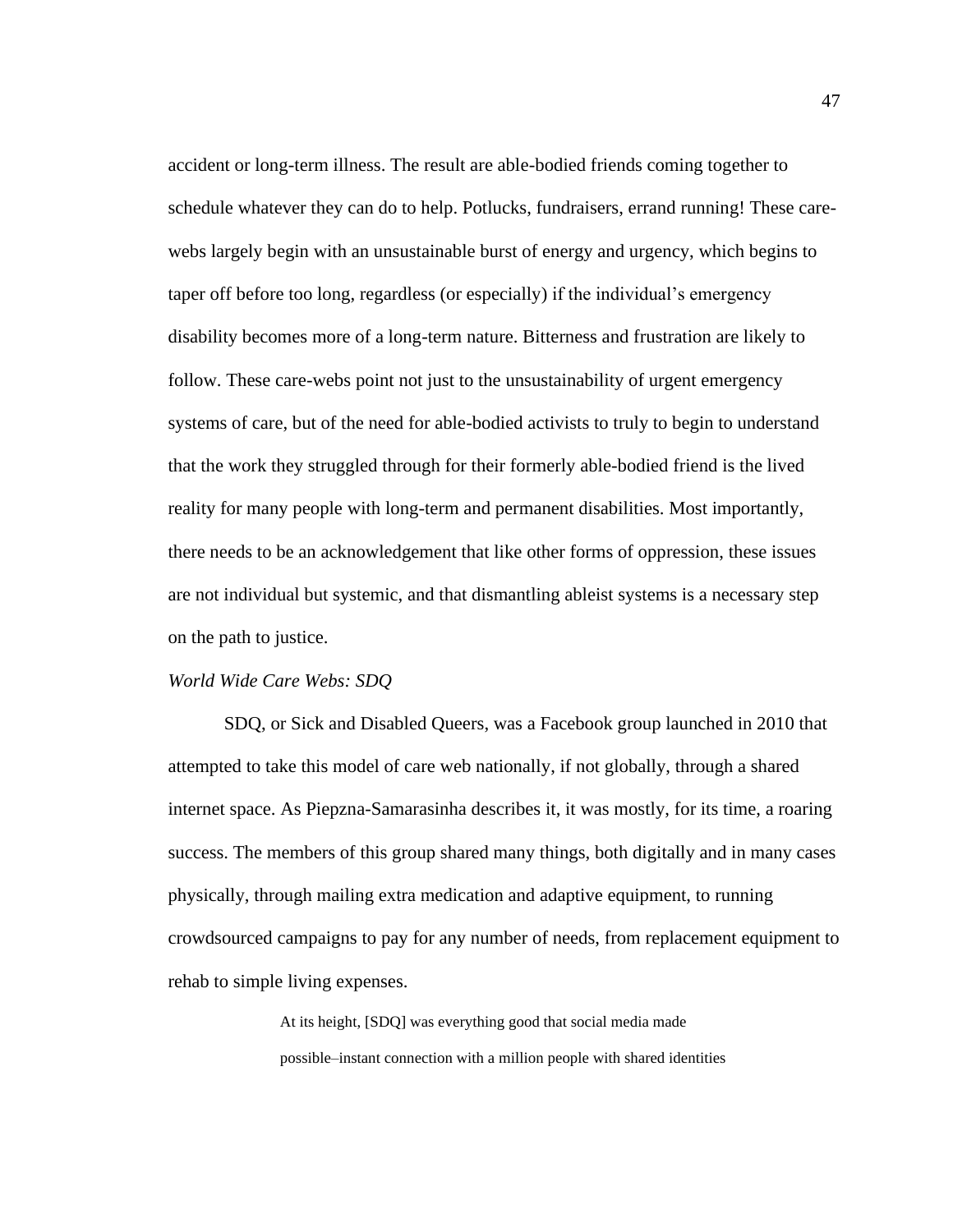accident or long-term illness. The result are able-bodied friends coming together to schedule whatever they can do to help. Potlucks, fundraisers, errand running! These care-webs largely begin with an unsustainable burst of energy and urgency, which begins to taper off before too long, regardless (or especially) if the individual's emergency disability becomes more of a long-term nature. Bitterness and frustration are likely to follow. These care-webs point not just to the unsustainability of urgent emergency systems of care, but of the need for able-bodied activists to truly to begin to understand that the work they struggled through for their formerly able-bodied friend is the lived reality for many people with long-term and permanent disabilities. Most importantly, there needs to be an acknowledgement that like other forms of oppression, these issues are not individual but systemic, and that dismantling ableist systems is a necessary step on the path to justice.

*World Wide Care Webs: SDQ*

SDQ, or Sick and Disabled Queers, was a Facebook group launched in 2010 that attempted to take this model of care web nationally, if not globally, through a shared internet space. As Piepzna-Samarasinha describes it, it was mostly, for its time, a roaring success. The members of this group shared many things, both digitally and in many cases physically, through mailing extra medication and adaptive equipment, to running crowdsourced campaigns to pay for any number of needs, from replacement equipment to rehab to simple living expenses.

> At its height, [SDQ] was everything good that social media made possible–instant connection with a million people with shared identities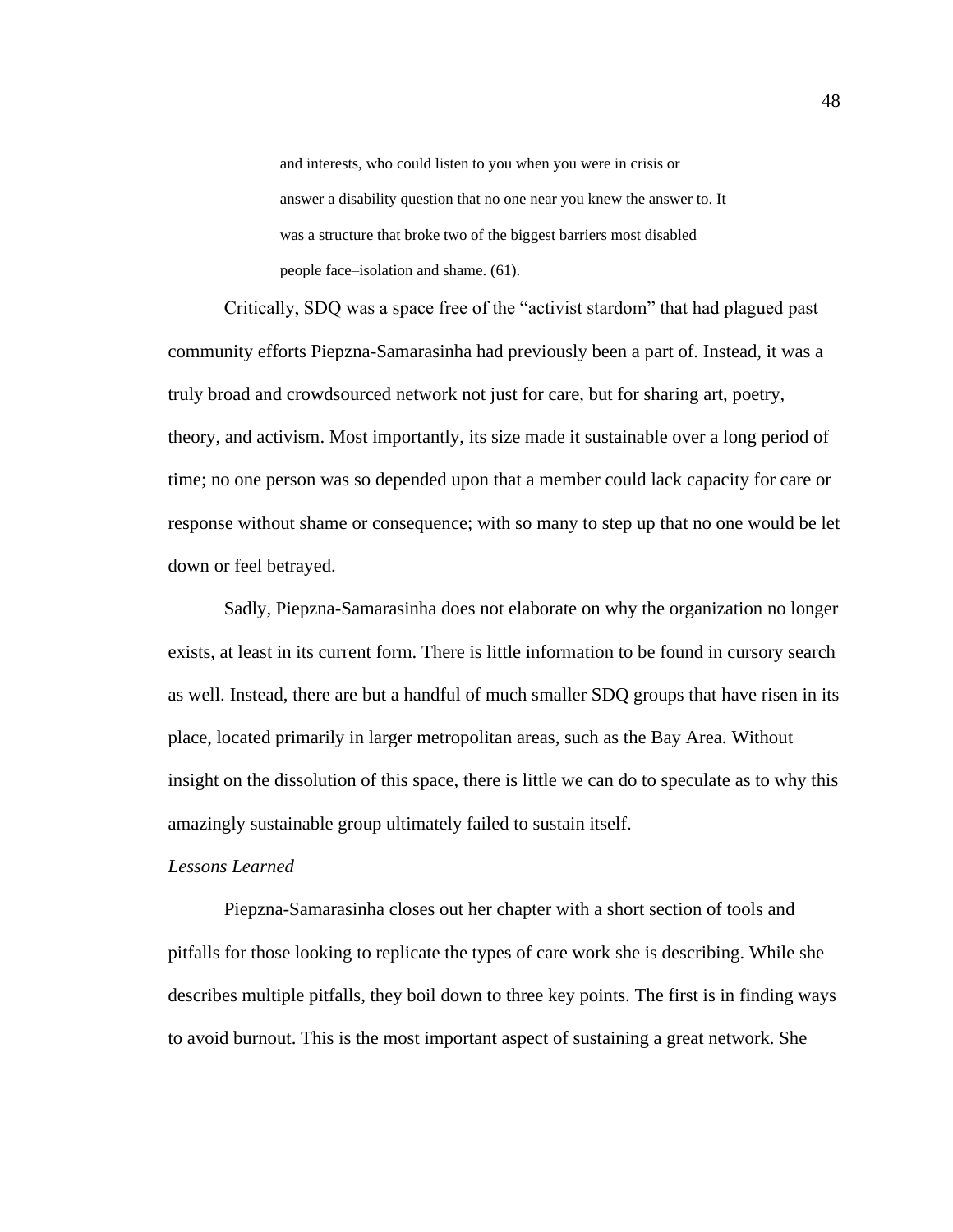> and interests, who could listen to you when you were in crisis or answer a disability question that no one near you knew the answer to. It was a structure that broke two of the biggest barriers most disabled people face–isolation and shame. (61).

Critically, SDQ was a space free of the "activist stardom" that had plagued past community efforts Piepzna-Samarasinha had previously been a part of. Instead, it was a truly broad and crowdsourced network not just for care, but for sharing art, poetry, theory, and activism. Most importantly, its size made it sustainable over a long period of time; no one person was so depended upon that a member could lack capacity for care or response without shame or consequence; with so many to step up that no one would be let down or feel betrayed.

Sadly, Piepzna-Samarasinha does not elaborate on why the organization no longer exists, at least in its current form. There is little information to be found in cursory search as well. Instead, there are but a handful of much smaller SDQ groups that have risen in its place, located primarily in larger metropolitan areas, such as the Bay Area. Without insight on the dissolution of this space, there is little we can do to speculate as to why this amazingly sustainable group ultimately failed to sustain itself.

*Lessons Learned*

Piepzna-Samarasinha closes out her chapter with a short section of tools and pitfalls for those looking to replicate the types of care work she is describing. While she describes multiple pitfalls, they boil down to three key points. The first is in finding ways to avoid burnout. This is the most important aspect of sustaining a great network. She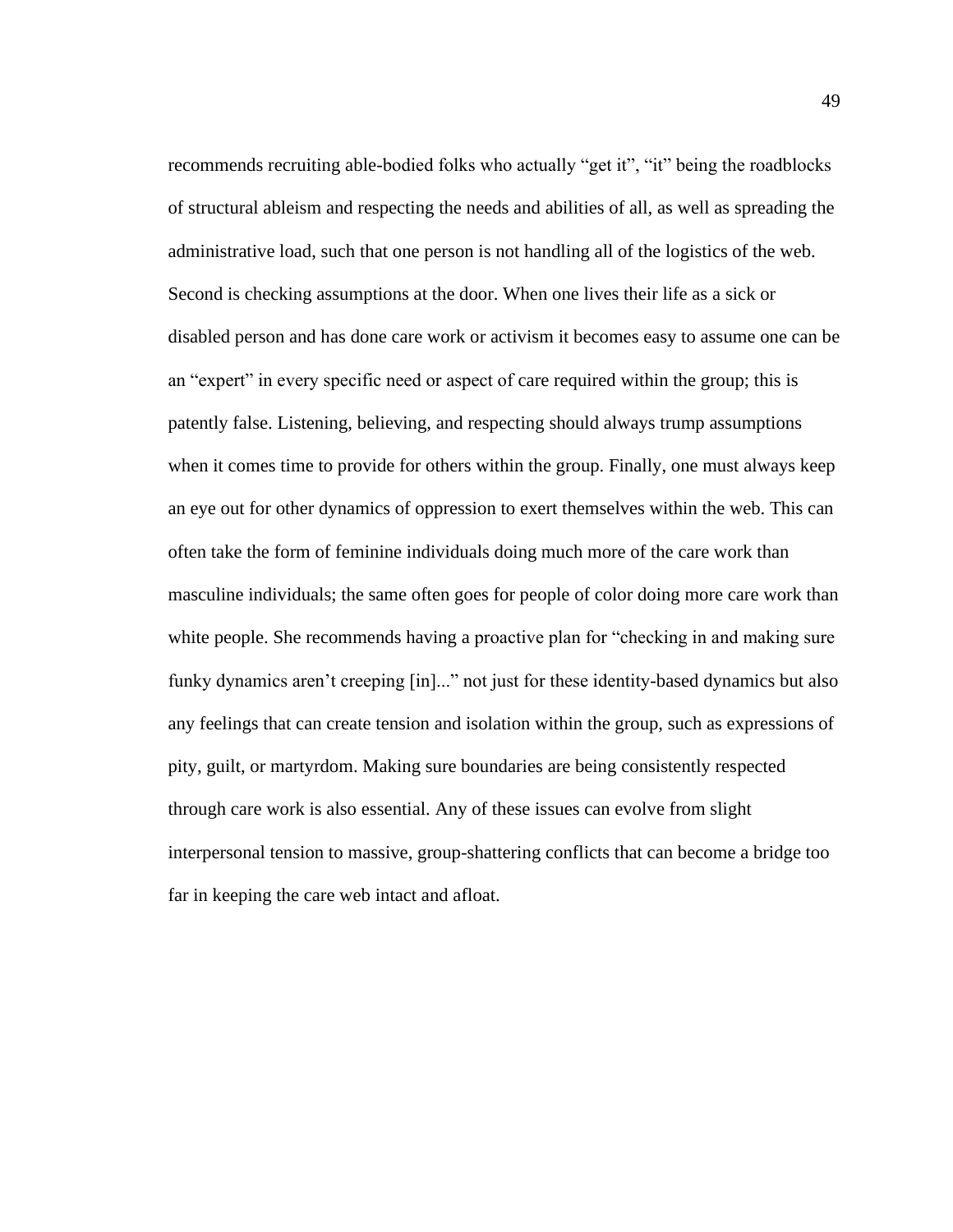recommends recruiting able-bodied folks who actually "get it", "it" being the roadblocks of structural ableism and respecting the needs and abilities of all, as well as spreading the administrative load, such that one person is not handling all of the logistics of the web. Second is checking assumptions at the door. When one lives their life as a sick or disabled person and has done care work or activism it becomes easy to assume one can be an "expert" in every specific need or aspect of care required within the group; this is patently false. Listening, believing, and respecting should always trump assumptions when it comes time to provide for others within the group. Finally, one must always keep an eye out for other dynamics of oppression to exert themselves within the web. This can often take the form of feminine individuals doing much more of the care work than masculine individuals; the same often goes for people of color doing more care work than white people. She recommends having a proactive plan for "checking in and making sure funky dynamics aren't creeping [in]..." not just for these identity-based dynamics but also any feelings that can create tension and isolation within the group, such as expressions of pity, guilt, or martyrdom. Making sure boundaries are being consistently respected through care work is also essential. Any of these issues can evolve from slight interpersonal tension to massive, group-shattering conflicts that can become a bridge too far in keeping the care web intact and afloat.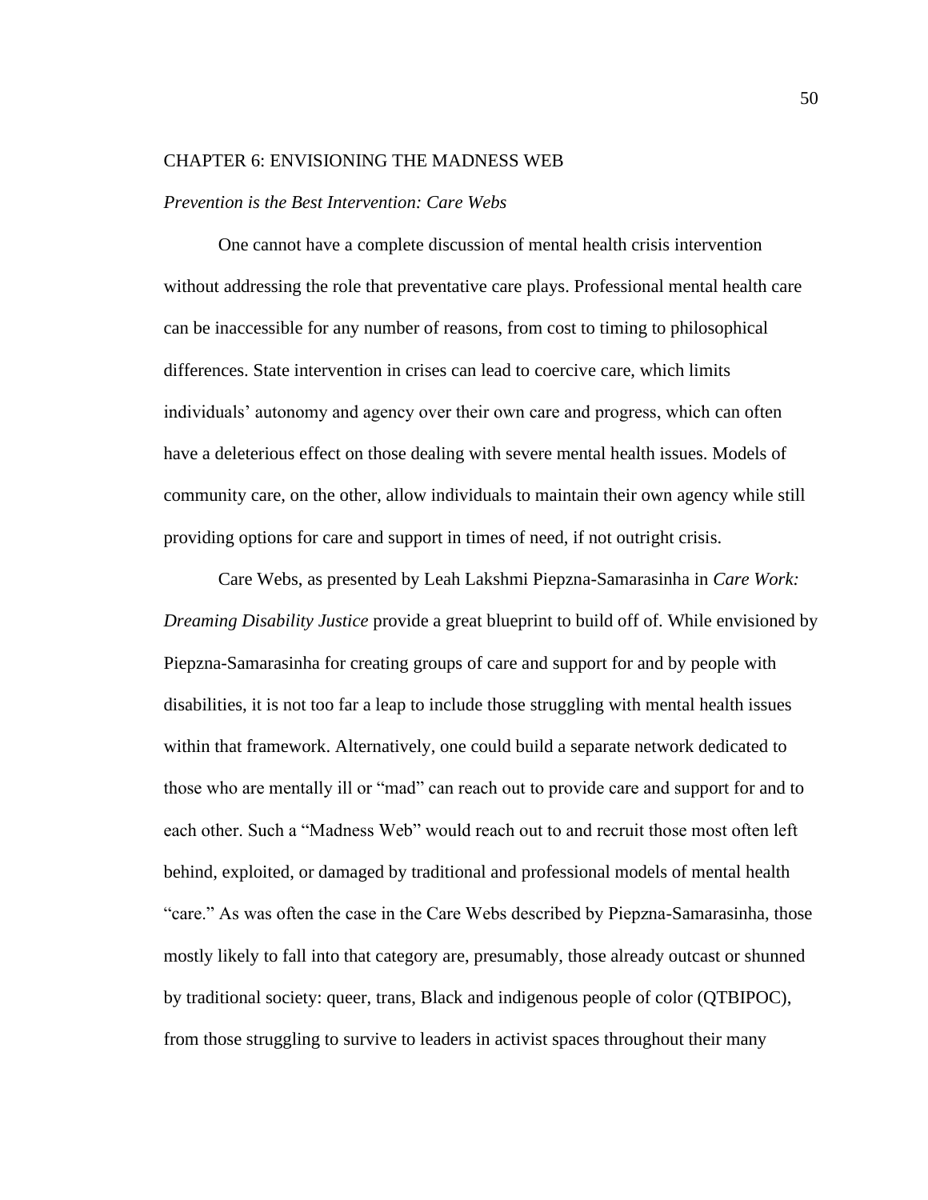# CHAPTER 6: ENVISIONING THE MADNESS WEB

*Prevention is the Best Intervention: Care Webs*

One cannot have a complete discussion of mental health crisis intervention without addressing the role that preventative care plays. Professional mental health care can be inaccessible for any number of reasons, from cost to timing to philosophical differences. State intervention in crises can lead to coercive care, which limits individuals' autonomy and agency over their own care and progress, which can often have a deleterious effect on those dealing with severe mental health issues. Models of community care, on the other, allow individuals to maintain their own agency while still providing options for care and support in times of need, if not outright crisis.

Care Webs, as presented by Leah Lakshmi Piepzna-Samarasinha in *Care Work: Dreaming Disability Justice* provide a great blueprint to build off of. While envisioned by Piepzna-Samarasinha for creating groups of care and support for and by people with disabilities, it is not too far a leap to include those struggling with mental health issues within that framework. Alternatively, one could build a separate network dedicated to those who are mentally ill or "mad" can reach out to provide care and support for and to each other. Such a "Madness Web" would reach out to and recruit those most often left behind, exploited, or damaged by traditional and professional models of mental health "care." As was often the case in the Care Webs described by Piepzna-Samarasinha, those mostly likely to fall into that category are, presumably, those already outcast or shunned by traditional society: queer, trans, Black and indigenous people of color (QTBIPOC), from those struggling to survive to leaders in activist spaces throughout their many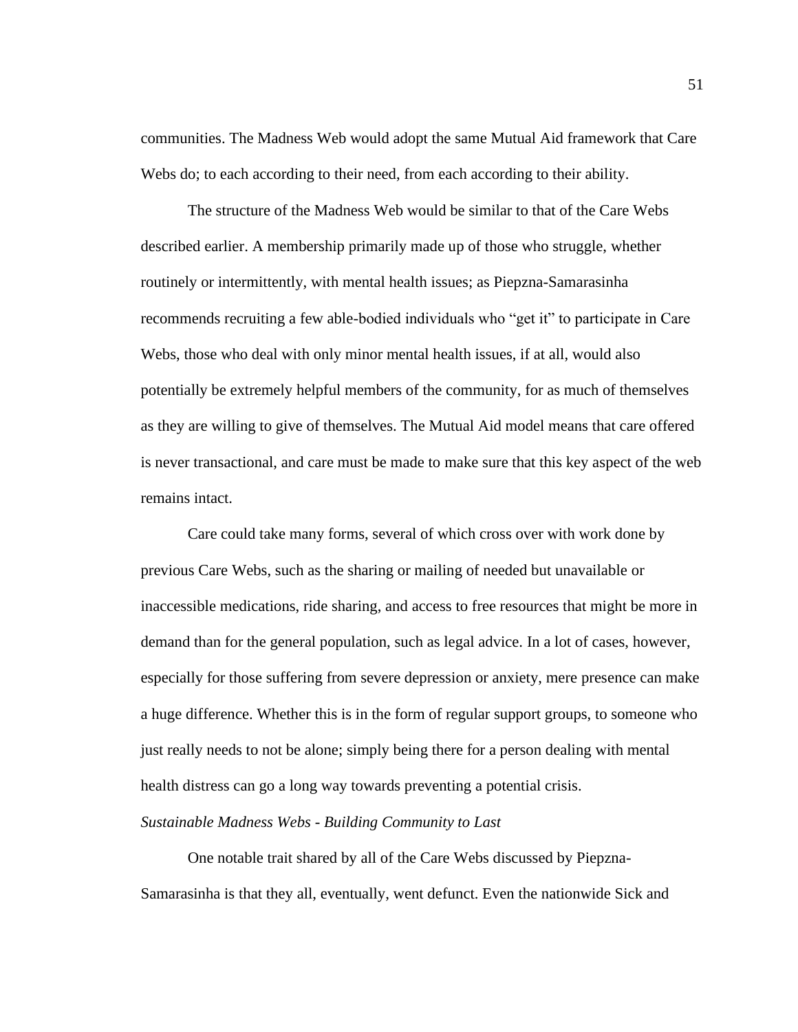communities. The Madness Web would adopt the same Mutual Aid framework that Care Webs do; to each according to their need, from each according to their ability.

The structure of the Madness Web would be similar to that of the Care Webs described earlier. A membership primarily made up of those who struggle, whether routinely or intermittently, with mental health issues; as Piepzna-Samarasinha recommends recruiting a few able-bodied individuals who "get it" to participate in Care Webs, those who deal with only minor mental health issues, if at all, would also potentially be extremely helpful members of the community, for as much of themselves as they are willing to give of themselves. The Mutual Aid model means that care offered is never transactional, and care must be made to make sure that this key aspect of the web remains intact.

Care could take many forms, several of which cross over with work done by previous Care Webs, such as the sharing or mailing of needed but unavailable or inaccessible medications, ride sharing, and access to free resources that might be more in demand than for the general population, such as legal advice. In a lot of cases, however, especially for those suffering from severe depression or anxiety, mere presence can make a huge difference. Whether this is in the form of regular support groups, to someone who just really needs to not be alone; simply being there for a person dealing with mental health distress can go a long way towards preventing a potential crisis.

*Sustainable Madness Webs - Building Community to Last*

One notable trait shared by all of the Care Webs discussed by Piepzna-Samarasinha is that they all, eventually, went defunct. Even the nationwide Sick and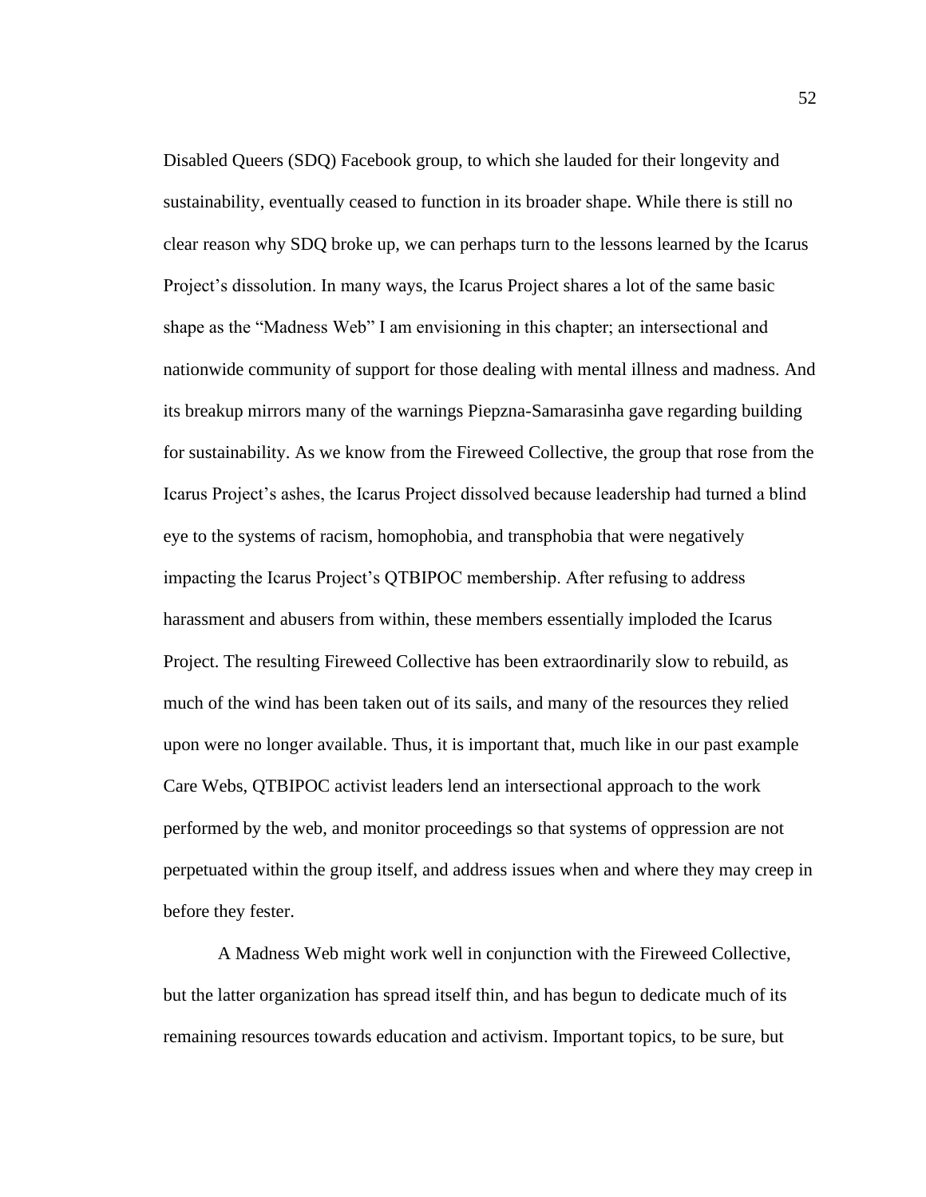Disabled Queers (SDQ) Facebook group, to which she lauded for their longevity and sustainability, eventually ceased to function in its broader shape. While there is still no clear reason why SDQ broke up, we can perhaps turn to the lessons learned by the Icarus Project's dissolution. In many ways, the Icarus Project shares a lot of the same basic shape as the "Madness Web" I am envisioning in this chapter; an intersectional and nationwide community of support for those dealing with mental illness and madness. And its breakup mirrors many of the warnings Piepzna-Samarasinha gave regarding building for sustainability. As we know from the Fireweed Collective, the group that rose from the Icarus Project's ashes, the Icarus Project dissolved because leadership had turned a blind eye to the systems of racism, homophobia, and transphobia that were negatively impacting the Icarus Project's QTBIPOC membership. After refusing to address harassment and abusers from within, these members essentially imploded the Icarus Project. The resulting Fireweed Collective has been extraordinarily slow to rebuild, as much of the wind has been taken out of its sails, and many of the resources they relied upon were no longer available. Thus, it is important that, much like in our past example Care Webs, QTBIPOC activist leaders lend an intersectional approach to the work performed by the web, and monitor proceedings so that systems of oppression are not perpetuated within the group itself, and address issues when and where they may creep in before they fester.

A Madness Web might work well in conjunction with the Fireweed Collective, but the latter organization has spread itself thin, and has begun to dedicate much of its remaining resources towards education and activism. Important topics, to be sure, but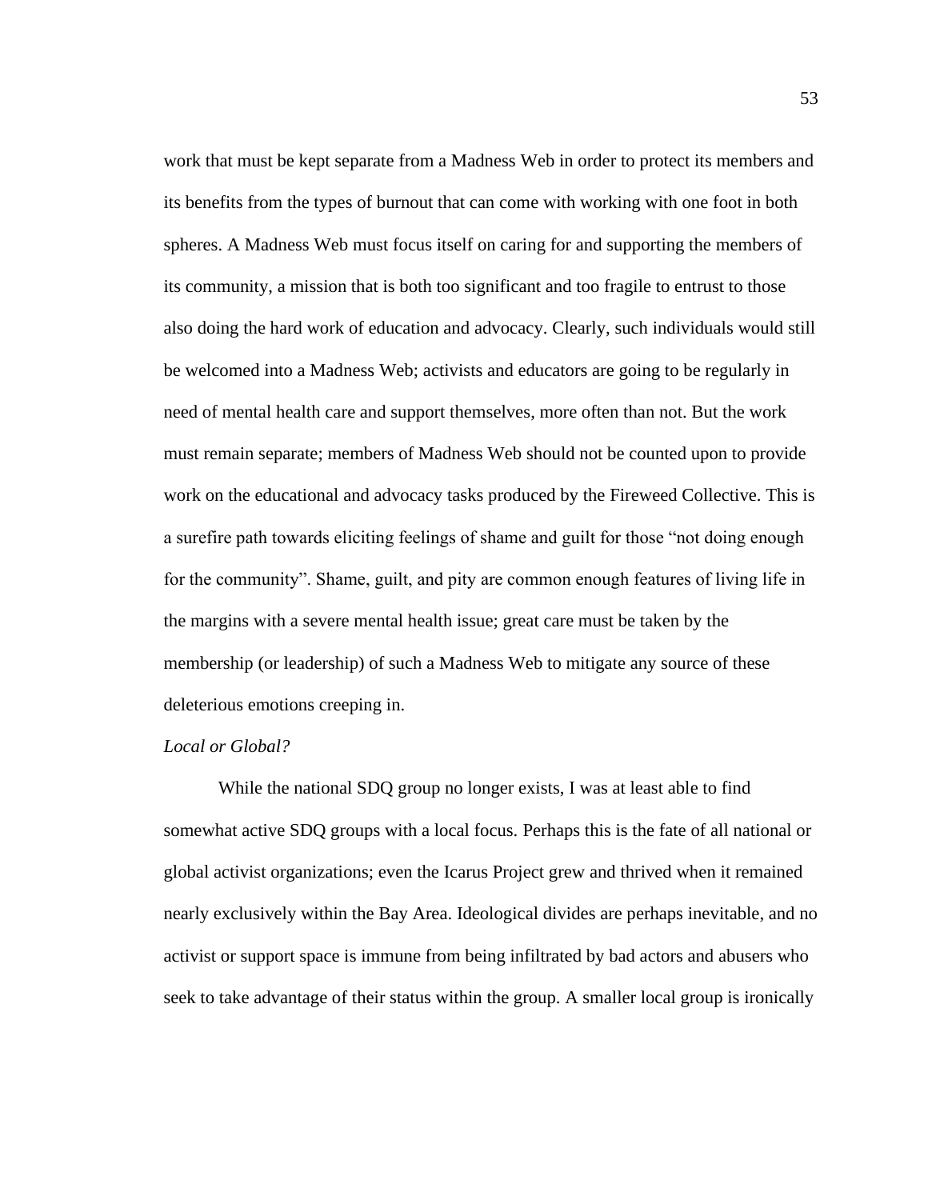work that must be kept separate from a Madness Web in order to protect its members and its benefits from the types of burnout that can come with working with one foot in both spheres. A Madness Web must focus itself on caring for and supporting the members of its community, a mission that is both too significant and too fragile to entrust to those also doing the hard work of education and advocacy. Clearly, such individuals would still be welcomed into a Madness Web; activists and educators are going to be regularly in need of mental health care and support themselves, more often than not. But the work must remain separate; members of Madness Web should not be counted upon to provide work on the educational and advocacy tasks produced by the Fireweed Collective. This is a surefire path towards eliciting feelings of shame and guilt for those "not doing enough for the community". Shame, guilt, and pity are common enough features of living life in the margins with a severe mental health issue; great care must be taken by the membership (or leadership) of such a Madness Web to mitigate any source of these deleterious emotions creeping in.

*Local or Global?*

While the national SDQ group no longer exists, I was at least able to find somewhat active SDQ groups with a local focus. Perhaps this is the fate of all national or global activist organizations; even the Icarus Project grew and thrived when it remained nearly exclusively within the Bay Area. Ideological divides are perhaps inevitable, and no activist or support space is immune from being infiltrated by bad actors and abusers who seek to take advantage of their status within the group. A smaller local group is ironically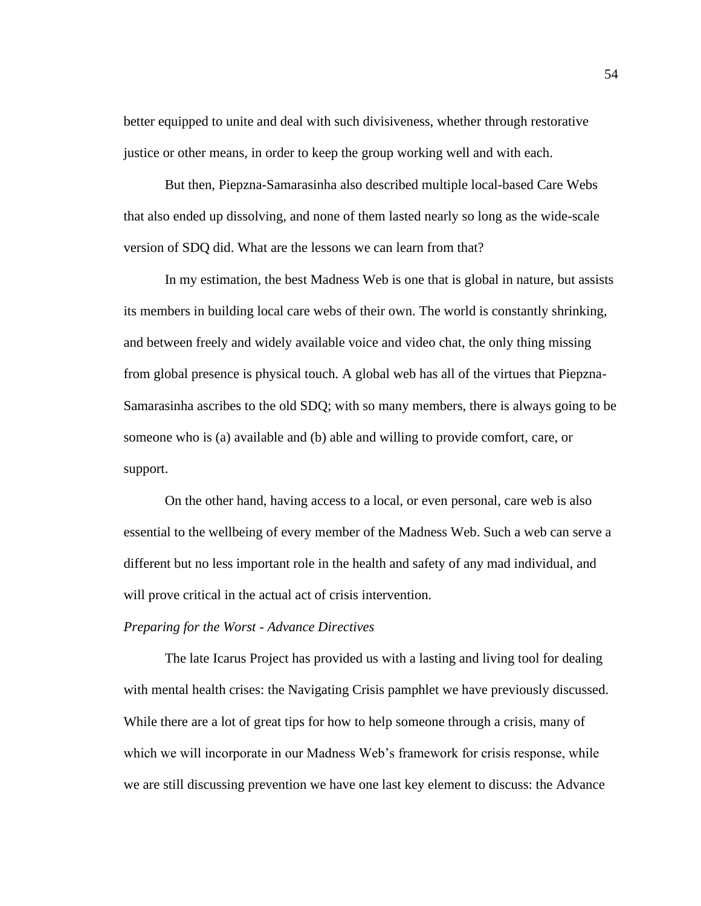better equipped to unite and deal with such divisiveness, whether through restorative justice or other means, in order to keep the group working well and with each.

But then, Piepzna-Samarasinha also described multiple local-based Care Webs that also ended up dissolving, and none of them lasted nearly so long as the wide-scale version of SDQ did. What are the lessons we can learn from that?

In my estimation, the best Madness Web is one that is global in nature, but assists its members in building local care webs of their own. The world is constantly shrinking, and between freely and widely available voice and video chat, the only thing missing from global presence is physical touch. A global web has all of the virtues that Piepzna-Samarasinha ascribes to the old SDQ; with so many members, there is always going to be someone who is (a) available and (b) able and willing to provide comfort, care, or support.

On the other hand, having access to a local, or even personal, care web is also essential to the wellbeing of every member of the Madness Web. Such a web can serve a different but no less important role in the health and safety of any mad individual, and will prove critical in the actual act of crisis intervention.

*Preparing for the Worst - Advance Directives*

The late Icarus Project has provided us with a lasting and living tool for dealing with mental health crises: the Navigating Crisis pamphlet we have previously discussed. While there are a lot of great tips for how to help someone through a crisis, many of which we will incorporate in our Madness Web's framework for crisis response, while we are still discussing prevention we have one last key element to discuss: the Advance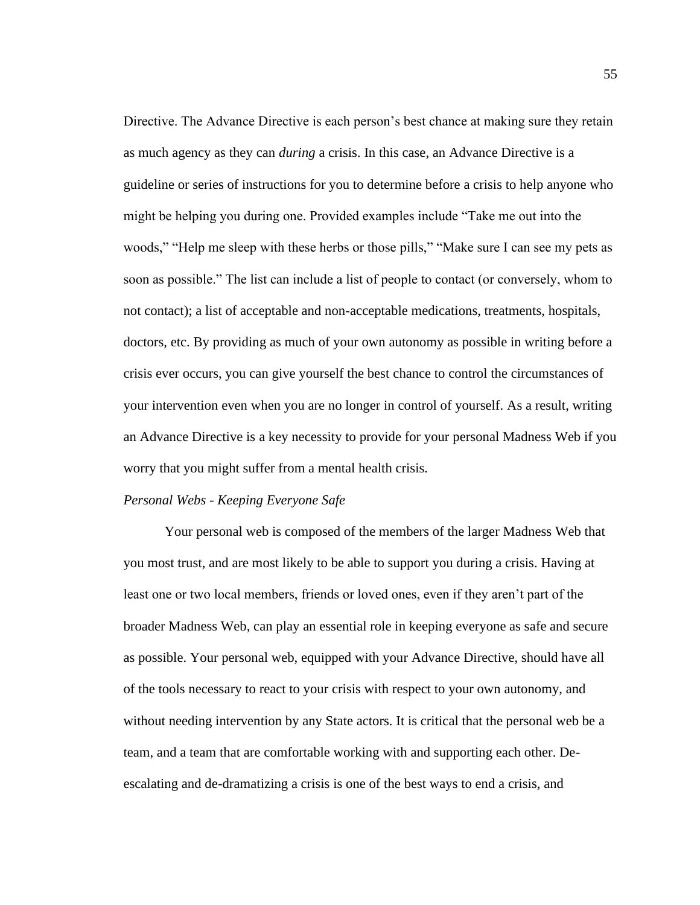Directive. The Advance Directive is each person's best chance at making sure they retain as much agency as they can *during* a crisis. In this case, an Advance Directive is a guideline or series of instructions for you to determine before a crisis to help anyone who might be helping you during one. Provided examples include "Take me out into the woods," "Help me sleep with these herbs or those pills," "Make sure I can see my pets as soon as possible." The list can include a list of people to contact (or conversely, whom to not contact); a list of acceptable and non-acceptable medications, treatments, hospitals, doctors, etc. By providing as much of your own autonomy as possible in writing before a crisis ever occurs, you can give yourself the best chance to control the circumstances of your intervention even when you are no longer in control of yourself. As a result, writing an Advance Directive is a key necessity to provide for your personal Madness Web if you worry that you might suffer from a mental health crisis.

*Personal Webs - Keeping Everyone Safe*

Your personal web is composed of the members of the larger Madness Web that you most trust, and are most likely to be able to support you during a crisis. Having at least one or two local members, friends or loved ones, even if they aren't part of the broader Madness Web, can play an essential role in keeping everyone as safe and secure as possible. Your personal web, equipped with your Advance Directive, should have all of the tools necessary to react to your crisis with respect to your own autonomy, and without needing intervention by any State actors. It is critical that the personal web be a team, and a team that are comfortable working with and supporting each other. De-escalating and de-dramatizing a crisis is one of the best ways to end a crisis, and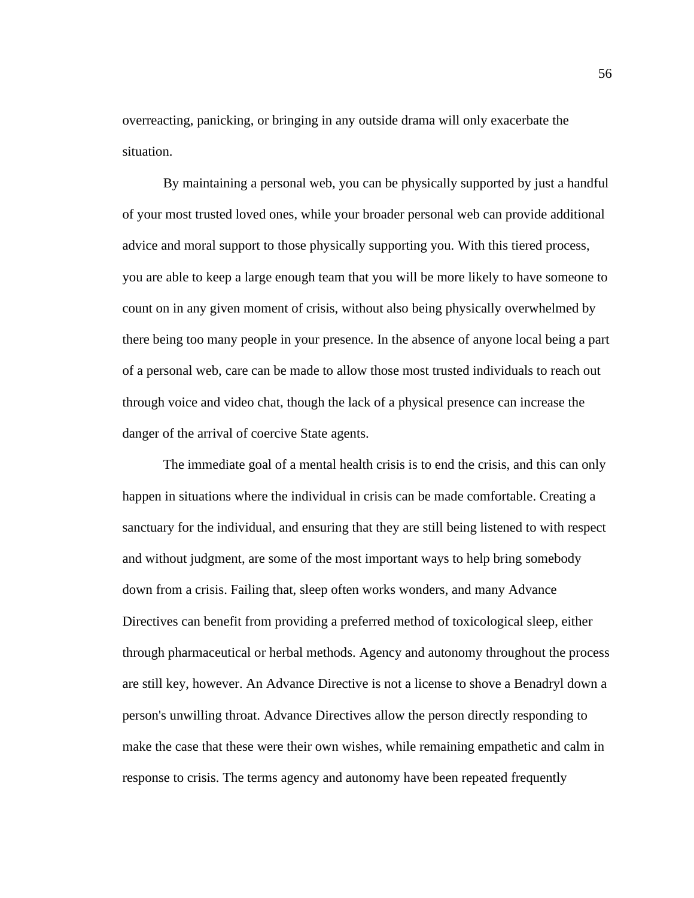overreacting, panicking, or bringing in any outside drama will only exacerbate the situation.

By maintaining a personal web, you can be physically supported by just a handful of your most trusted loved ones, while your broader personal web can provide additional advice and moral support to those physically supporting you. With this tiered process, you are able to keep a large enough team that you will be more likely to have someone to count on in any given moment of crisis, without also being physically overwhelmed by there being too many people in your presence. In the absence of anyone local being a part of a personal web, care can be made to allow those most trusted individuals to reach out through voice and video chat, though the lack of a physical presence can increase the danger of the arrival of coercive State agents.

The immediate goal of a mental health crisis is to end the crisis, and this can only happen in situations where the individual in crisis can be made comfortable. Creating a sanctuary for the individual, and ensuring that they are still being listened to with respect and without judgment, are some of the most important ways to help bring somebody down from a crisis. Failing that, sleep often works wonders, and many Advance Directives can benefit from providing a preferred method of toxicological sleep, either through pharmaceutical or herbal methods. Agency and autonomy throughout the process are still key, however. An Advance Directive is not a license to shove a Benadryl down a person's unwilling throat. Advance Directives allow the person directly responding to make the case that these were their own wishes, while remaining empathetic and calm in response to crisis. The terms agency and autonomy have been repeated frequently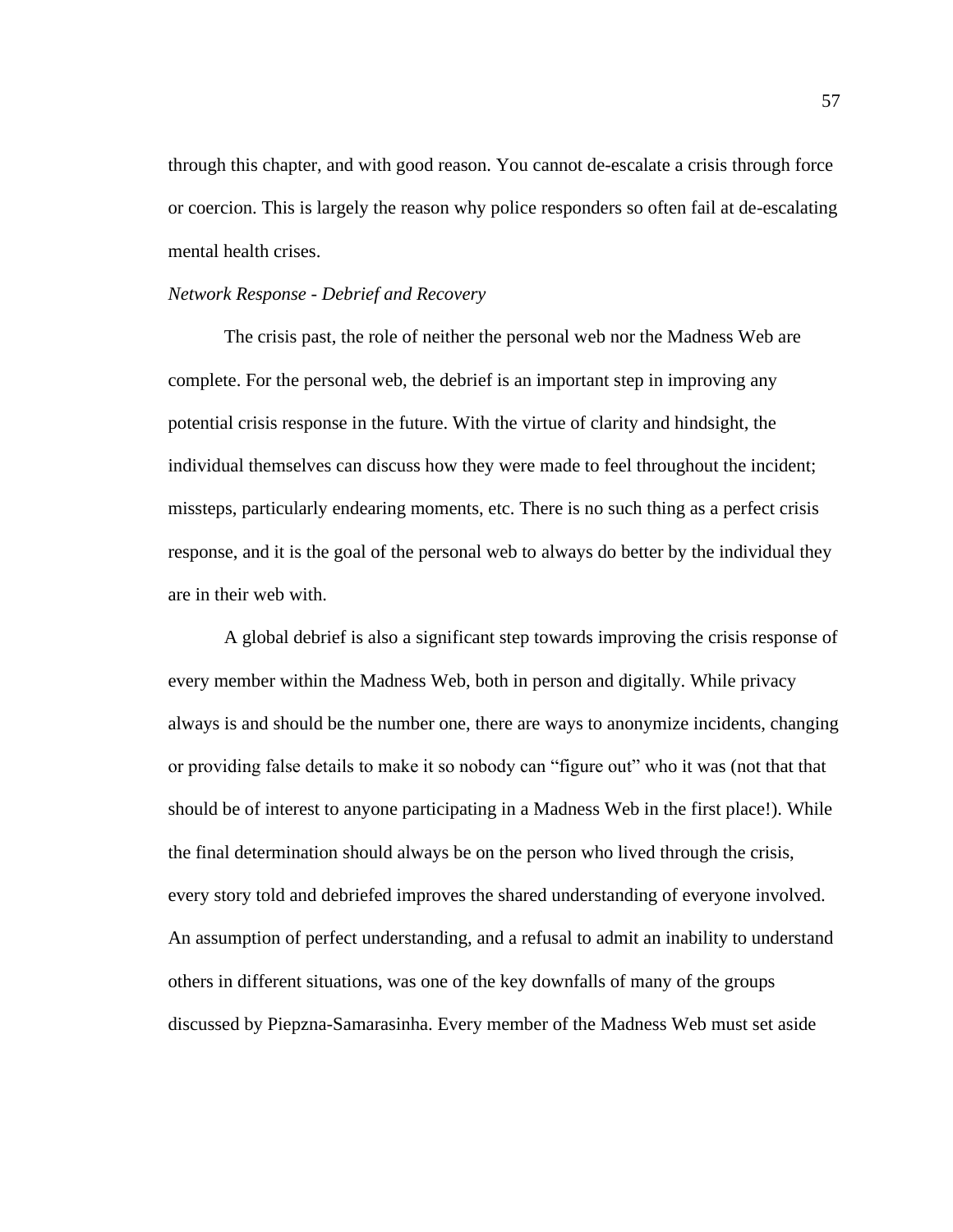through this chapter, and with good reason. You cannot de-escalate a crisis through force or coercion. This is largely the reason why police responders so often fail at de-escalating mental health crises.

*Network Response - Debrief and Recovery*

The crisis past, the role of neither the personal web nor the Madness Web are complete. For the personal web, the debrief is an important step in improving any potential crisis response in the future. With the virtue of clarity and hindsight, the individual themselves can discuss how they were made to feel throughout the incident; missteps, particularly endearing moments, etc. There is no such thing as a perfect crisis response, and it is the goal of the personal web to always do better by the individual they are in their web with.

A global debrief is also a significant step towards improving the crisis response of every member within the Madness Web, both in person and digitally. While privacy always is and should be the number one, there are ways to anonymize incidents, changing or providing false details to make it so nobody can "figure out" who it was (not that that should be of interest to anyone participating in a Madness Web in the first place!). While the final determination should always be on the person who lived through the crisis, every story told and debriefed improves the shared understanding of everyone involved. An assumption of perfect understanding, and a refusal to admit an inability to understand others in different situations, was one of the key downfalls of many of the groups discussed by Piepzna-Samarasinha. Every member of the Madness Web must set aside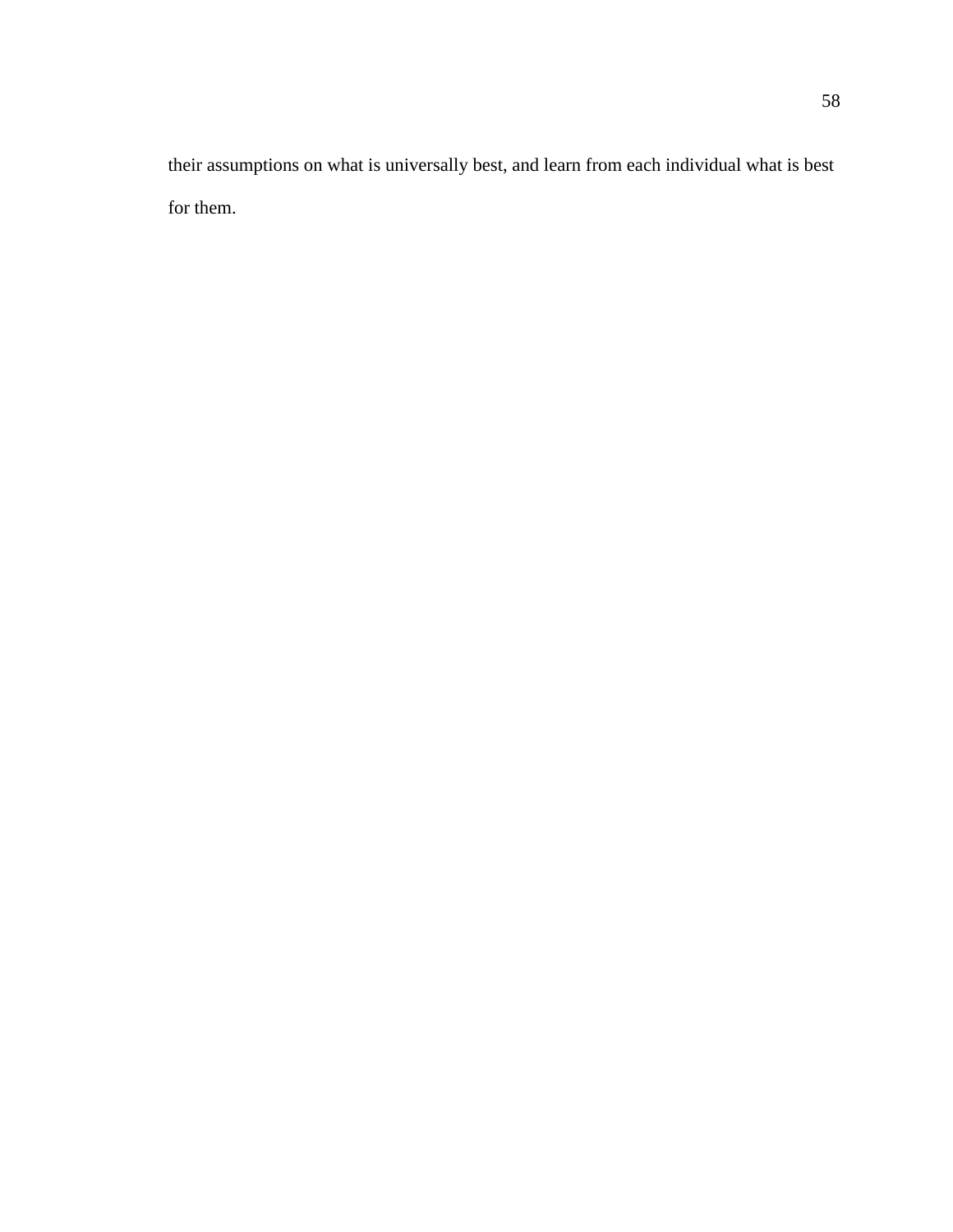their assumptions on what is universally best, and learn from each individual what is best for them.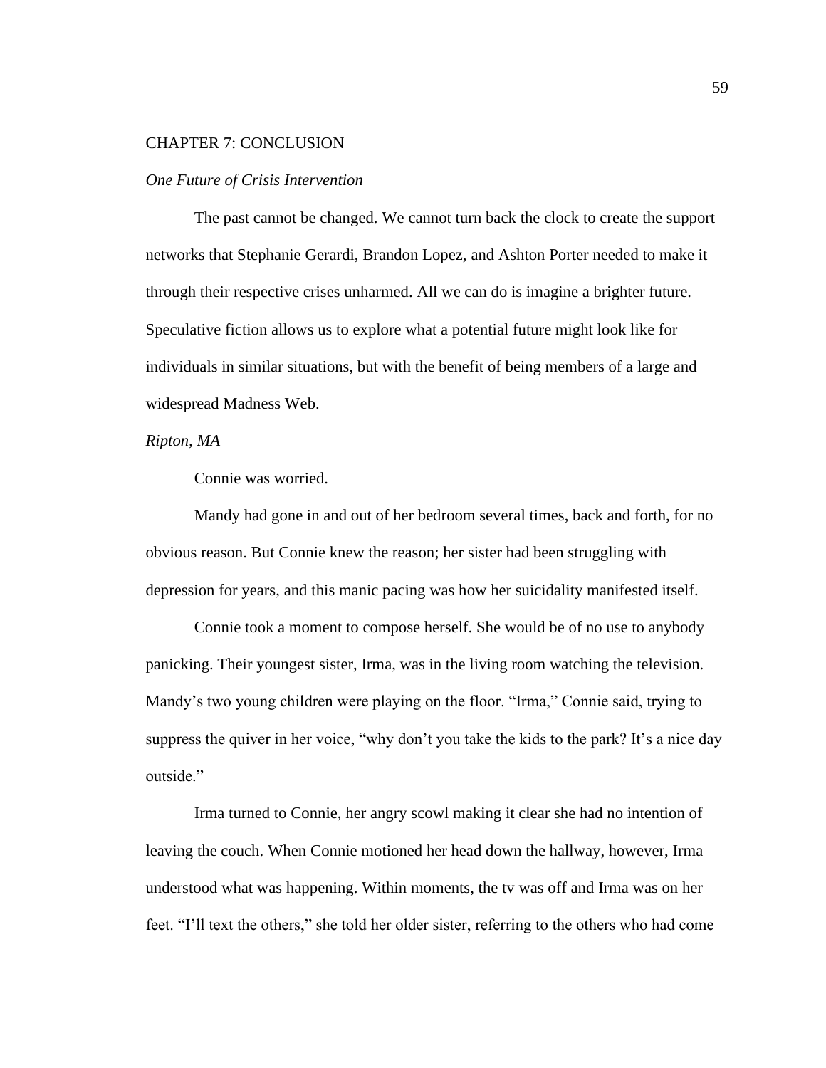## CHAPTER 7: CONCLUSION

### *One Future of Crisis Intervention*

The past cannot be changed. We cannot turn back the clock to create the support networks that Stephanie Gerardi, Brandon Lopez, and Ashton Porter needed to make it through their respective crises unharmed. All we can do is imagine a brighter future. Speculative fiction allows us to explore what a potential future might look like for individuals in similar situations, but with the benefit of being members of a large and widespread Madness Web.

### *Ripton, MA*

Connie was worried.

Mandy had gone in and out of her bedroom several times, back and forth, for no obvious reason. But Connie knew the reason; her sister had been struggling with depression for years, and this manic pacing was how her suicidality manifested itself.

Connie took a moment to compose herself. She would be of no use to anybody panicking. Their youngest sister, Irma, was in the living room watching the television. Mandy's two young children were playing on the floor. "Irma," Connie said, trying to suppress the quiver in her voice, "why don't you take the kids to the park? It's a nice day outside."

Irma turned to Connie, her angry scowl making it clear she had no intention of leaving the couch. When Connie motioned her head down the hallway, however, Irma understood what was happening. Within moments, the tv was off and Irma was on her feet. "I'll text the others," she told her older sister, referring to the others who had come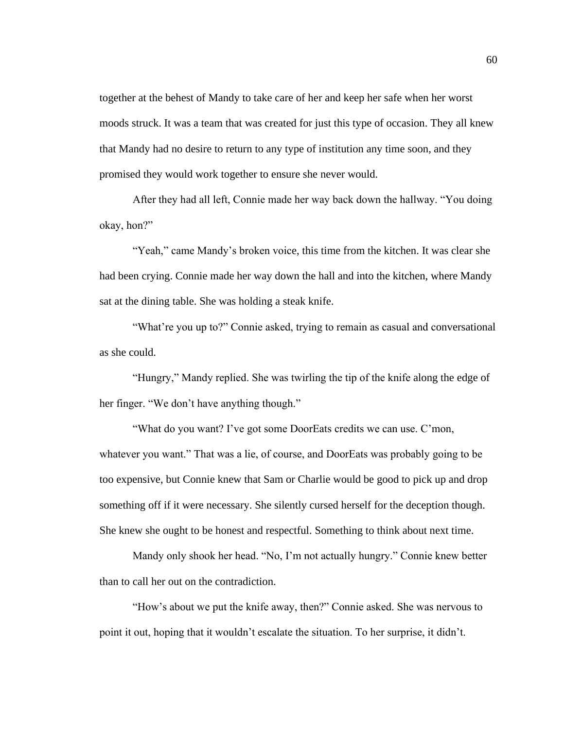together at the behest of Mandy to take care of her and keep her safe when her worst moods struck. It was a team that was created for just this type of occasion. They all knew that Mandy had no desire to return to any type of institution any time soon, and they promised they would work together to ensure she never would.

After they had all left, Connie made her way back down the hallway. "You doing okay, hon?"

"Yeah," came Mandy's broken voice, this time from the kitchen. It was clear she had been crying. Connie made her way down the hall and into the kitchen, where Mandy sat at the dining table. She was holding a steak knife.

"What're you up to?" Connie asked, trying to remain as casual and conversational as she could.

"Hungry," Mandy replied. She was twirling the tip of the knife along the edge of her finger. "We don't have anything though."

"What do you want? I've got some DoorEats credits we can use. C'mon, whatever you want." That was a lie, of course, and DoorEats was probably going to be too expensive, but Connie knew that Sam or Charlie would be good to pick up and drop something off if it were necessary. She silently cursed herself for the deception though. She knew she ought to be honest and respectful. Something to think about next time.

Mandy only shook her head. "No, I'm not actually hungry." Connie knew better than to call her out on the contradiction.

"How's about we put the knife away, then?" Connie asked. She was nervous to point it out, hoping that it wouldn't escalate the situation. To her surprise, it didn't.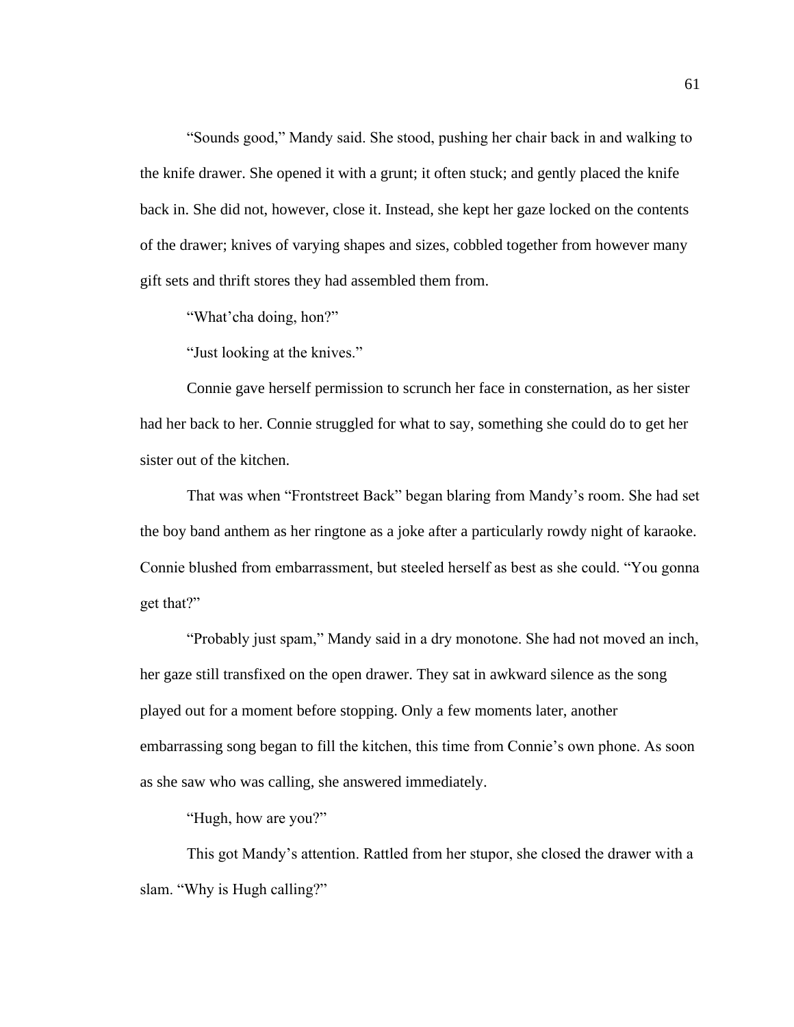"Sounds good," Mandy said. She stood, pushing her chair back in and walking to the knife drawer. She opened it with a grunt; it often stuck; and gently placed the knife back in. She did not, however, close it. Instead, she kept her gaze locked on the contents of the drawer; knives of varying shapes and sizes, cobbled together from however many gift sets and thrift stores they had assembled them from.

"What'cha doing, hon?"

"Just looking at the knives."

Connie gave herself permission to scrunch her face in consternation, as her sister had her back to her. Connie struggled for what to say, something she could do to get her sister out of the kitchen.

That was when "Frontstreet Back" began blaring from Mandy's room. She had set the boy band anthem as her ringtone as a joke after a particularly rowdy night of karaoke. Connie blushed from embarrassment, but steeled herself as best as she could. "You gonna get that?"

"Probably just spam," Mandy said in a dry monotone. She had not moved an inch, her gaze still transfixed on the open drawer. They sat in awkward silence as the song played out for a moment before stopping. Only a few moments later, another embarrassing song began to fill the kitchen, this time from Connie's own phone. As soon as she saw who was calling, she answered immediately.

"Hugh, how are you?"

This got Mandy's attention. Rattled from her stupor, she closed the drawer with a slam. "Why is Hugh calling?"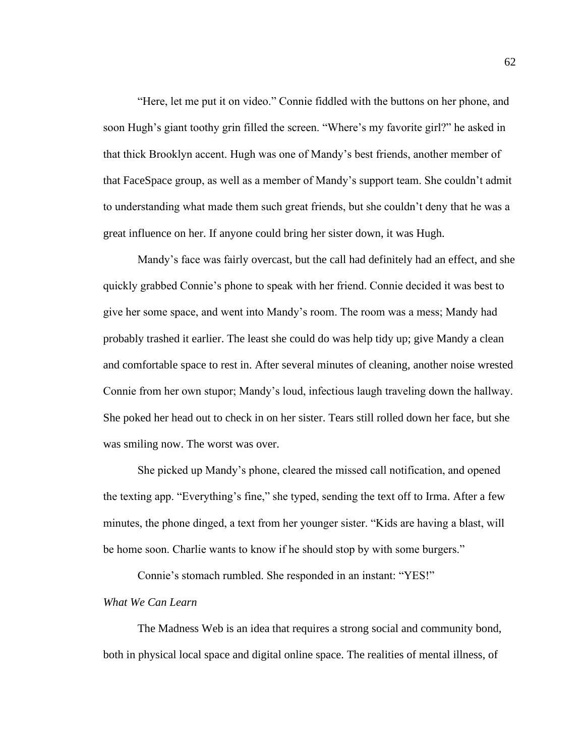"Here, let me put it on video." Connie fiddled with the buttons on her phone, and soon Hugh's giant toothy grin filled the screen. "Where's my favorite girl?" he asked in that thick Brooklyn accent. Hugh was one of Mandy's best friends, another member of that FaceSpace group, as well as a member of Mandy's support team. She couldn't admit to understanding what made them such great friends, but she couldn't deny that he was a great influence on her. If anyone could bring her sister down, it was Hugh.

Mandy's face was fairly overcast, but the call had definitely had an effect, and she quickly grabbed Connie's phone to speak with her friend. Connie decided it was best to give her some space, and went into Mandy's room. The room was a mess; Mandy had probably trashed it earlier. The least she could do was help tidy up; give Mandy a clean and comfortable space to rest in. After several minutes of cleaning, another noise wrested Connie from her own stupor; Mandy's loud, infectious laugh traveling down the hallway. She poked her head out to check in on her sister. Tears still rolled down her face, but she was smiling now. The worst was over.

She picked up Mandy's phone, cleared the missed call notification, and opened the texting app. "Everything's fine," she typed, sending the text off to Irma. After a few minutes, the phone dinged, a text from her younger sister. "Kids are having a blast, will be home soon. Charlie wants to know if he should stop by with some burgers."

Connie's stomach rumbled. She responded in an instant: "YES!"

*What We Can Learn*

The Madness Web is an idea that requires a strong social and community bond, both in physical local space and digital online space. The realities of mental illness, of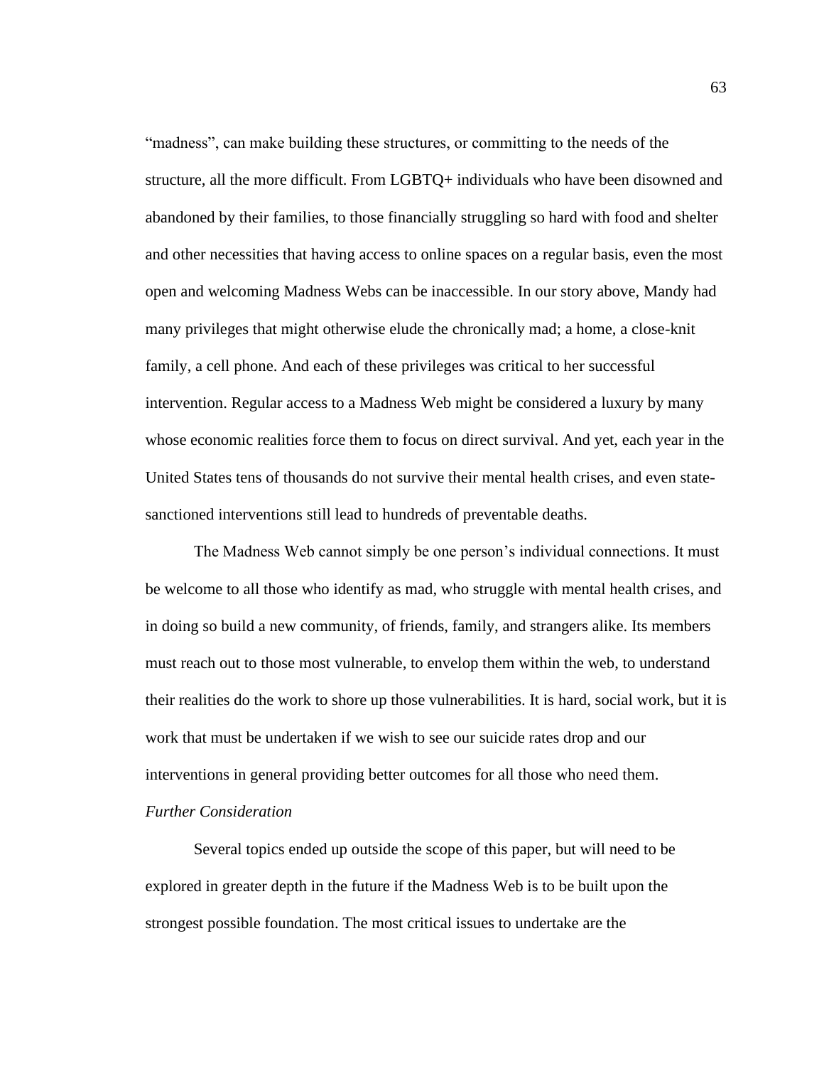"madness", can make building these structures, or committing to the needs of the structure, all the more difficult. From LGBTQ+ individuals who have been disowned and abandoned by their families, to those financially struggling so hard with food and shelter and other necessities that having access to online spaces on a regular basis, even the most open and welcoming Madness Webs can be inaccessible. In our story above, Mandy had many privileges that might otherwise elude the chronically mad; a home, a close-knit family, a cell phone. And each of these privileges was critical to her successful intervention. Regular access to a Madness Web might be considered a luxury by many whose economic realities force them to focus on direct survival. And yet, each year in the United States tens of thousands do not survive their mental health crises, and even state-sanctioned interventions still lead to hundreds of preventable deaths.

The Madness Web cannot simply be one person's individual connections. It must be welcome to all those who identify as mad, who struggle with mental health crises, and in doing so build a new community, of friends, family, and strangers alike. Its members must reach out to those most vulnerable, to envelop them within the web, to understand their realities do the work to shore up those vulnerabilities. It is hard, social work, but it is work that must be undertaken if we wish to see our suicide rates drop and our interventions in general providing better outcomes for all those who need them.

*Further Consideration*

Several topics ended up outside the scope of this paper, but will need to be explored in greater depth in the future if the Madness Web is to be built upon the strongest possible foundation. The most critical issues to undertake are the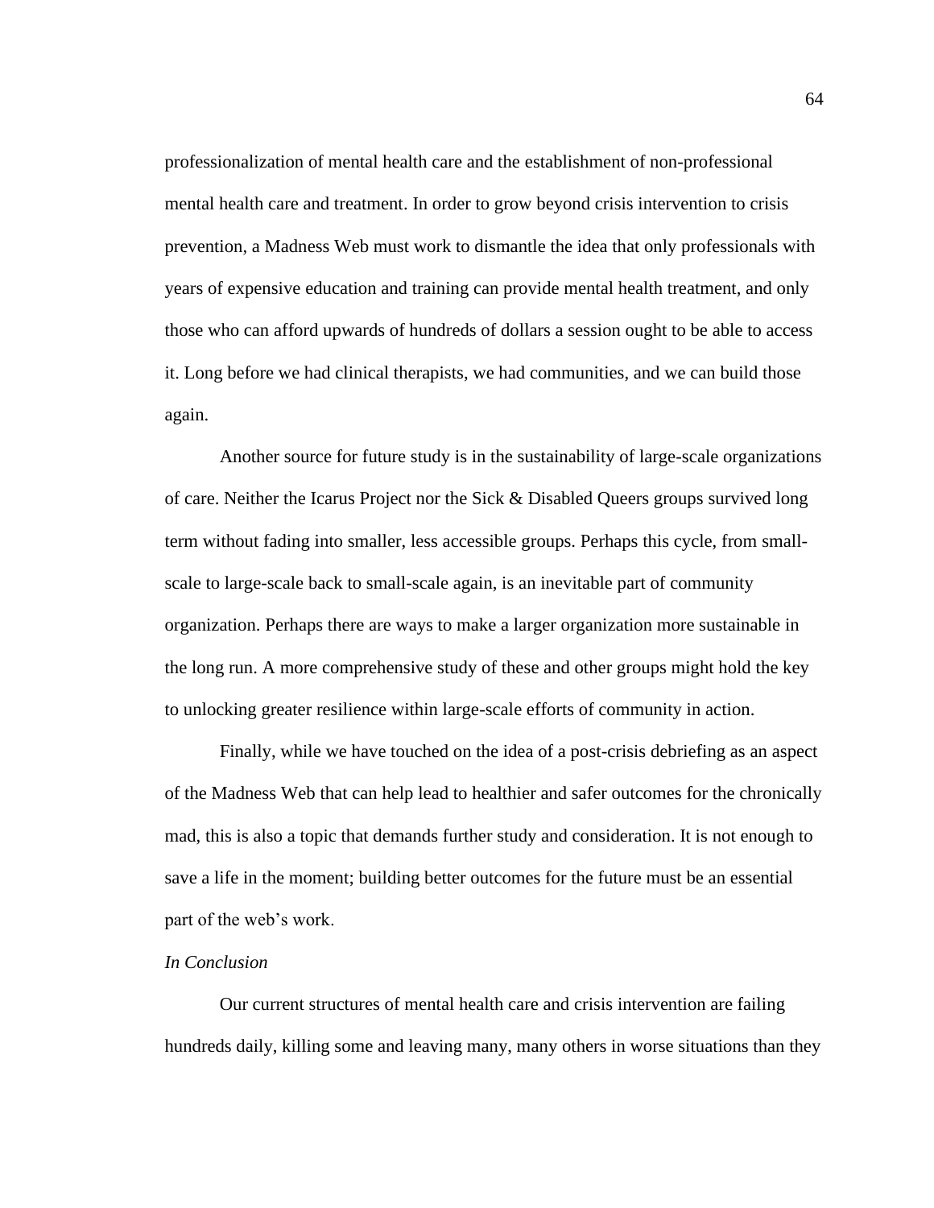professionalization of mental health care and the establishment of non-professional mental health care and treatment. In order to grow beyond crisis intervention to crisis prevention, a Madness Web must work to dismantle the idea that only professionals with years of expensive education and training can provide mental health treatment, and only those who can afford upwards of hundreds of dollars a session ought to be able to access it. Long before we had clinical therapists, we had communities, and we can build those again.

Another source for future study is in the sustainability of large-scale organizations of care. Neither the Icarus Project nor the Sick & Disabled Queers groups survived long term without fading into smaller, less accessible groups. Perhaps this cycle, from small-scale to large-scale back to small-scale again, is an inevitable part of community organization. Perhaps there are ways to make a larger organization more sustainable in the long run. A more comprehensive study of these and other groups might hold the key to unlocking greater resilience within large-scale efforts of community in action.

Finally, while we have touched on the idea of a post-crisis debriefing as an aspect of the Madness Web that can help lead to healthier and safer outcomes for the chronically mad, this is also a topic that demands further study and consideration. It is not enough to save a life in the moment; building better outcomes for the future must be an essential part of the web's work.

*In Conclusion*

Our current structures of mental health care and crisis intervention are failing hundreds daily, killing some and leaving many, many others in worse situations than they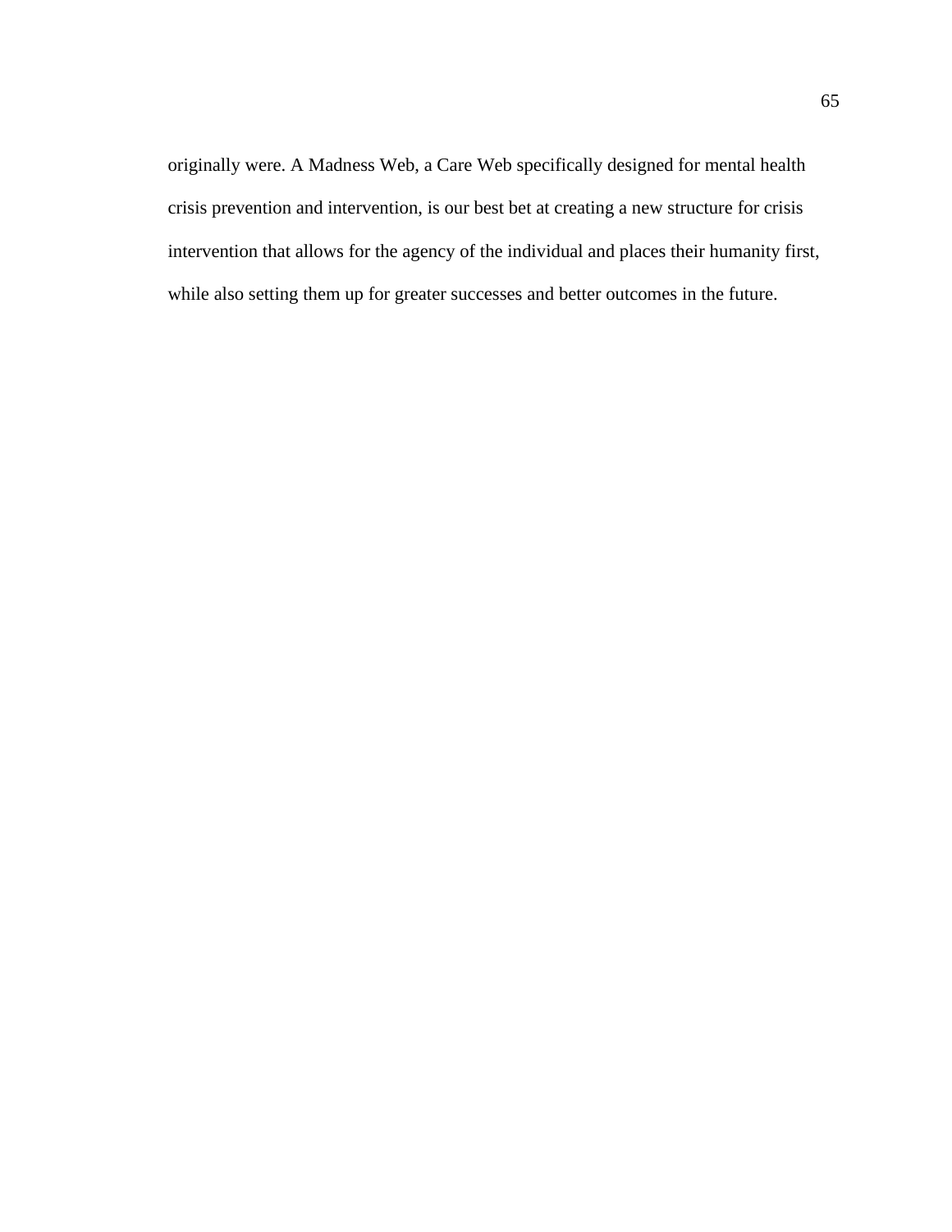originally were. A Madness Web, a Care Web specifically designed for mental health crisis prevention and intervention, is our best bet at creating a new structure for crisis intervention that allows for the agency of the individual and places their humanity first, while also setting them up for greater successes and better outcomes in the future.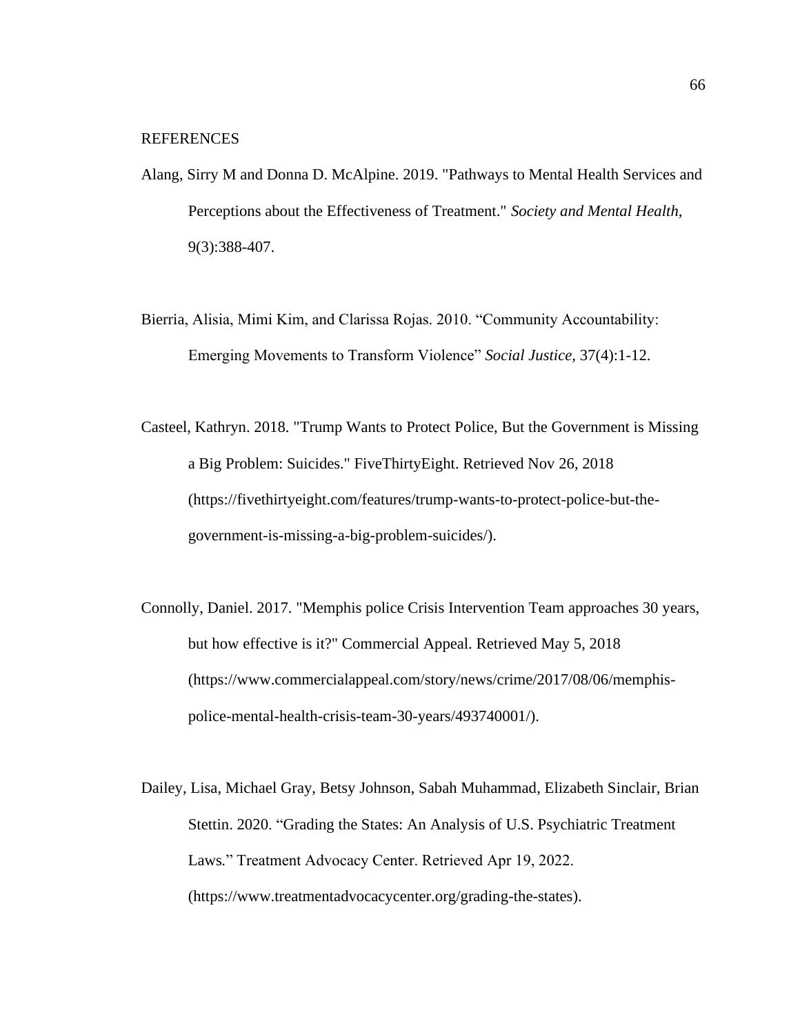# REFERENCES

Alang, Sirry M and Donna D. McAlpine. 2019. "Pathways to Mental Health Services and Perceptions about the Effectiveness of Treatment." *Society and Mental Health,* 9(3):388-407.

Bierria, Alisia, Mimi Kim, and Clarissa Rojas. 2010. "Community Accountability: Emerging Movements to Transform Violence" *Social Justice,* 37(4):1-12.

Casteel, Kathryn. 2018. "Trump Wants to Protect Police, But the Government is Missing a Big Problem: Suicides." FiveThirtyEight. Retrieved Nov 26, 2018 (https://fivethirtyeight.com/features/trump-wants-to-protect-police-but-the-government-is-missing-a-big-problem-suicides/).

Connolly, Daniel. 2017. "Memphis police Crisis Intervention Team approaches 30 years, but how effective is it?" Commercial Appeal. Retrieved May 5, 2018 (https://www.commercialappeal.com/story/news/crime/2017/08/06/memphis-police-mental-health-crisis-team-30-years/493740001/).

Dailey, Lisa, Michael Gray, Betsy Johnson, Sabah Muhammad, Elizabeth Sinclair, Brian Stettin. 2020. "Grading the States: An Analysis of U.S. Psychiatric Treatment Laws." Treatment Advocacy Center. Retrieved Apr 19, 2022. (https://www.treatmentadvocacycenter.org/grading-the-states).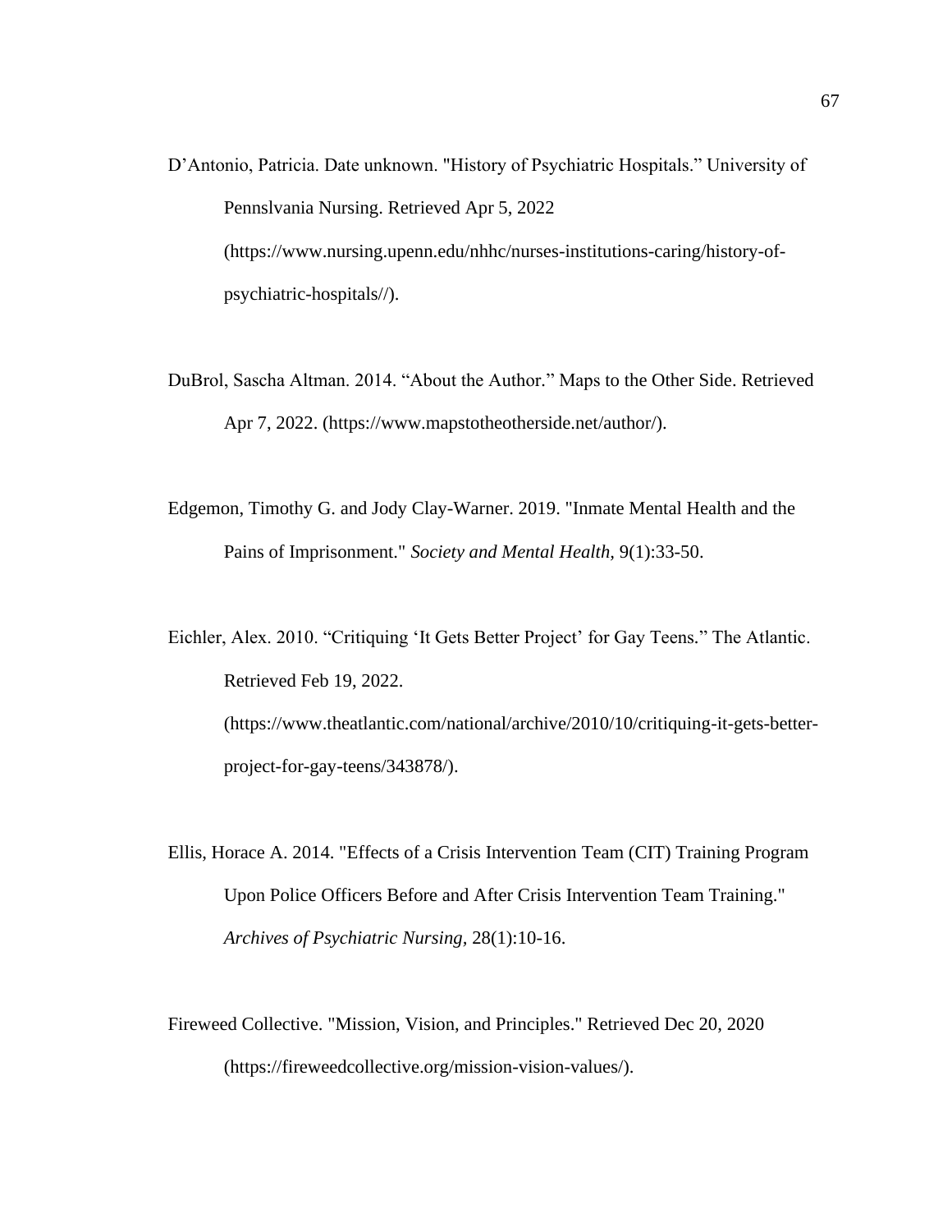D'Antonio, Patricia. Date unknown. "History of Psychiatric Hospitals." University of Pennslvania Nursing. Retrieved Apr 5, 2022 (https://www.nursing.upenn.edu/nhhc/nurses-institutions-caring/history-of-psychiatric-hospitals//).

DuBrol, Sascha Altman. 2014. "About the Author." Maps to the Other Side. Retrieved Apr 7, 2022. (https://www.mapstotheotherside.net/author/).

Edgemon, Timothy G. and Jody Clay-Warner. 2019. "Inmate Mental Health and the Pains of Imprisonment." *Society and Mental Health,* 9(1):33-50.

Eichler, Alex. 2010. "Critiquing 'It Gets Better Project' for Gay Teens." The Atlantic. Retrieved Feb 19, 2022. (https://www.theatlantic.com/national/archive/2010/10/critiquing-it-gets-better-project-for-gay-teens/343878/).

Ellis, Horace A. 2014. "Effects of a Crisis Intervention Team (CIT) Training Program Upon Police Officers Before and After Crisis Intervention Team Training." *Archives of Psychiatric Nursing,* 28(1):10-16.

Fireweed Collective. "Mission, Vision, and Principles." Retrieved Dec 20, 2020 (https://fireweedcollective.org/mission-vision-values/).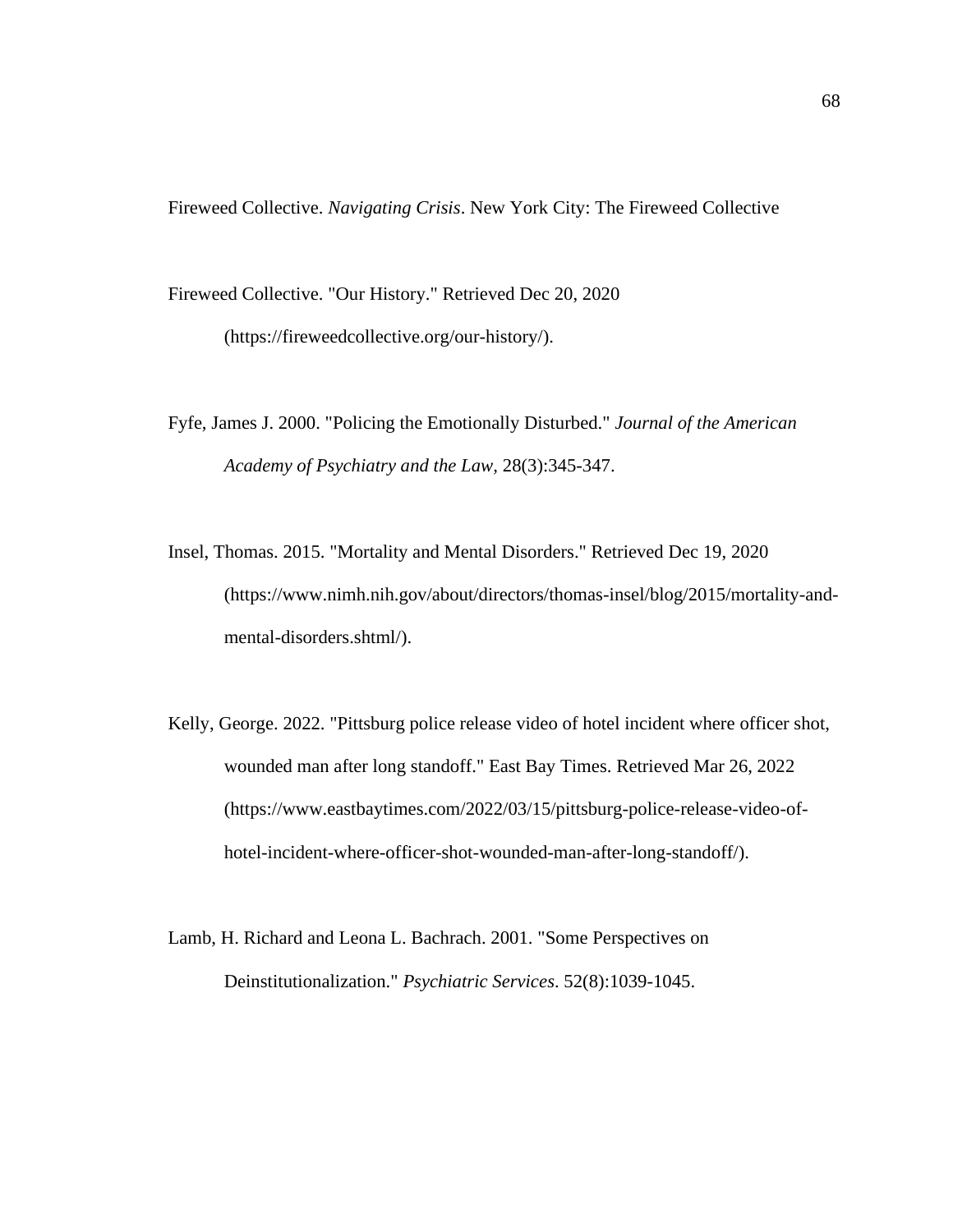Fireweed Collective. *Navigating Crisis*. New York City: The Fireweed Collective

Fireweed Collective. "Our History." Retrieved Dec 20, 2020 (https://fireweedcollective.org/our-history/).

Fyfe, James J. 2000. "Policing the Emotionally Disturbed." *Journal of the American Academy of Psychiatry and the Law*, 28(3):345-347.

Insel, Thomas. 2015. "Mortality and Mental Disorders." Retrieved Dec 19, 2020 (https://www.nimh.nih.gov/about/directors/thomas-insel/blog/2015/mortality-and-mental-disorders.shtml/).

Kelly, George. 2022. "Pittsburg police release video of hotel incident where officer shot, wounded man after long standoff." East Bay Times. Retrieved Mar 26, 2022 (https://www.eastbaytimes.com/2022/03/15/pittsburg-police-release-video-of-hotel-incident-where-officer-shot-wounded-man-after-long-standoff/).

Lamb, H. Richard and Leona L. Bachrach. 2001. "Some Perspectives on Deinstitutionalization." *Psychiatric Services*. 52(8):1039-1045.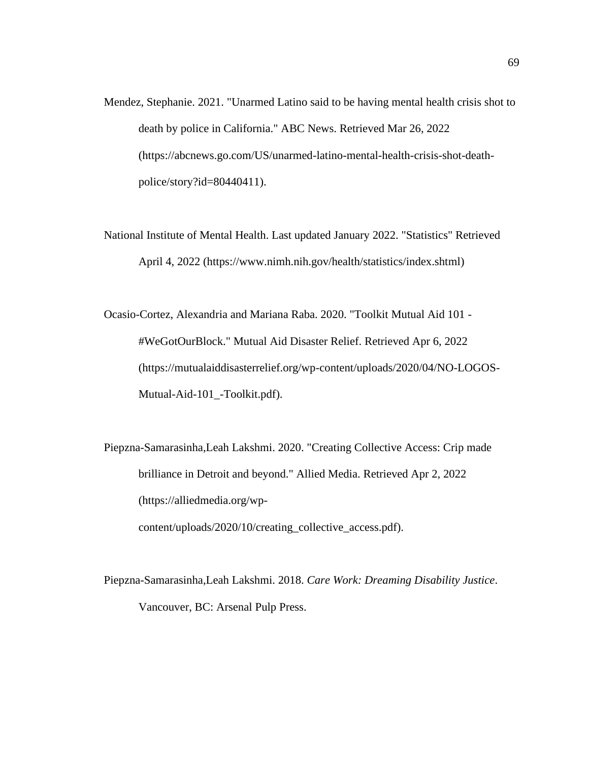Mendez, Stephanie. 2021. "Unarmed Latino said to be having mental health crisis shot to death by police in California." ABC News. Retrieved Mar 26, 2022 (https://abcnews.go.com/US/unarmed-latino-mental-health-crisis-shot-death-police/story?id=80440411).

National Institute of Mental Health. Last updated January 2022. "Statistics" Retrieved April 4, 2022 (https://www.nimh.nih.gov/health/statistics/index.shtml)

Ocasio-Cortez, Alexandria and Mariana Raba. 2020. "Toolkit Mutual Aid 101 - #WeGotOurBlock." Mutual Aid Disaster Relief. Retrieved Apr 6, 2022 (https://mutualaiddisasterrelief.org/wp-content/uploads/2020/04/NO-LOGOS-Mutual-Aid-101_-Toolkit.pdf).

Piepzna-Samarasinha,Leah Lakshmi. 2020. "Creating Collective Access: Crip made brilliance in Detroit and beyond." Allied Media. Retrieved Apr 2, 2022 (https://alliedmedia.org/wp-content/uploads/2020/10/creating_collective_access.pdf).

Piepzna-Samarasinha,Leah Lakshmi. 2018. *Care Work: Dreaming Disability Justice*. Vancouver, BC: Arsenal Pulp Press.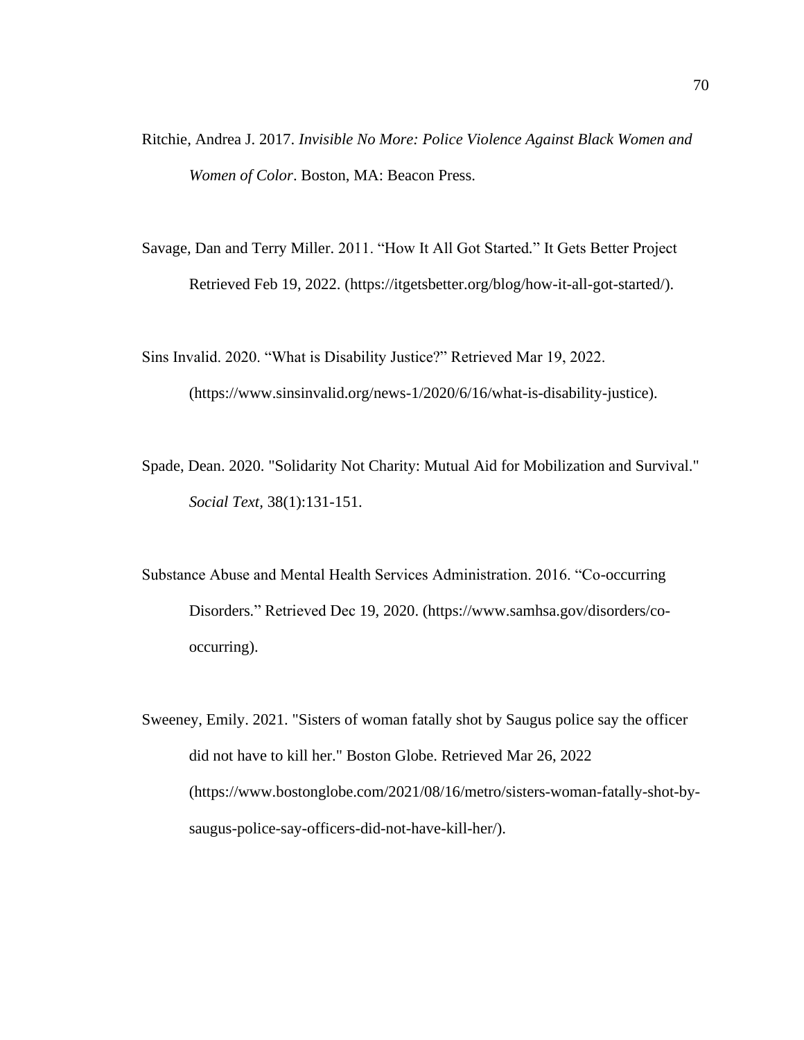Ritchie, Andrea J. 2017. *Invisible No More: Police Violence Against Black Women and Women of Color*. Boston, MA: Beacon Press.

Savage, Dan and Terry Miller. 2011. "How It All Got Started." It Gets Better Project Retrieved Feb 19, 2022. (https://itgetsbetter.org/blog/how-it-all-got-started/).

Sins Invalid. 2020. "What is Disability Justice?" Retrieved Mar 19, 2022. (https://www.sinsinvalid.org/news-1/2020/6/16/what-is-disability-justice).

Spade, Dean. 2020. "Solidarity Not Charity: Mutual Aid for Mobilization and Survival." *Social Text*, 38(1):131-151.

Substance Abuse and Mental Health Services Administration. 2016. "Co-occurring Disorders." Retrieved Dec 19, 2020. (https://www.samhsa.gov/disorders/co-occurring).

Sweeney, Emily. 2021. "Sisters of woman fatally shot by Saugus police say the officer did not have to kill her." Boston Globe. Retrieved Mar 26, 2022 (https://www.bostonglobe.com/2021/08/16/metro/sisters-woman-fatally-shot-by-saugus-police-say-officers-did-not-have-kill-her/).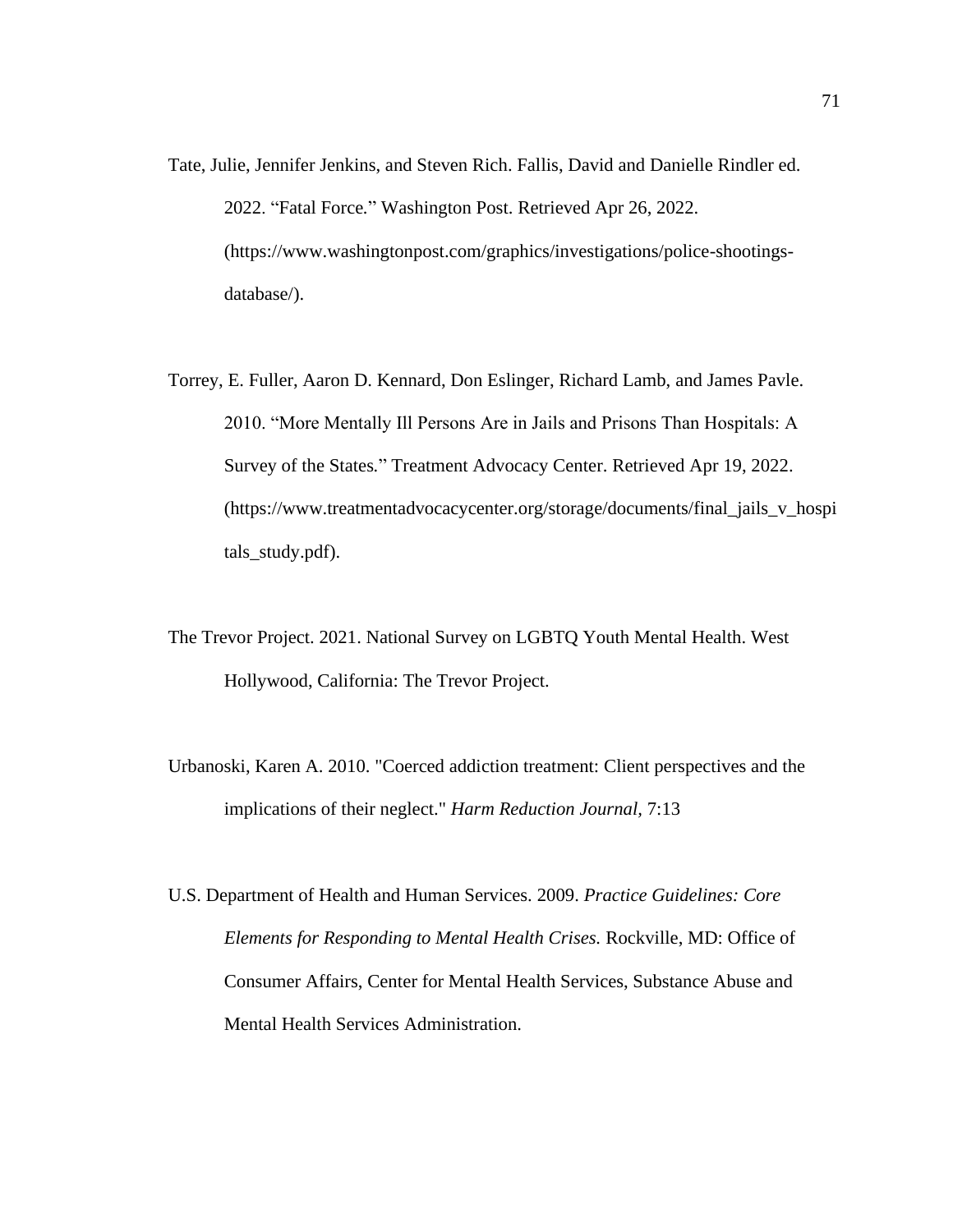Tate, Julie, Jennifer Jenkins, and Steven Rich. Fallis, David and Danielle Rindler ed. 2022. “Fatal Force.” Washington Post. Retrieved Apr 26, 2022. (https://www.washingtonpost.com/graphics/investigations/police-shootings-database/).

Torrey, E. Fuller, Aaron D. Kennard, Don Eslinger, Richard Lamb, and James Pavle. 2010. “More Mentally Ill Persons Are in Jails and Prisons Than Hospitals: A Survey of the States.” Treatment Advocacy Center. Retrieved Apr 19, 2022. (https://www.treatmentadvocacycenter.org/storage/documents/final_jails_v_hospitals_study.pdf).

The Trevor Project. 2021. National Survey on LGBTQ Youth Mental Health. West Hollywood, California: The Trevor Project.

Urbanoski, Karen A. 2010. "Coerced addiction treatment: Client perspectives and the implications of their neglect." *Harm Reduction Journal*, 7:13

U.S. Department of Health and Human Services. 2009. *Practice Guidelines: Core Elements for Responding to Mental Health Crises.* Rockville, MD: Office of Consumer Affairs, Center for Mental Health Services, Substance Abuse and Mental Health Services Administration.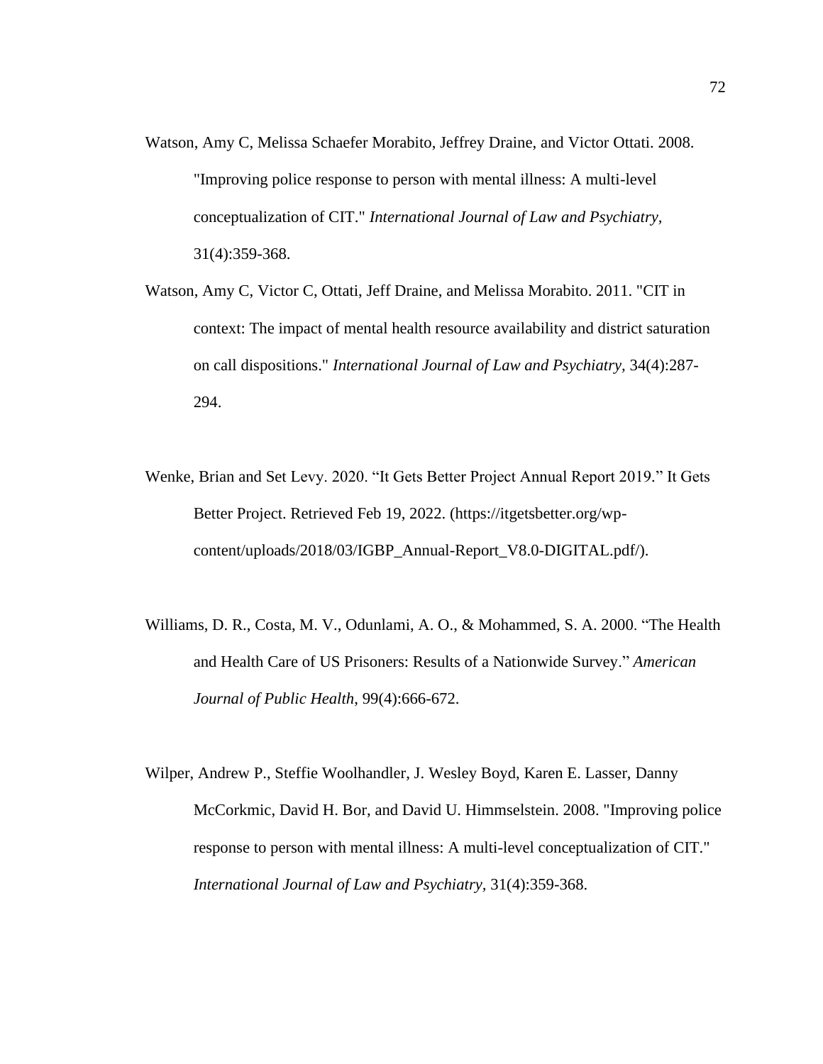Watson, Amy C, Melissa Schaefer Morabito, Jeffrey Draine, and Victor Ottati. 2008. "Improving police response to person with mental illness: A multi-level conceptualization of CIT." *International Journal of Law and Psychiatry,* 31(4):359-368.

Watson, Amy C, Victor C, Ottati, Jeff Draine, and Melissa Morabito. 2011. "CIT in context: The impact of mental health resource availability and district saturation on call dispositions." *International Journal of Law and Psychiatry,* 34(4):287-294.

Wenke, Brian and Set Levy. 2020. "It Gets Better Project Annual Report 2019." It Gets Better Project. Retrieved Feb 19, 2022. (https://itgetsbetter.org/wp-content/uploads/2018/03/IGBP_Annual-Report_V8.0-DIGITAL.pdf/).

Williams, D. R., Costa, M. V., Odunlami, A. O., & Mohammed, S. A. 2000. "The Health and Health Care of US Prisoners: Results of a Nationwide Survey." *American Journal of Public Health*, 99(4):666-672.

Wilper, Andrew P., Steffie Woolhandler, J. Wesley Boyd, Karen E. Lasser, Danny McCorkmic, David H. Bor, and David U. Himmselstein. 2008. "Improving police response to person with mental illness: A multi-level conceptualization of CIT." *International Journal of Law and Psychiatry*, 31(4):359-368.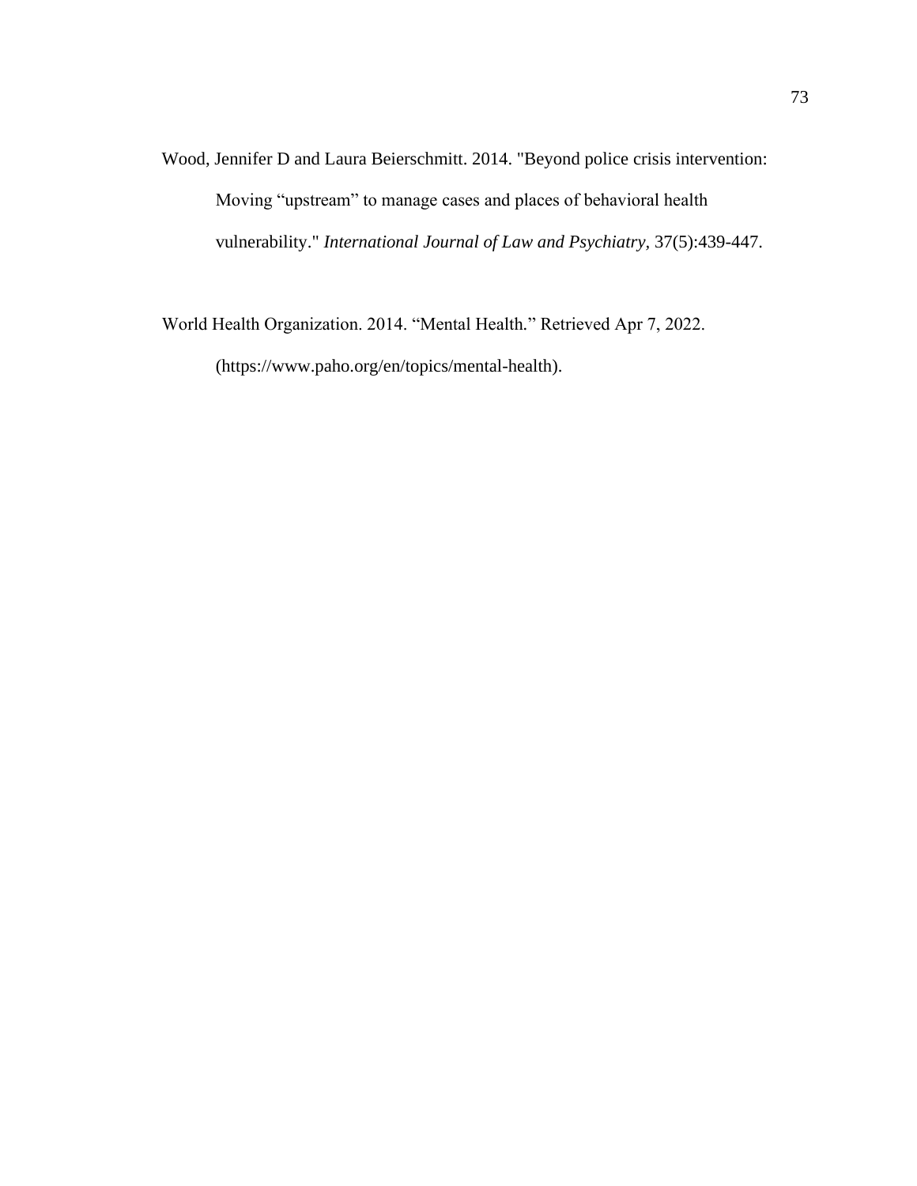Wood, Jennifer D and Laura Beierschmitt. 2014. "Beyond police crisis intervention: Moving “upstream” to manage cases and places of behavioral health vulnerability." *International Journal of Law and Psychiatry,* 37(5):439-447.

World Health Organization. 2014. “Mental Health.” Retrieved Apr 7, 2022. (https://www.paho.org/en/topics/mental-health).